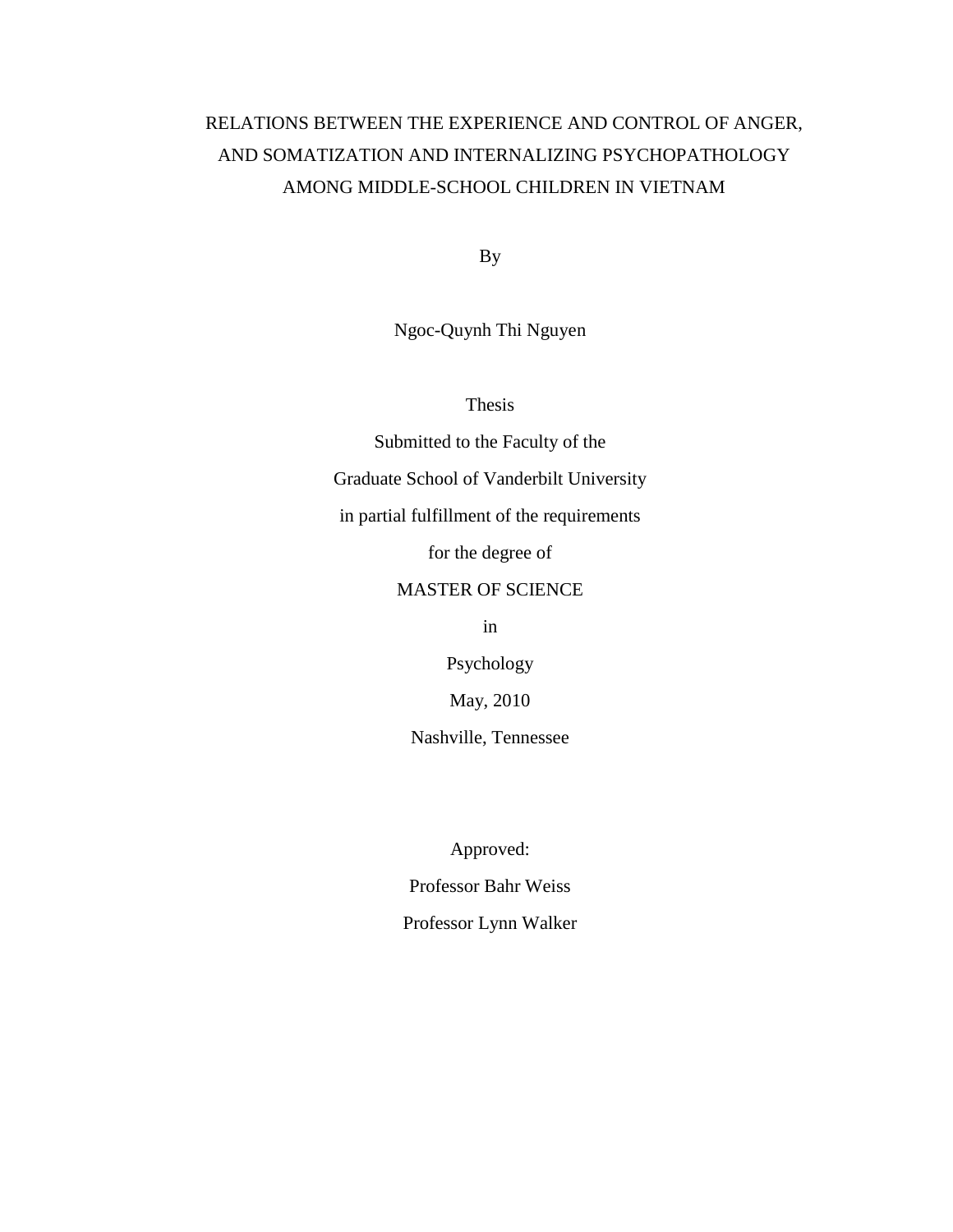# RELATIONS BETWEEN THE EXPERIENCE AND CONTROL OF ANGER, AND SOMATIZATION AND INTERNALIZING PSYCHOPATHOLOGY AMONG MIDDLE-SCHOOL CHILDREN IN VIETNAM

By

Ngoc-Quynh Thi Nguyen

Thesis

Submitted to the Faculty of the

Graduate School of Vanderbilt University

in partial fulfillment of the requirements

for the degree of

MASTER OF SCIENCE

in

Psychology

May, 2010

Nashville, Tennessee

Approved:

Professor Bahr Weiss

Professor Lynn Walker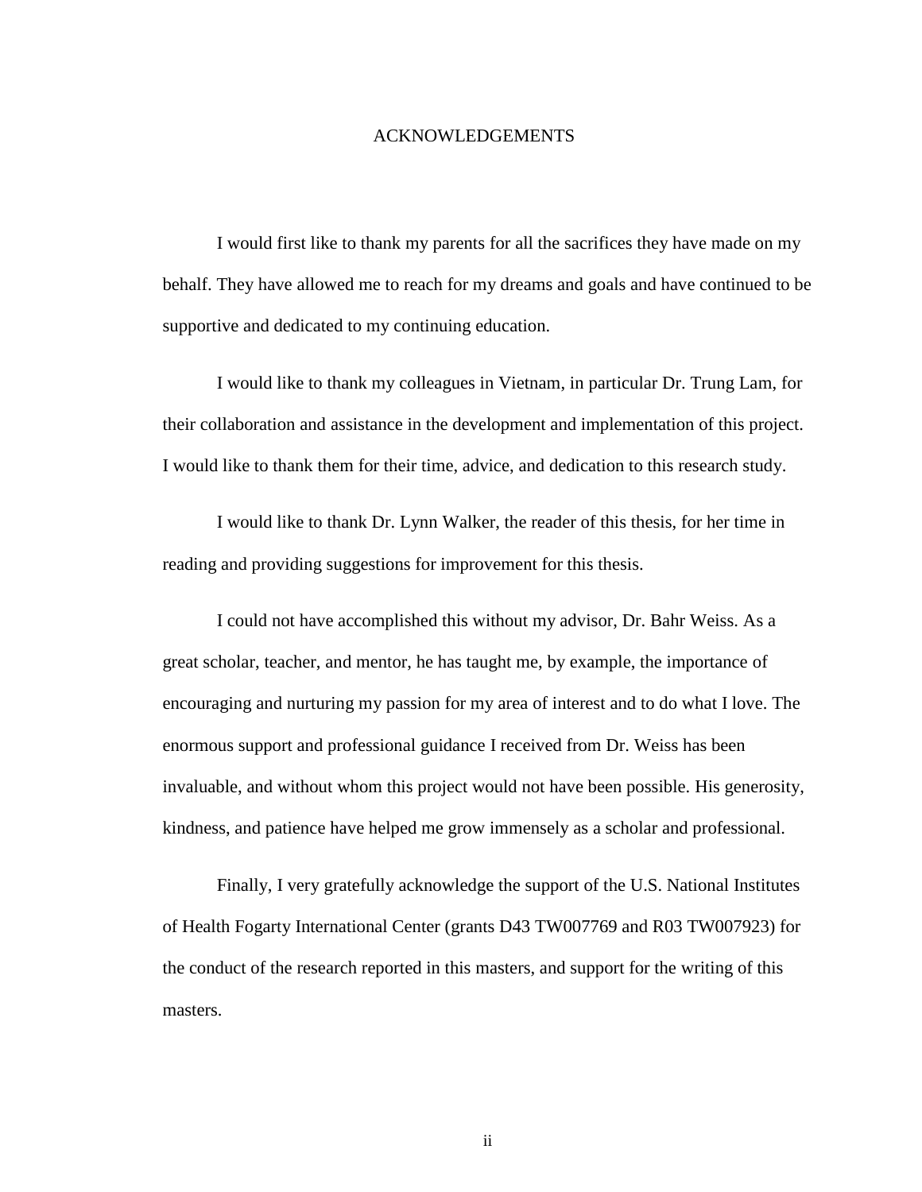# ACKNOWLEDGEMENTS

I would first like to thank my parents for all the sacrifices they have made on my behalf. They have allowed me to reach for my dreams and goals and have continued to be supportive and dedicated to my continuing education.

I would like to thank my colleagues in Vietnam, in particular Dr. Trung Lam, for their collaboration and assistance in the development and implementation of this project. I would like to thank them for their time, advice, and dedication to this research study.

I would like to thank Dr. Lynn Walker, the reader of this thesis, for her time in reading and providing suggestions for improvement for this thesis.

I could not have accomplished this without my advisor, Dr. Bahr Weiss. As a great scholar, teacher, and mentor, he has taught me, by example, the importance of encouraging and nurturing my passion for my area of interest and to do what I love. The enormous support and professional guidance I received from Dr. Weiss has been invaluable, and without whom this project would not have been possible. His generosity, kindness, and patience have helped me grow immensely as a scholar and professional.

Finally, I very gratefully acknowledge the support of the U.S. National Institutes of Health Fogarty International Center (grants D43 TW007769 and R03 TW007923) for the conduct of the research reported in this masters, and support for the writing of this masters.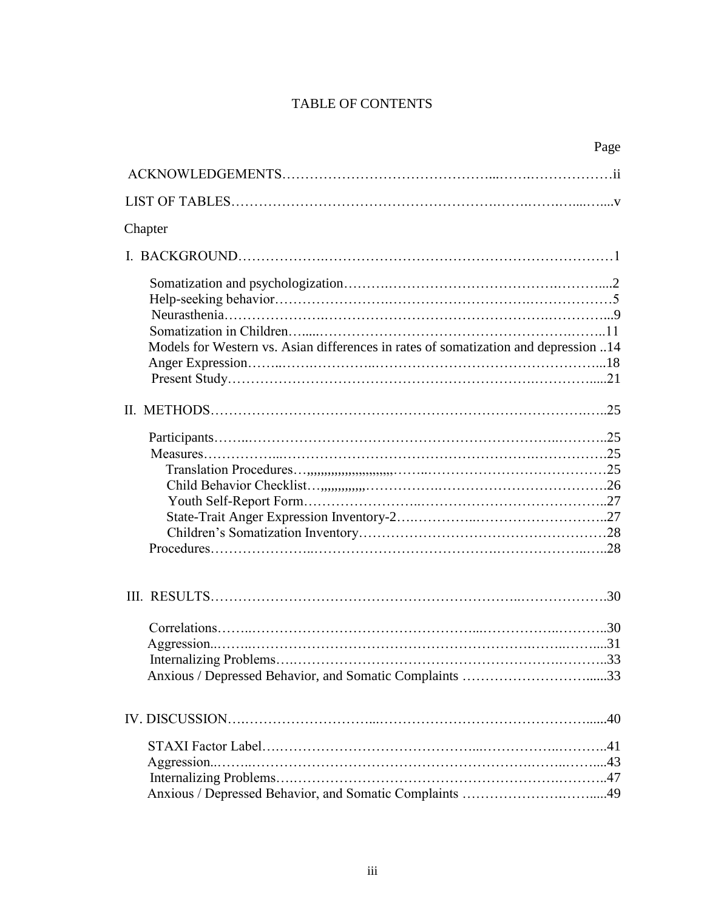# TABLE OF CONTENTS

Page

ACKNOWLEDGEMENTS……………………………………………………………ii

LIST OF TABLES……………………………………………………………………v

Chapter

I. BACKGROUND……………………………………………………………………1

- Somatization and psychologization……………………………………………2
- Help-seeking behavior…………………………………………………………5
- Neurasthenia……………………………………………………………………9
- Somatization in Children………………………………………………………11
- Models for Western vs. Asian differences in rates of somatization and depression ..14
- Anger Expression………………………………………………………………18
- Present Study……………………………………………………………………21

II. METHODS…………………………………………………………………………25

- Participants……………………………………………………………………25
- Measures………………………………………………………………………25
  - Translation Procedures…,,,,,,,,,,,,,,,,,,,,,,,,,,……………………………25
  - Child Behavior Checklist…,,,,,,,,,,,,,……………………………………26
  - Youth Self-Report Form……………………………………………………27
  - State-Trait Anger Expression Inventory-2…………………………………27
  - Children's Somatization Inventory…………………………………………28
- Procedures………………………………………………………………………28

III. RESULTS…………………………………………………………………………30

- Correlations……………………………………………………………………30
- Aggression..……………………………………………………………………31
- Internalizing Problems…………………………………………………………33
- Anxious / Depressed Behavior, and Somatic Complaints …………………......33

IV. DISCUSSION………………………………………………………………......40

- STAXI Factor Label……………………………………………………………41
- Aggression..……………………………………………………………………43
- Internalizing Problems…………………………………………………………47
- Anxious / Depressed Behavior, and Somatic Complaints …………………......49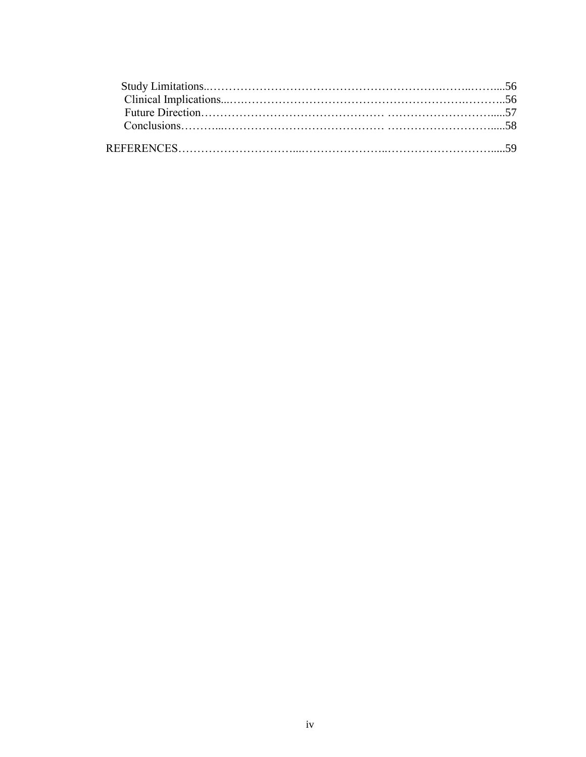Study Limitations..........................................................................................56
Clinical Implications......................................................................................56
Future Direction.............................................................................................57
Conclusions....................................................................................................58

REFERENCES.........................................................................................................59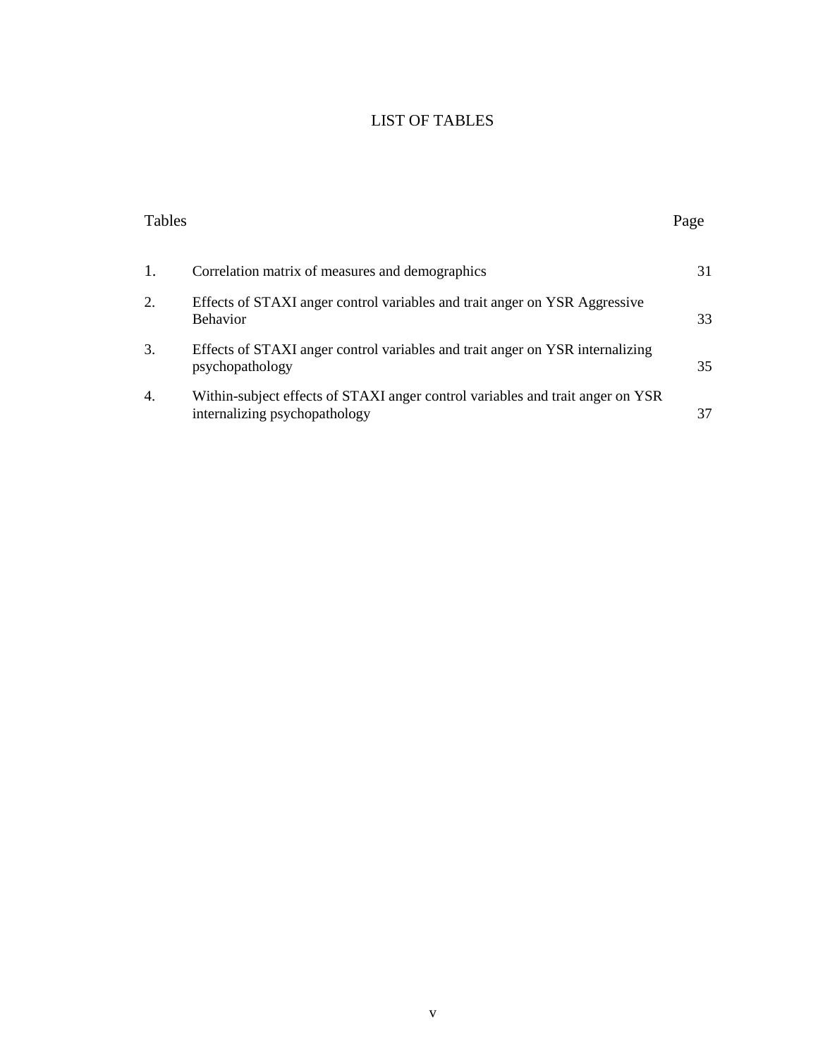# LIST OF TABLES

| Tables | | Page |
|---|---|---|
| 1. | Correlation matrix of measures and demographics | 31 |
| 2. | Effects of STAXI anger control variables and trait anger on YSR Aggressive Behavior | 33 |
| 3. | Effects of STAXI anger control variables and trait anger on YSR internalizing psychopathology | 35 |
| 4. | Within-subject effects of STAXI anger control variables and trait anger on YSR internalizing psychopathology | 37 |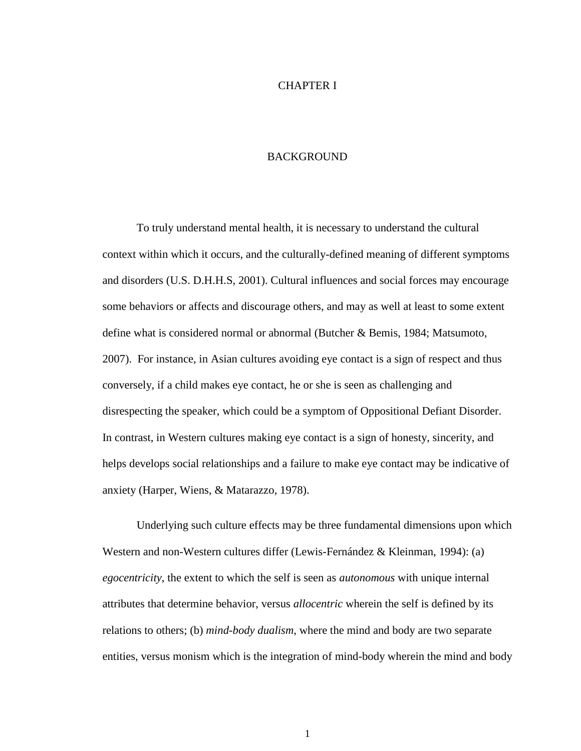# CHAPTER I

## BACKGROUND

To truly understand mental health, it is necessary to understand the cultural context within which it occurs, and the culturally-defined meaning of different symptoms and disorders (U.S. D.H.H.S, 2001). Cultural influences and social forces may encourage some behaviors or affects and discourage others, and may as well at least to some extent define what is considered normal or abnormal (Butcher & Bemis, 1984; Matsumoto, 2007). For instance, in Asian cultures avoiding eye contact is a sign of respect and thus conversely, if a child makes eye contact, he or she is seen as challenging and disrespecting the speaker, which could be a symptom of Oppositional Defiant Disorder. In contrast, in Western cultures making eye contact is a sign of honesty, sincerity, and helps develops social relationships and a failure to make eye contact may be indicative of anxiety (Harper, Wiens, & Matarazzo, 1978).

Underlying such culture effects may be three fundamental dimensions upon which Western and non-Western cultures differ (Lewis-Fernández & Kleinman, 1994): (a) *egocentricity*, the extent to which the self is seen as *autonomous* with unique internal attributes that determine behavior, versus *allocentric* wherein the self is defined by its relations to others; (b) *mind-body dualism*, where the mind and body are two separate entities, versus monism which is the integration of mind-body wherein the mind and body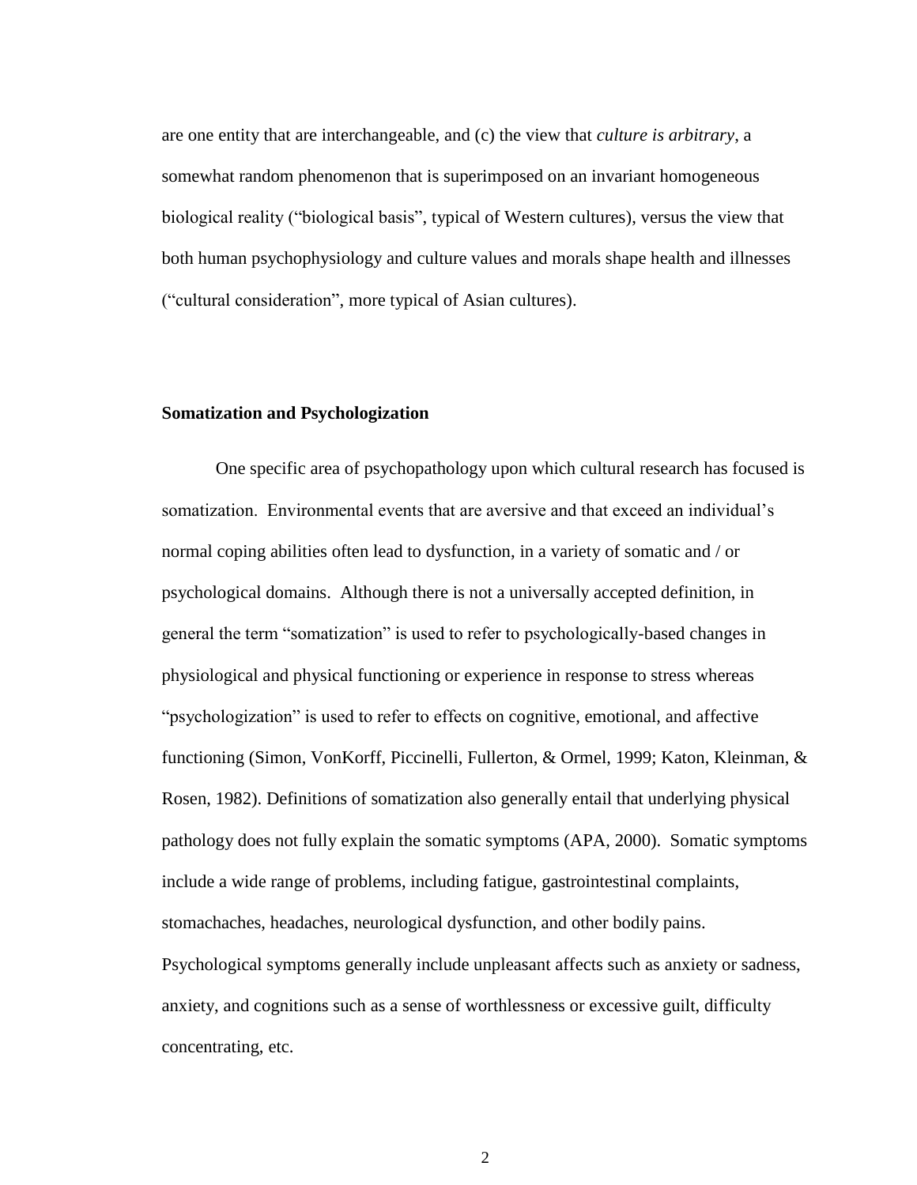are one entity that are interchangeable, and (c) the view that *culture is arbitrary*, a somewhat random phenomenon that is superimposed on an invariant homogeneous biological reality ("biological basis", typical of Western cultures), versus the view that both human psychophysiology and culture values and morals shape health and illnesses ("cultural consideration", more typical of Asian cultures).

**Somatization and Psychologization**

One specific area of psychopathology upon which cultural research has focused is somatization. Environmental events that are aversive and that exceed an individual's normal coping abilities often lead to dysfunction, in a variety of somatic and / or psychological domains. Although there is not a universally accepted definition, in general the term "somatization" is used to refer to psychologically-based changes in physiological and physical functioning or experience in response to stress whereas "psychologization" is used to refer to effects on cognitive, emotional, and affective functioning (Simon, VonKorff, Piccinelli, Fullerton, & Ormel, 1999; Katon, Kleinman, & Rosen, 1982). Definitions of somatization also generally entail that underlying physical pathology does not fully explain the somatic symptoms (APA, 2000). Somatic symptoms include a wide range of problems, including fatigue, gastrointestinal complaints, stomachaches, headaches, neurological dysfunction, and other bodily pains. Psychological symptoms generally include unpleasant affects such as anxiety or sadness, anxiety, and cognitions such as a sense of worthlessness or excessive guilt, difficulty concentrating, etc.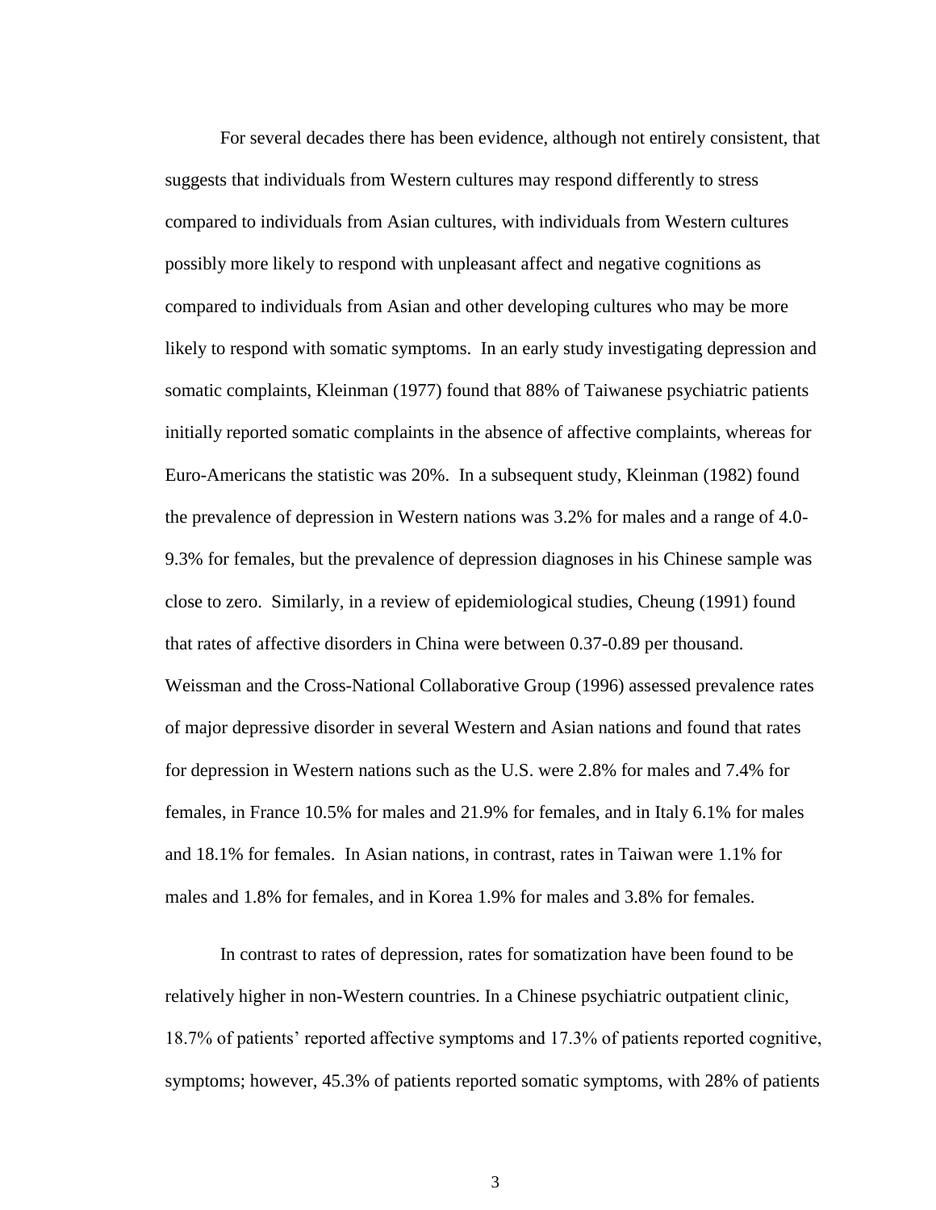For several decades there has been evidence, although not entirely consistent, that suggests that individuals from Western cultures may respond differently to stress compared to individuals from Asian cultures, with individuals from Western cultures possibly more likely to respond with unpleasant affect and negative cognitions as compared to individuals from Asian and other developing cultures who may be more likely to respond with somatic symptoms. In an early study investigating depression and somatic complaints, Kleinman (1977) found that 88% of Taiwanese psychiatric patients initially reported somatic complaints in the absence of affective complaints, whereas for Euro-Americans the statistic was 20%. In a subsequent study, Kleinman (1982) found the prevalence of depression in Western nations was 3.2% for males and a range of 4.0-9.3% for females, but the prevalence of depression diagnoses in his Chinese sample was close to zero. Similarly, in a review of epidemiological studies, Cheung (1991) found that rates of affective disorders in China were between 0.37-0.89 per thousand. Weissman and the Cross-National Collaborative Group (1996) assessed prevalence rates of major depressive disorder in several Western and Asian nations and found that rates for depression in Western nations such as the U.S. were 2.8% for males and 7.4% for females, in France 10.5% for males and 21.9% for females, and in Italy 6.1% for males and 18.1% for females. In Asian nations, in contrast, rates in Taiwan were 1.1% for males and 1.8% for females, and in Korea 1.9% for males and 3.8% for females.

In contrast to rates of depression, rates for somatization have been found to be relatively higher in non-Western countries. In a Chinese psychiatric outpatient clinic, 18.7% of patients' reported affective symptoms and 17.3% of patients reported cognitive, symptoms; however, 45.3% of patients reported somatic symptoms, with 28% of patients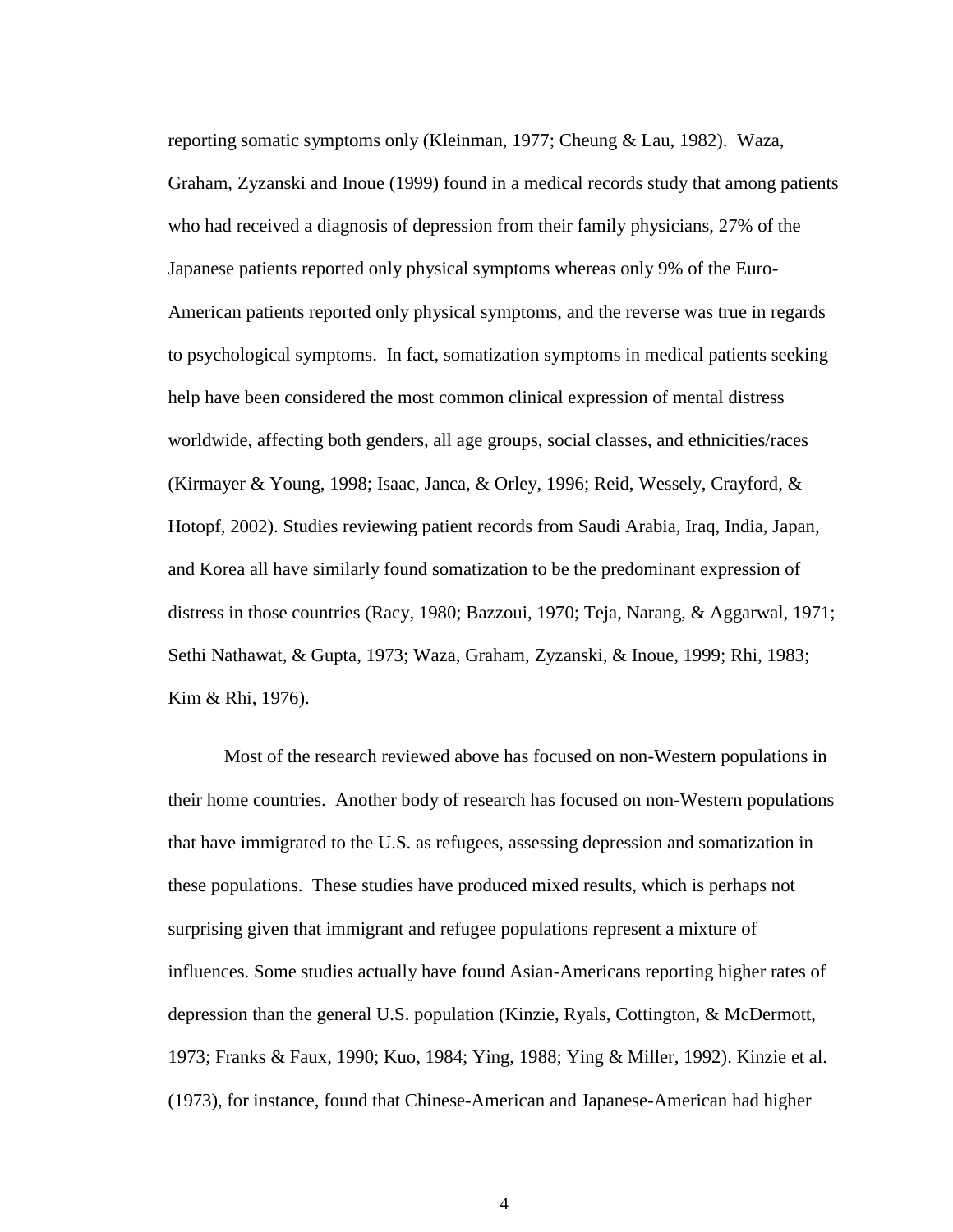reporting somatic symptoms only (Kleinman, 1977; Cheung & Lau, 1982). Waza, Graham, Zyzanski and Inoue (1999) found in a medical records study that among patients who had received a diagnosis of depression from their family physicians, 27% of the Japanese patients reported only physical symptoms whereas only 9% of the Euro-American patients reported only physical symptoms, and the reverse was true in regards to psychological symptoms. In fact, somatization symptoms in medical patients seeking help have been considered the most common clinical expression of mental distress worldwide, affecting both genders, all age groups, social classes, and ethnicities/races (Kirmayer & Young, 1998; Isaac, Janca, & Orley, 1996; Reid, Wessely, Crayford, & Hotopf, 2002). Studies reviewing patient records from Saudi Arabia, Iraq, India, Japan, and Korea all have similarly found somatization to be the predominant expression of distress in those countries (Racy, 1980; Bazzoui, 1970; Teja, Narang, & Aggarwal, 1971; Sethi Nathawat, & Gupta, 1973; Waza, Graham, Zyzanski, & Inoue, 1999; Rhi, 1983; Kim & Rhi, 1976).

Most of the research reviewed above has focused on non-Western populations in their home countries. Another body of research has focused on non-Western populations that have immigrated to the U.S. as refugees, assessing depression and somatization in these populations. These studies have produced mixed results, which is perhaps not surprising given that immigrant and refugee populations represent a mixture of influences. Some studies actually have found Asian-Americans reporting higher rates of depression than the general U.S. population (Kinzie, Ryals, Cottington, & McDermott, 1973; Franks & Faux, 1990; Kuo, 1984; Ying, 1988; Ying & Miller, 1992). Kinzie et al. (1973), for instance, found that Chinese-American and Japanese-American had higher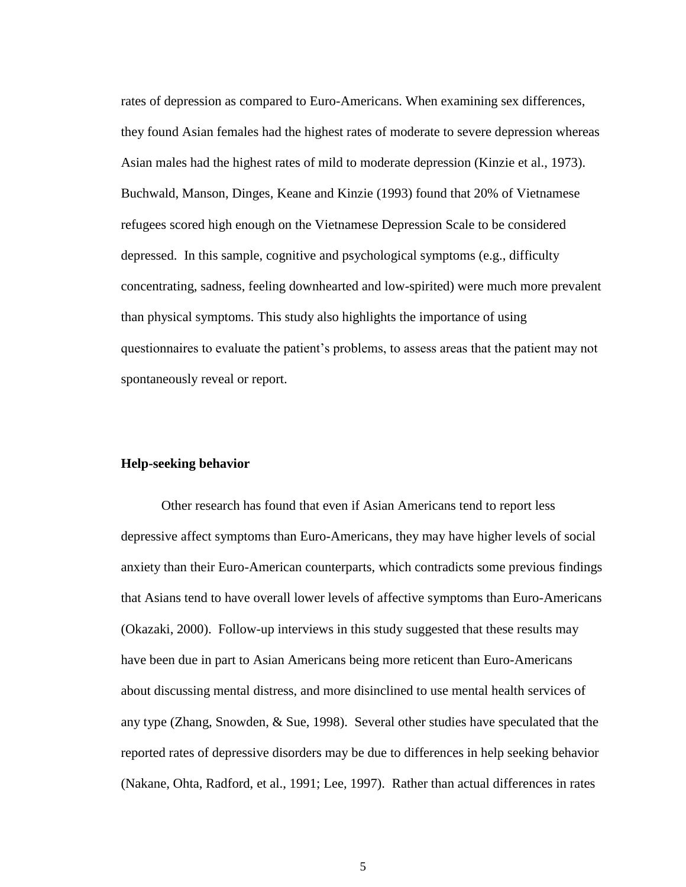rates of depression as compared to Euro-Americans. When examining sex differences, they found Asian females had the highest rates of moderate to severe depression whereas Asian males had the highest rates of mild to moderate depression (Kinzie et al., 1973). Buchwald, Manson, Dinges, Keane and Kinzie (1993) found that 20% of Vietnamese refugees scored high enough on the Vietnamese Depression Scale to be considered depressed. In this sample, cognitive and psychological symptoms (e.g., difficulty concentrating, sadness, feeling downhearted and low-spirited) were much more prevalent than physical symptoms. This study also highlights the importance of using questionnaires to evaluate the patient's problems, to assess areas that the patient may not spontaneously reveal or report.

**Help-seeking behavior**

Other research has found that even if Asian Americans tend to report less depressive affect symptoms than Euro-Americans, they may have higher levels of social anxiety than their Euro-American counterparts, which contradicts some previous findings that Asians tend to have overall lower levels of affective symptoms than Euro-Americans (Okazaki, 2000). Follow-up interviews in this study suggested that these results may have been due in part to Asian Americans being more reticent than Euro-Americans about discussing mental distress, and more disinclined to use mental health services of any type (Zhang, Snowden, & Sue, 1998). Several other studies have speculated that the reported rates of depressive disorders may be due to differences in help seeking behavior (Nakane, Ohta, Radford, et al., 1991; Lee, 1997). Rather than actual differences in rates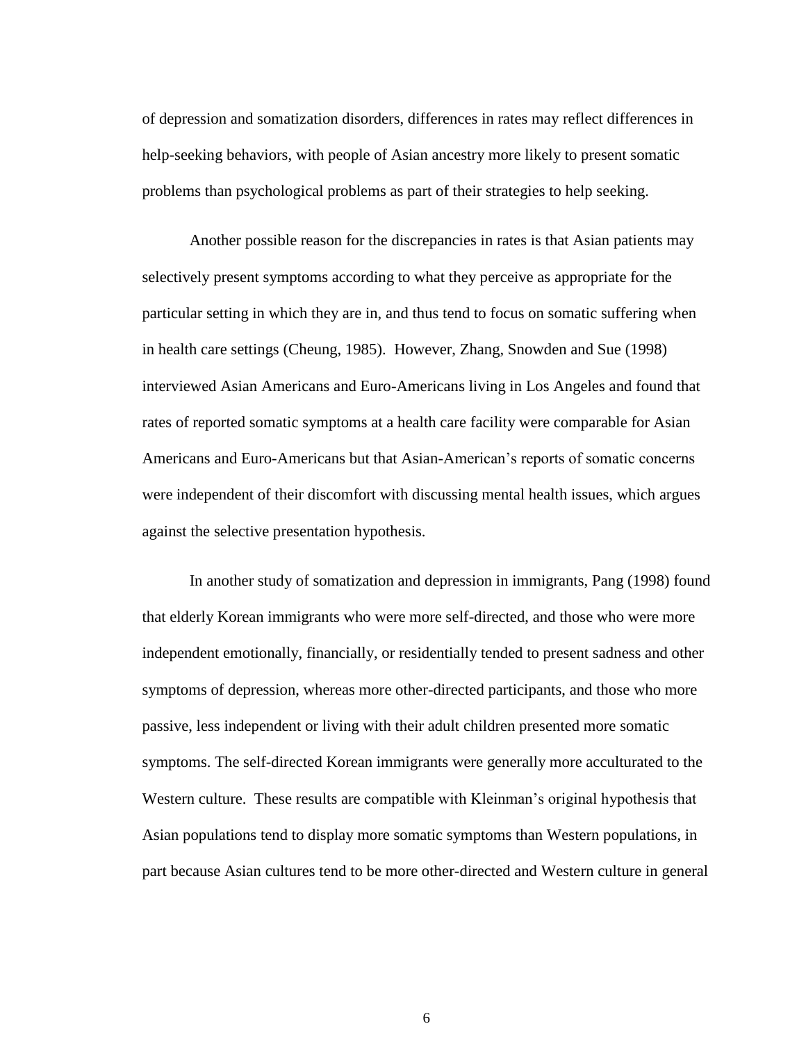of depression and somatization disorders, differences in rates may reflect differences in help-seeking behaviors, with people of Asian ancestry more likely to present somatic problems than psychological problems as part of their strategies to help seeking.

Another possible reason for the discrepancies in rates is that Asian patients may selectively present symptoms according to what they perceive as appropriate for the particular setting in which they are in, and thus tend to focus on somatic suffering when in health care settings (Cheung, 1985). However, Zhang, Snowden and Sue (1998) interviewed Asian Americans and Euro-Americans living in Los Angeles and found that rates of reported somatic symptoms at a health care facility were comparable for Asian Americans and Euro-Americans but that Asian-American's reports of somatic concerns were independent of their discomfort with discussing mental health issues, which argues against the selective presentation hypothesis.

In another study of somatization and depression in immigrants, Pang (1998) found that elderly Korean immigrants who were more self-directed, and those who were more independent emotionally, financially, or residentially tended to present sadness and other symptoms of depression, whereas more other-directed participants, and those who more passive, less independent or living with their adult children presented more somatic symptoms. The self-directed Korean immigrants were generally more acculturated to the Western culture. These results are compatible with Kleinman's original hypothesis that Asian populations tend to display more somatic symptoms than Western populations, in part because Asian cultures tend to be more other-directed and Western culture in general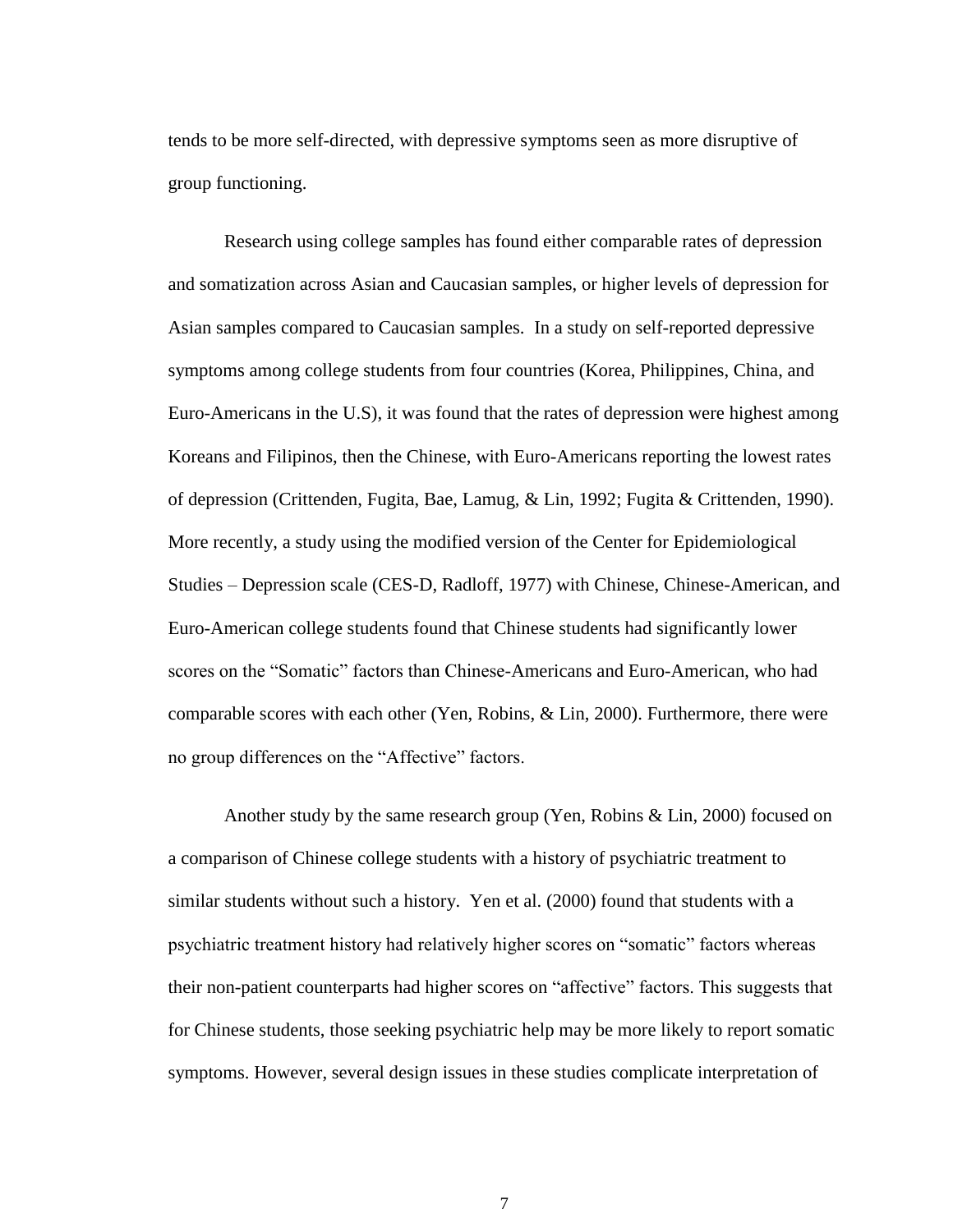tends to be more self-directed, with depressive symptoms seen as more disruptive of group functioning.

Research using college samples has found either comparable rates of depression and somatization across Asian and Caucasian samples, or higher levels of depression for Asian samples compared to Caucasian samples. In a study on self-reported depressive symptoms among college students from four countries (Korea, Philippines, China, and Euro-Americans in the U.S), it was found that the rates of depression were highest among Koreans and Filipinos, then the Chinese, with Euro-Americans reporting the lowest rates of depression (Crittenden, Fugita, Bae, Lamug, & Lin, 1992; Fugita & Crittenden, 1990). More recently, a study using the modified version of the Center for Epidemiological Studies – Depression scale (CES-D, Radloff, 1977) with Chinese, Chinese-American, and Euro-American college students found that Chinese students had significantly lower scores on the "Somatic" factors than Chinese-Americans and Euro-American, who had comparable scores with each other (Yen, Robins, & Lin, 2000). Furthermore, there were no group differences on the "Affective" factors.

Another study by the same research group (Yen, Robins & Lin, 2000) focused on a comparison of Chinese college students with a history of psychiatric treatment to similar students without such a history. Yen et al. (2000) found that students with a psychiatric treatment history had relatively higher scores on "somatic" factors whereas their non-patient counterparts had higher scores on "affective" factors. This suggests that for Chinese students, those seeking psychiatric help may be more likely to report somatic symptoms. However, several design issues in these studies complicate interpretation of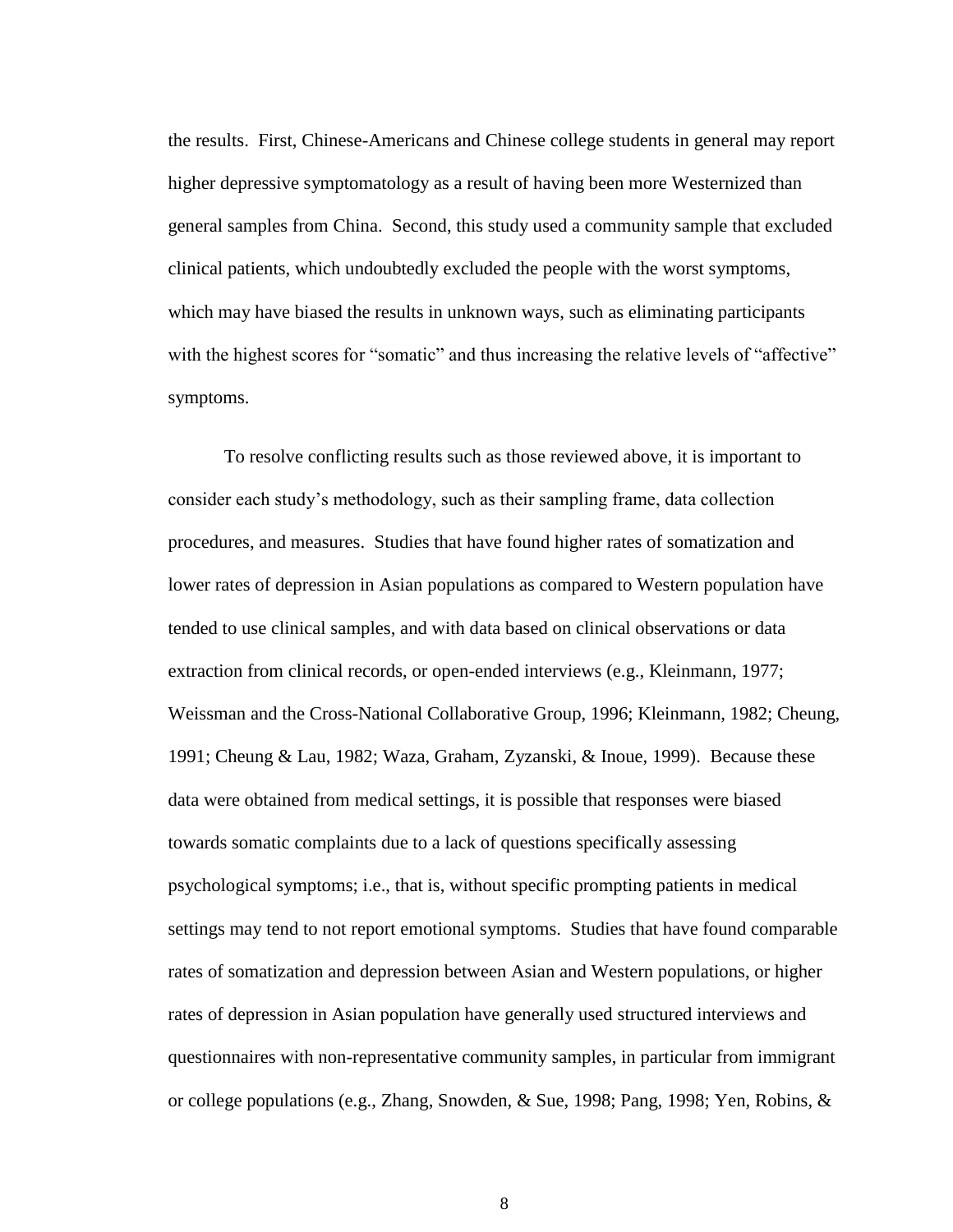the results. First, Chinese-Americans and Chinese college students in general may report higher depressive symptomatology as a result of having been more Westernized than general samples from China. Second, this study used a community sample that excluded clinical patients, which undoubtedly excluded the people with the worst symptoms, which may have biased the results in unknown ways, such as eliminating participants with the highest scores for "somatic" and thus increasing the relative levels of "affective" symptoms.

To resolve conflicting results such as those reviewed above, it is important to consider each study's methodology, such as their sampling frame, data collection procedures, and measures. Studies that have found higher rates of somatization and lower rates of depression in Asian populations as compared to Western population have tended to use clinical samples, and with data based on clinical observations or data extraction from clinical records, or open-ended interviews (e.g., Kleinmann, 1977; Weissman and the Cross-National Collaborative Group, 1996; Kleinmann, 1982; Cheung, 1991; Cheung & Lau, 1982; Waza, Graham, Zyzanski, & Inoue, 1999). Because these data were obtained from medical settings, it is possible that responses were biased towards somatic complaints due to a lack of questions specifically assessing psychological symptoms; i.e., that is, without specific prompting patients in medical settings may tend to not report emotional symptoms. Studies that have found comparable rates of somatization and depression between Asian and Western populations, or higher rates of depression in Asian population have generally used structured interviews and questionnaires with non-representative community samples, in particular from immigrant or college populations (e.g., Zhang, Snowden, & Sue, 1998; Pang, 1998; Yen, Robins, &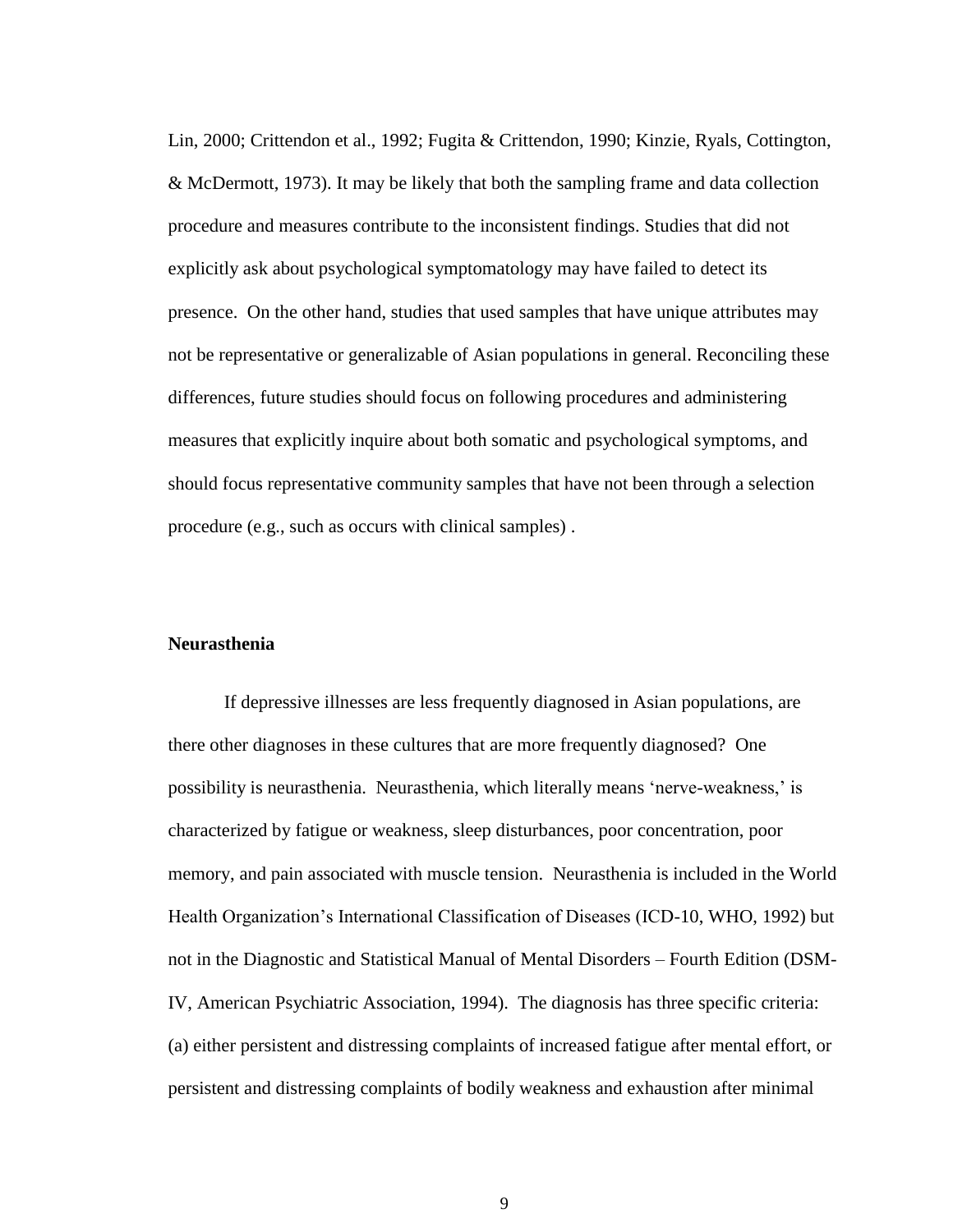Lin, 2000; Crittendon et al., 1992; Fugita & Crittendon, 1990; Kinzie, Ryals, Cottington, & McDermott, 1973). It may be likely that both the sampling frame and data collection procedure and measures contribute to the inconsistent findings. Studies that did not explicitly ask about psychological symptomatology may have failed to detect its presence. On the other hand, studies that used samples that have unique attributes may not be representative or generalizable of Asian populations in general. Reconciling these differences, future studies should focus on following procedures and administering measures that explicitly inquire about both somatic and psychological symptoms, and should focus representative community samples that have not been through a selection procedure (e.g., such as occurs with clinical samples) .

**Neurasthenia**

If depressive illnesses are less frequently diagnosed in Asian populations, are there other diagnoses in these cultures that are more frequently diagnosed? One possibility is neurasthenia. Neurasthenia, which literally means 'nerve-weakness,' is characterized by fatigue or weakness, sleep disturbances, poor concentration, poor memory, and pain associated with muscle tension. Neurasthenia is included in the World Health Organization's International Classification of Diseases (ICD-10, WHO, 1992) but not in the Diagnostic and Statistical Manual of Mental Disorders – Fourth Edition (DSM-IV, American Psychiatric Association, 1994). The diagnosis has three specific criteria: (a) either persistent and distressing complaints of increased fatigue after mental effort, or persistent and distressing complaints of bodily weakness and exhaustion after minimal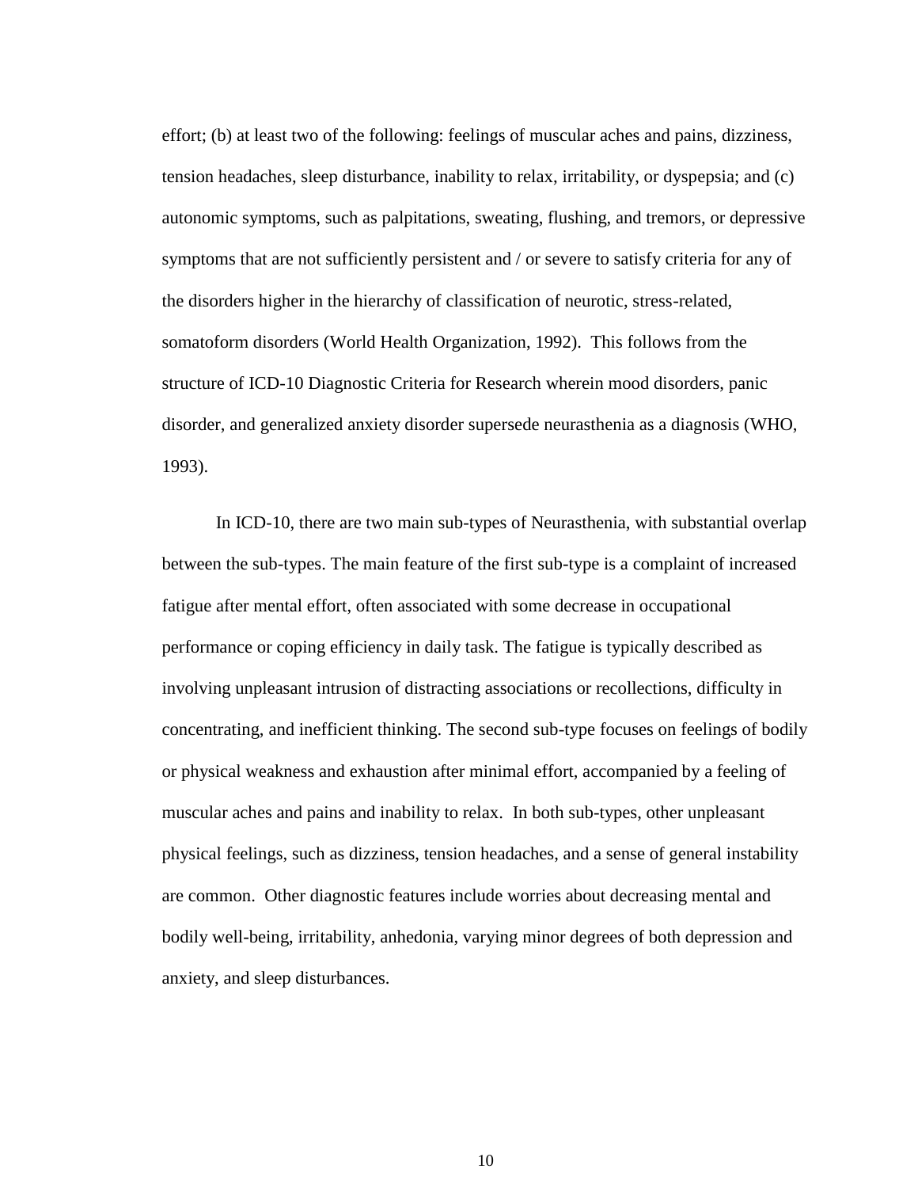effort; (b) at least two of the following: feelings of muscular aches and pains, dizziness, tension headaches, sleep disturbance, inability to relax, irritability, or dyspepsia; and (c) autonomic symptoms, such as palpitations, sweating, flushing, and tremors, or depressive symptoms that are not sufficiently persistent and / or severe to satisfy criteria for any of the disorders higher in the hierarchy of classification of neurotic, stress-related, somatoform disorders (World Health Organization, 1992). This follows from the structure of ICD-10 Diagnostic Criteria for Research wherein mood disorders, panic disorder, and generalized anxiety disorder supersede neurasthenia as a diagnosis (WHO, 1993).

In ICD-10, there are two main sub-types of Neurasthenia, with substantial overlap between the sub-types. The main feature of the first sub-type is a complaint of increased fatigue after mental effort, often associated with some decrease in occupational performance or coping efficiency in daily task. The fatigue is typically described as involving unpleasant intrusion of distracting associations or recollections, difficulty in concentrating, and inefficient thinking. The second sub-type focuses on feelings of bodily or physical weakness and exhaustion after minimal effort, accompanied by a feeling of muscular aches and pains and inability to relax. In both sub-types, other unpleasant physical feelings, such as dizziness, tension headaches, and a sense of general instability are common. Other diagnostic features include worries about decreasing mental and bodily well-being, irritability, anhedonia, varying minor degrees of both depression and anxiety, and sleep disturbances.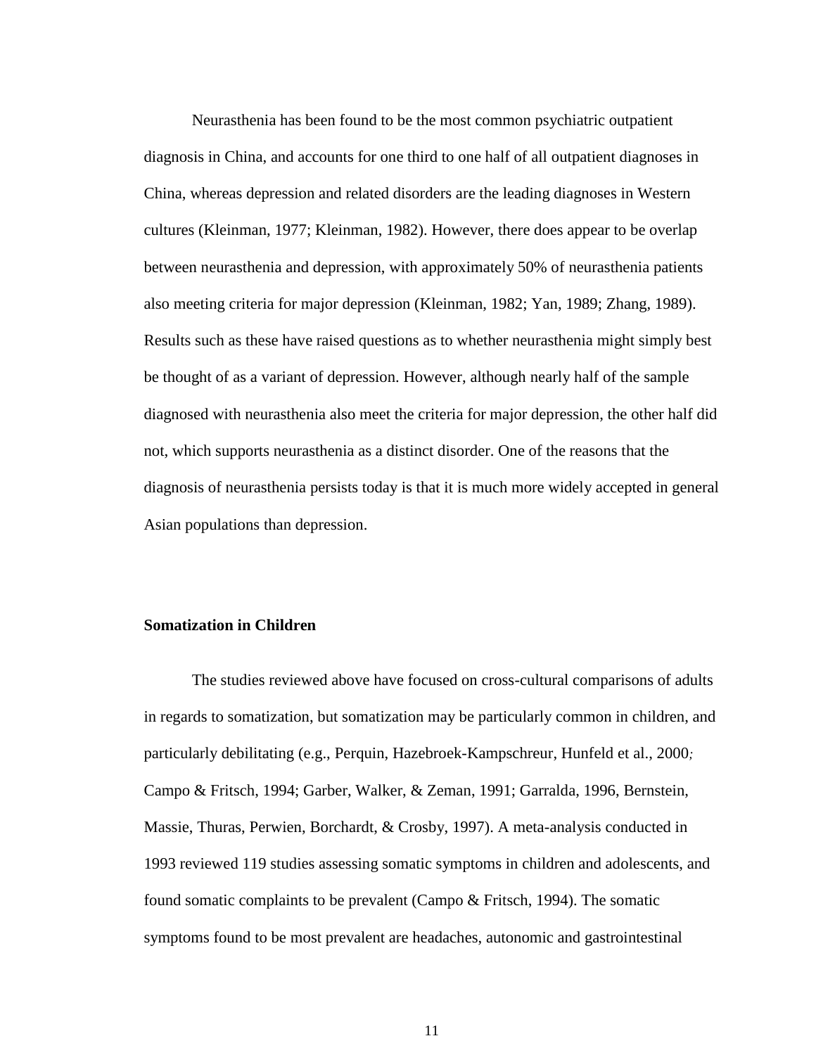Neurasthenia has been found to be the most common psychiatric outpatient diagnosis in China, and accounts for one third to one half of all outpatient diagnoses in China, whereas depression and related disorders are the leading diagnoses in Western cultures (Kleinman, 1977; Kleinman, 1982). However, there does appear to be overlap between neurasthenia and depression, with approximately 50% of neurasthenia patients also meeting criteria for major depression (Kleinman, 1982; Yan, 1989; Zhang, 1989). Results such as these have raised questions as to whether neurasthenia might simply best be thought of as a variant of depression. However, although nearly half of the sample diagnosed with neurasthenia also meet the criteria for major depression, the other half did not, which supports neurasthenia as a distinct disorder. One of the reasons that the diagnosis of neurasthenia persists today is that it is much more widely accepted in general Asian populations than depression.

**Somatization in Children**

The studies reviewed above have focused on cross-cultural comparisons of adults in regards to somatization, but somatization may be particularly common in children, and particularly debilitating (e.g., Perquin, Hazebroek-Kampschreur, Hunfeld et al., 2000*;* Campo & Fritsch, 1994; Garber, Walker, & Zeman, 1991; Garralda, 1996, Bernstein, Massie, Thuras, Perwien, Borchardt, & Crosby, 1997). A meta-analysis conducted in 1993 reviewed 119 studies assessing somatic symptoms in children and adolescents, and found somatic complaints to be prevalent (Campo & Fritsch, 1994). The somatic symptoms found to be most prevalent are headaches, autonomic and gastrointestinal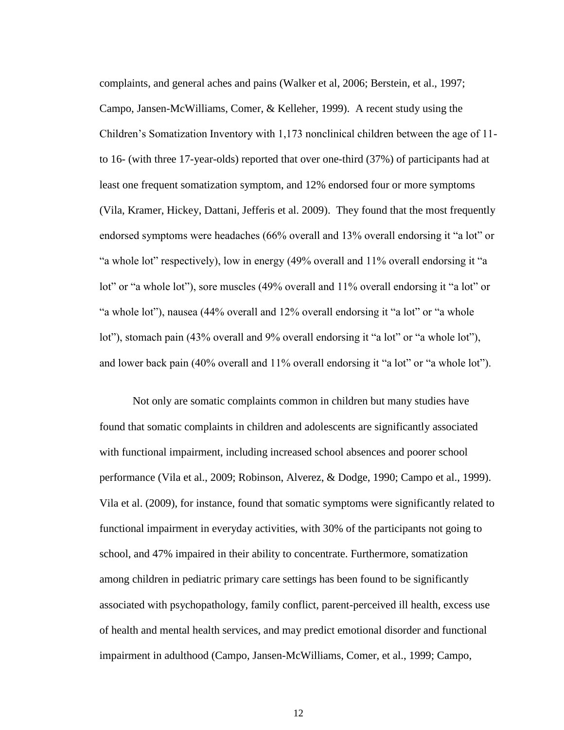complaints, and general aches and pains (Walker et al, 2006; Berstein, et al., 1997; Campo, Jansen-McWilliams, Comer, & Kelleher, 1999). A recent study using the Children's Somatization Inventory with 1,173 nonclinical children between the age of 11- to 16- (with three 17-year-olds) reported that over one-third (37%) of participants had at least one frequent somatization symptom, and 12% endorsed four or more symptoms (Vila, Kramer, Hickey, Dattani, Jefferis et al. 2009). They found that the most frequently endorsed symptoms were headaches (66% overall and 13% overall endorsing it "a lot" or "a whole lot" respectively), low in energy (49% overall and 11% overall endorsing it "a lot" or "a whole lot"), sore muscles (49% overall and 11% overall endorsing it "a lot" or "a whole lot"), nausea (44% overall and 12% overall endorsing it "a lot" or "a whole lot"), stomach pain (43% overall and 9% overall endorsing it "a lot" or "a whole lot"), and lower back pain (40% overall and 11% overall endorsing it "a lot" or "a whole lot").

Not only are somatic complaints common in children but many studies have found that somatic complaints in children and adolescents are significantly associated with functional impairment, including increased school absences and poorer school performance (Vila et al., 2009; Robinson, Alverez, & Dodge, 1990; Campo et al., 1999). Vila et al. (2009), for instance, found that somatic symptoms were significantly related to functional impairment in everyday activities, with 30% of the participants not going to school, and 47% impaired in their ability to concentrate. Furthermore, somatization among children in pediatric primary care settings has been found to be significantly associated with psychopathology, family conflict, parent-perceived ill health, excess use of health and mental health services, and may predict emotional disorder and functional impairment in adulthood (Campo, Jansen-McWilliams, Comer, et al., 1999; Campo,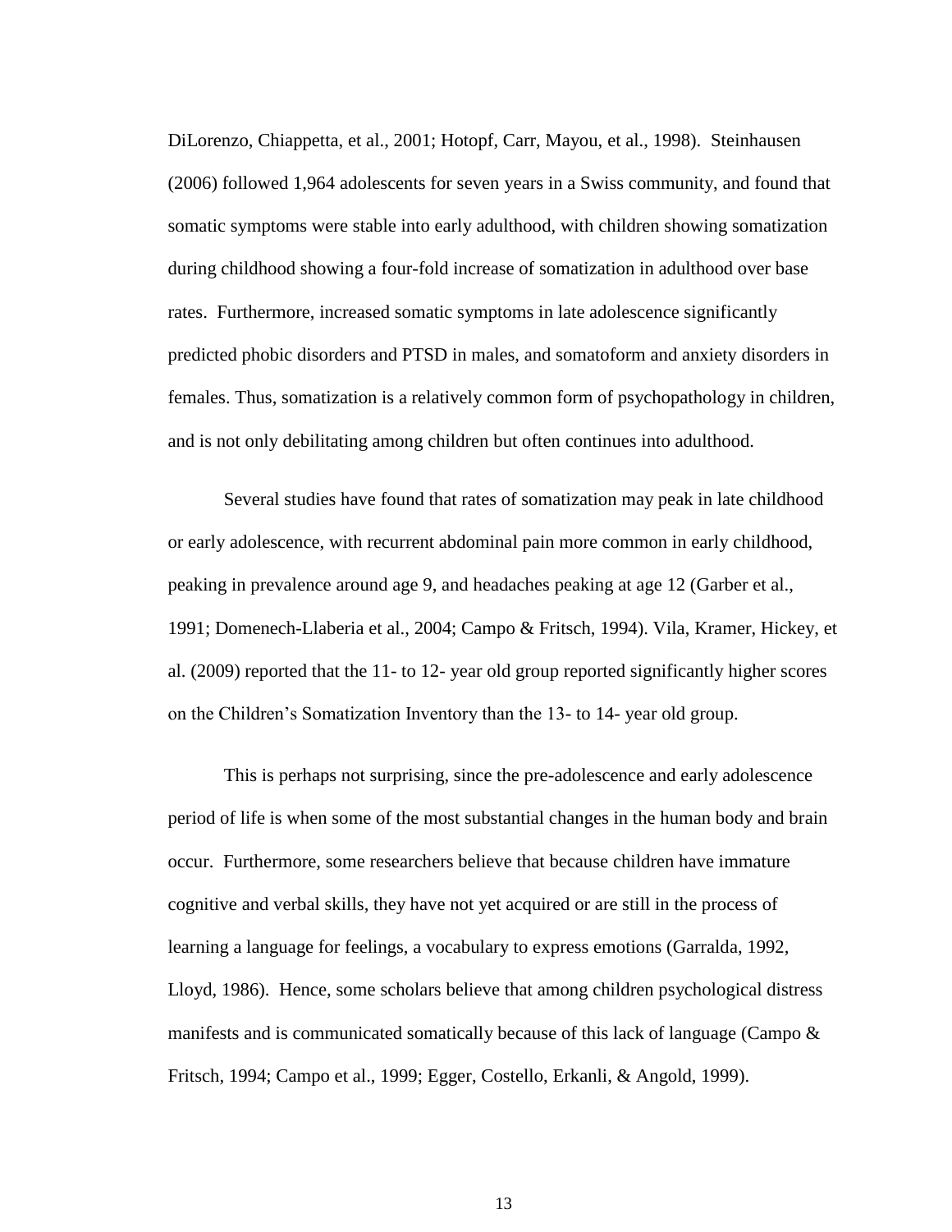DiLorenzo, Chiappetta, et al., 2001; Hotopf, Carr, Mayou, et al., 1998). Steinhausen (2006) followed 1,964 adolescents for seven years in a Swiss community, and found that somatic symptoms were stable into early adulthood, with children showing somatization during childhood showing a four-fold increase of somatization in adulthood over base rates. Furthermore, increased somatic symptoms in late adolescence significantly predicted phobic disorders and PTSD in males, and somatoform and anxiety disorders in females. Thus, somatization is a relatively common form of psychopathology in children, and is not only debilitating among children but often continues into adulthood.

Several studies have found that rates of somatization may peak in late childhood or early adolescence, with recurrent abdominal pain more common in early childhood, peaking in prevalence around age 9, and headaches peaking at age 12 (Garber et al., 1991; Domenech-Llaberia et al., 2004; Campo & Fritsch, 1994). Vila, Kramer, Hickey, et al. (2009) reported that the 11- to 12- year old group reported significantly higher scores on the Children's Somatization Inventory than the 13- to 14- year old group.

This is perhaps not surprising, since the pre-adolescence and early adolescence period of life is when some of the most substantial changes in the human body and brain occur. Furthermore, some researchers believe that because children have immature cognitive and verbal skills, they have not yet acquired or are still in the process of learning a language for feelings, a vocabulary to express emotions (Garralda, 1992, Lloyd, 1986). Hence, some scholars believe that among children psychological distress manifests and is communicated somatically because of this lack of language (Campo & Fritsch, 1994; Campo et al., 1999; Egger, Costello, Erkanli, & Angold, 1999).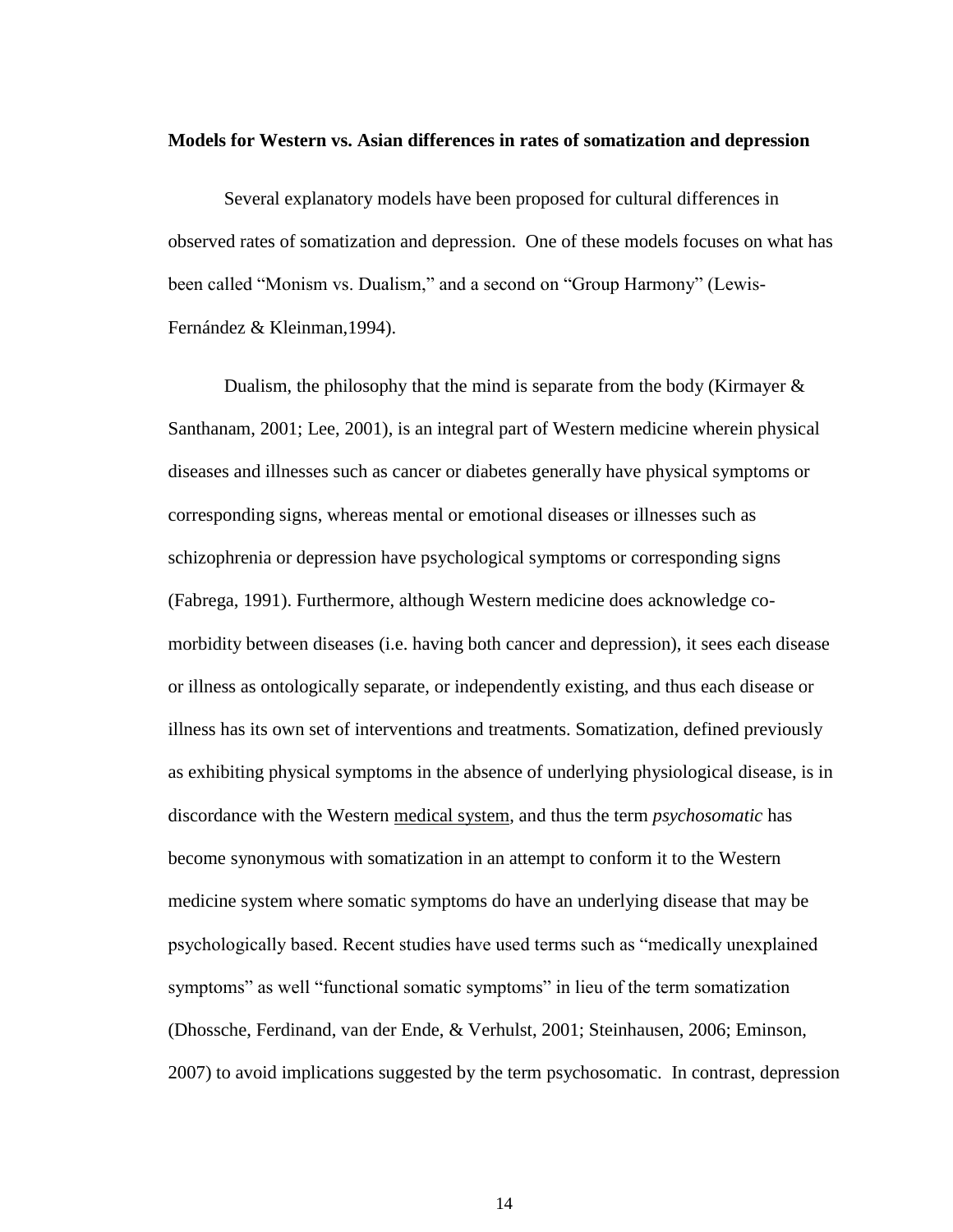**Models for Western vs. Asian differences in rates of somatization and depression**

Several explanatory models have been proposed for cultural differences in observed rates of somatization and depression. One of these models focuses on what has been called "Monism vs. Dualism," and a second on "Group Harmony" (Lewis-Fernández & Kleinman,1994).

Dualism, the philosophy that the mind is separate from the body (Kirmayer & Santhanam, 2001; Lee, 2001), is an integral part of Western medicine wherein physical diseases and illnesses such as cancer or diabetes generally have physical symptoms or corresponding signs, whereas mental or emotional diseases or illnesses such as schizophrenia or depression have psychological symptoms or corresponding signs (Fabrega, 1991). Furthermore, although Western medicine does acknowledge co-morbidity between diseases (i.e. having both cancer and depression), it sees each disease or illness as ontologically separate, or independently existing, and thus each disease or illness has its own set of interventions and treatments. Somatization, defined previously as exhibiting physical symptoms in the absence of underlying physiological disease, is in discordance with the Western <u>medical system</u>, and thus the term *psychosomatic* has become synonymous with somatization in an attempt to conform it to the Western medicine system where somatic symptoms do have an underlying disease that may be psychologically based. Recent studies have used terms such as "medically unexplained symptoms" as well "functional somatic symptoms" in lieu of the term somatization (Dhossche, Ferdinand, van der Ende, & Verhulst, 2001; Steinhausen, 2006; Eminson, 2007) to avoid implications suggested by the term psychosomatic. In contrast, depression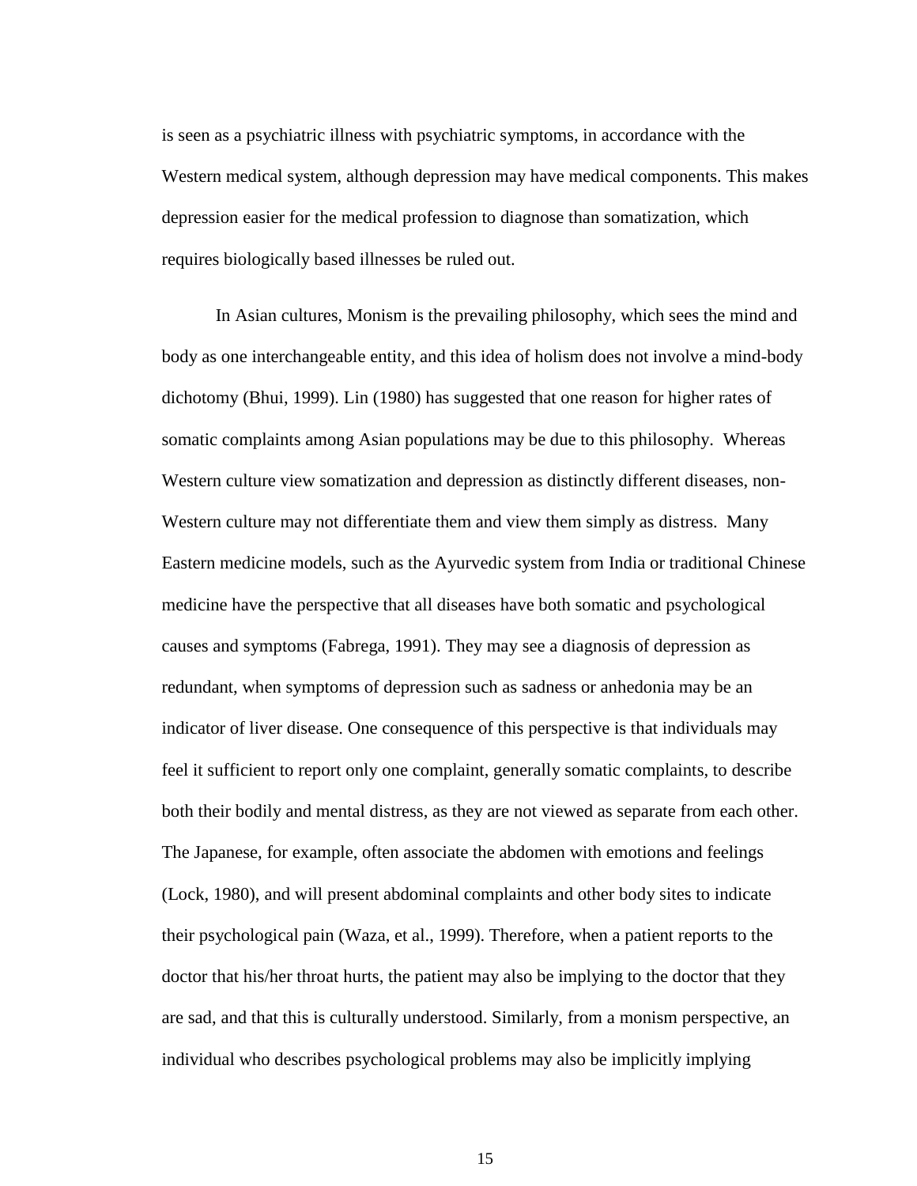is seen as a psychiatric illness with psychiatric symptoms, in accordance with the Western medical system, although depression may have medical components. This makes depression easier for the medical profession to diagnose than somatization, which requires biologically based illnesses be ruled out.

In Asian cultures, Monism is the prevailing philosophy, which sees the mind and body as one interchangeable entity, and this idea of holism does not involve a mind-body dichotomy (Bhui, 1999). Lin (1980) has suggested that one reason for higher rates of somatic complaints among Asian populations may be due to this philosophy. Whereas Western culture view somatization and depression as distinctly different diseases, non-Western culture may not differentiate them and view them simply as distress. Many Eastern medicine models, such as the Ayurvedic system from India or traditional Chinese medicine have the perspective that all diseases have both somatic and psychological causes and symptoms (Fabrega, 1991). They may see a diagnosis of depression as redundant, when symptoms of depression such as sadness or anhedonia may be an indicator of liver disease. One consequence of this perspective is that individuals may feel it sufficient to report only one complaint, generally somatic complaints, to describe both their bodily and mental distress, as they are not viewed as separate from each other. The Japanese, for example, often associate the abdomen with emotions and feelings (Lock, 1980), and will present abdominal complaints and other body sites to indicate their psychological pain (Waza, et al., 1999). Therefore, when a patient reports to the doctor that his/her throat hurts, the patient may also be implying to the doctor that they are sad, and that this is culturally understood. Similarly, from a monism perspective, an individual who describes psychological problems may also be implicitly implying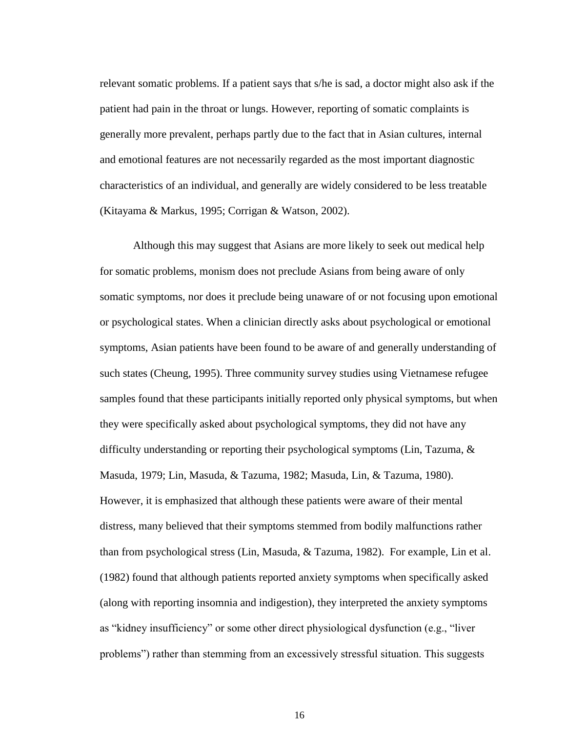relevant somatic problems. If a patient says that s/he is sad, a doctor might also ask if the patient had pain in the throat or lungs. However, reporting of somatic complaints is generally more prevalent, perhaps partly due to the fact that in Asian cultures, internal and emotional features are not necessarily regarded as the most important diagnostic characteristics of an individual, and generally are widely considered to be less treatable (Kitayama & Markus, 1995; Corrigan & Watson, 2002).

Although this may suggest that Asians are more likely to seek out medical help for somatic problems, monism does not preclude Asians from being aware of only somatic symptoms, nor does it preclude being unaware of or not focusing upon emotional or psychological states. When a clinician directly asks about psychological or emotional symptoms, Asian patients have been found to be aware of and generally understanding of such states (Cheung, 1995). Three community survey studies using Vietnamese refugee samples found that these participants initially reported only physical symptoms, but when they were specifically asked about psychological symptoms, they did not have any difficulty understanding or reporting their psychological symptoms (Lin, Tazuma, & Masuda, 1979; Lin, Masuda, & Tazuma, 1982; Masuda, Lin, & Tazuma, 1980). However, it is emphasized that although these patients were aware of their mental distress, many believed that their symptoms stemmed from bodily malfunctions rather than from psychological stress (Lin, Masuda, & Tazuma, 1982). For example, Lin et al. (1982) found that although patients reported anxiety symptoms when specifically asked (along with reporting insomnia and indigestion), they interpreted the anxiety symptoms as "kidney insufficiency" or some other direct physiological dysfunction (e.g., "liver problems") rather than stemming from an excessively stressful situation. This suggests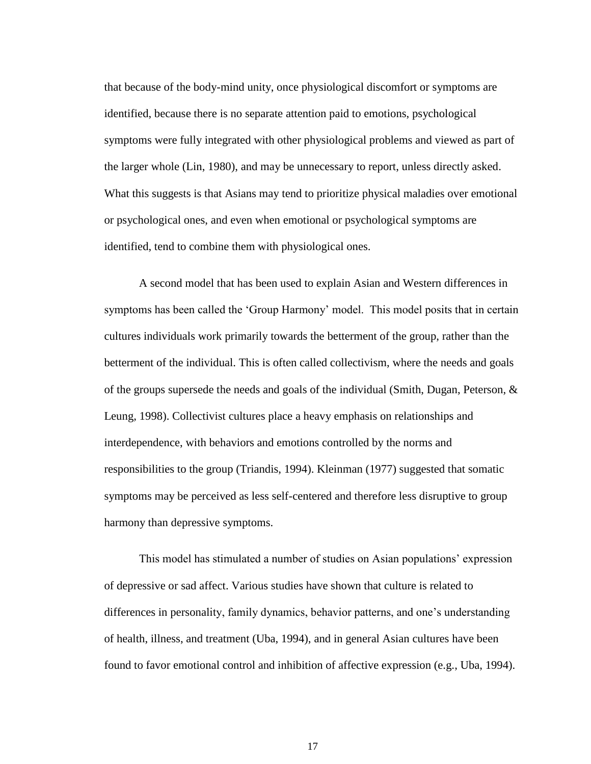that because of the body-mind unity, once physiological discomfort or symptoms are identified, because there is no separate attention paid to emotions, psychological symptoms were fully integrated with other physiological problems and viewed as part of the larger whole (Lin, 1980), and may be unnecessary to report, unless directly asked. What this suggests is that Asians may tend to prioritize physical maladies over emotional or psychological ones, and even when emotional or psychological symptoms are identified, tend to combine them with physiological ones.

A second model that has been used to explain Asian and Western differences in symptoms has been called the 'Group Harmony' model. This model posits that in certain cultures individuals work primarily towards the betterment of the group, rather than the betterment of the individual. This is often called collectivism, where the needs and goals of the groups supersede the needs and goals of the individual (Smith, Dugan, Peterson, & Leung, 1998). Collectivist cultures place a heavy emphasis on relationships and interdependence, with behaviors and emotions controlled by the norms and responsibilities to the group (Triandis, 1994). Kleinman (1977) suggested that somatic symptoms may be perceived as less self-centered and therefore less disruptive to group harmony than depressive symptoms.

This model has stimulated a number of studies on Asian populations' expression of depressive or sad affect. Various studies have shown that culture is related to differences in personality, family dynamics, behavior patterns, and one's understanding of health, illness, and treatment (Uba, 1994), and in general Asian cultures have been found to favor emotional control and inhibition of affective expression (e.g., Uba, 1994).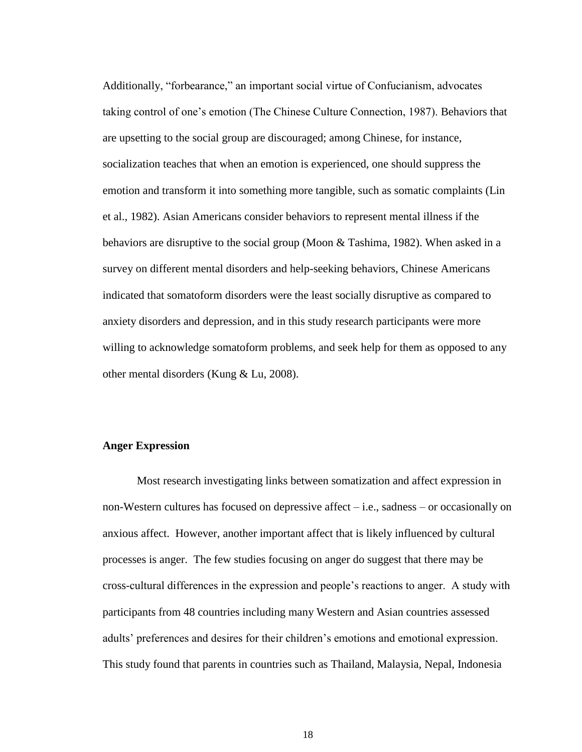Additionally, "forbearance," an important social virtue of Confucianism, advocates taking control of one's emotion (The Chinese Culture Connection, 1987). Behaviors that are upsetting to the social group are discouraged; among Chinese, for instance, socialization teaches that when an emotion is experienced, one should suppress the emotion and transform it into something more tangible, such as somatic complaints (Lin et al., 1982). Asian Americans consider behaviors to represent mental illness if the behaviors are disruptive to the social group (Moon & Tashima, 1982). When asked in a survey on different mental disorders and help-seeking behaviors, Chinese Americans indicated that somatoform disorders were the least socially disruptive as compared to anxiety disorders and depression, and in this study research participants were more willing to acknowledge somatoform problems, and seek help for them as opposed to any other mental disorders (Kung & Lu, 2008).

### Anger Expression

Most research investigating links between somatization and affect expression in non-Western cultures has focused on depressive affect – i.e., sadness – or occasionally on anxious affect. However, another important affect that is likely influenced by cultural processes is anger. The few studies focusing on anger do suggest that there may be cross-cultural differences in the expression and people's reactions to anger. A study with participants from 48 countries including many Western and Asian countries assessed adults' preferences and desires for their children's emotions and emotional expression. This study found that parents in countries such as Thailand, Malaysia, Nepal, Indonesia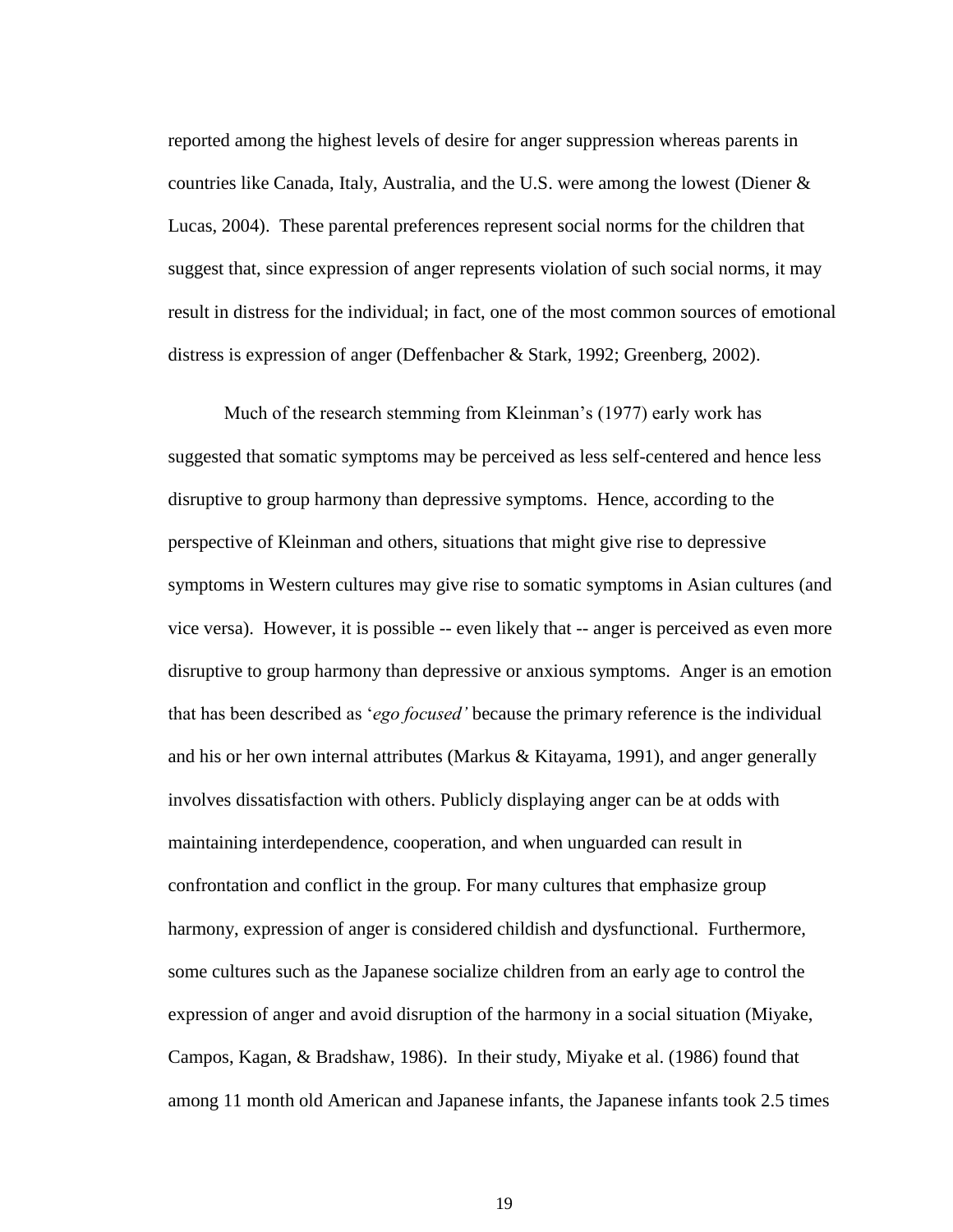reported among the highest levels of desire for anger suppression whereas parents in countries like Canada, Italy, Australia, and the U.S. were among the lowest (Diener & Lucas, 2004). These parental preferences represent social norms for the children that suggest that, since expression of anger represents violation of such social norms, it may result in distress for the individual; in fact, one of the most common sources of emotional distress is expression of anger (Deffenbacher & Stark, 1992; Greenberg, 2002).

Much of the research stemming from Kleinman's (1977) early work has suggested that somatic symptoms may be perceived as less self-centered and hence less disruptive to group harmony than depressive symptoms. Hence, according to the perspective of Kleinman and others, situations that might give rise to depressive symptoms in Western cultures may give rise to somatic symptoms in Asian cultures (and vice versa). However, it is possible -- even likely that -- anger is perceived as even more disruptive to group harmony than depressive or anxious symptoms. Anger is an emotion that has been described as '*ego focused'* because the primary reference is the individual and his or her own internal attributes (Markus & Kitayama, 1991), and anger generally involves dissatisfaction with others. Publicly displaying anger can be at odds with maintaining interdependence, cooperation, and when unguarded can result in confrontation and conflict in the group. For many cultures that emphasize group harmony, expression of anger is considered childish and dysfunctional. Furthermore, some cultures such as the Japanese socialize children from an early age to control the expression of anger and avoid disruption of the harmony in a social situation (Miyake, Campos, Kagan, & Bradshaw, 1986). In their study, Miyake et al. (1986) found that among 11 month old American and Japanese infants, the Japanese infants took 2.5 times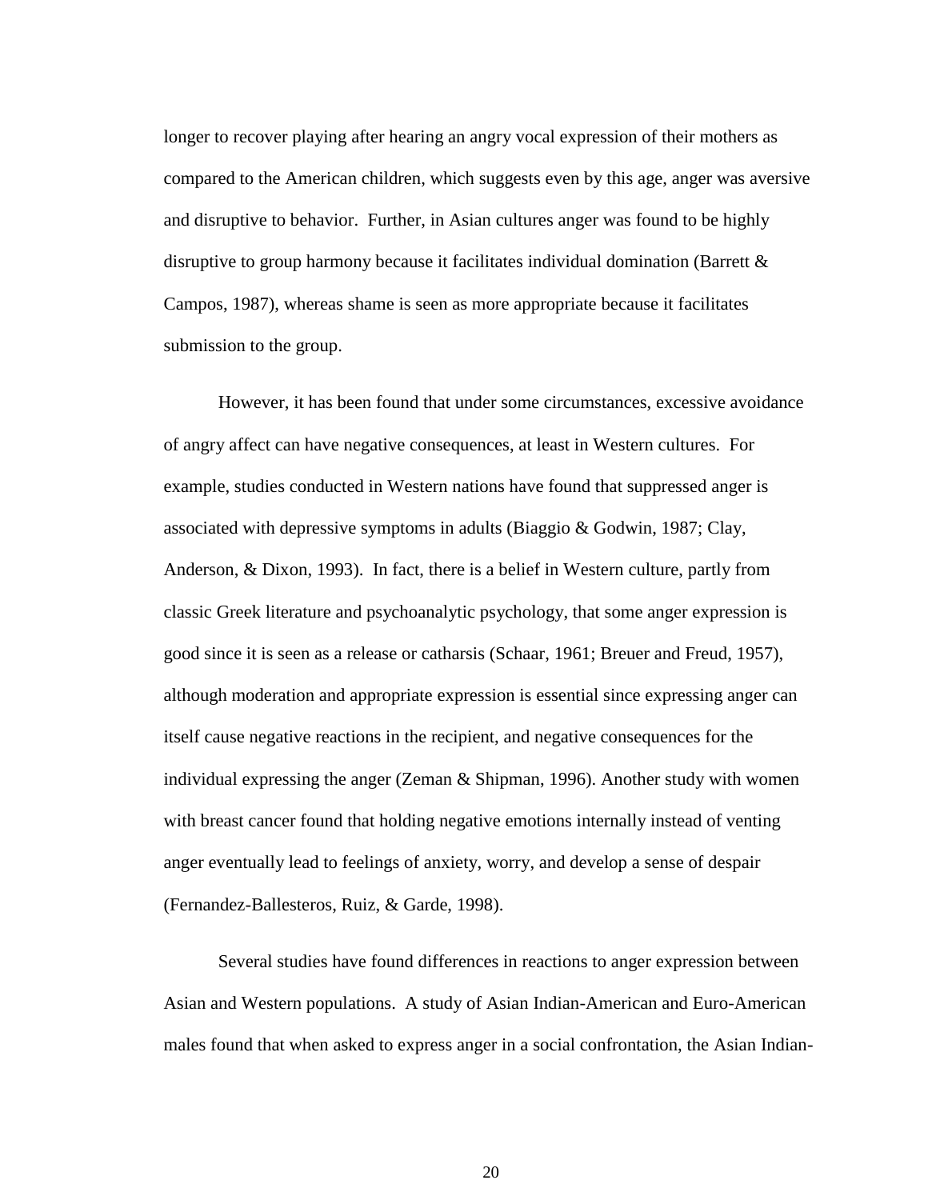longer to recover playing after hearing an angry vocal expression of their mothers as compared to the American children, which suggests even by this age, anger was aversive and disruptive to behavior. Further, in Asian cultures anger was found to be highly disruptive to group harmony because it facilitates individual domination (Barrett & Campos, 1987), whereas shame is seen as more appropriate because it facilitates submission to the group.

However, it has been found that under some circumstances, excessive avoidance of angry affect can have negative consequences, at least in Western cultures. For example, studies conducted in Western nations have found that suppressed anger is associated with depressive symptoms in adults (Biaggio & Godwin, 1987; Clay, Anderson, & Dixon, 1993). In fact, there is a belief in Western culture, partly from classic Greek literature and psychoanalytic psychology, that some anger expression is good since it is seen as a release or catharsis (Schaar, 1961; Breuer and Freud, 1957), although moderation and appropriate expression is essential since expressing anger can itself cause negative reactions in the recipient, and negative consequences for the individual expressing the anger (Zeman & Shipman, 1996). Another study with women with breast cancer found that holding negative emotions internally instead of venting anger eventually lead to feelings of anxiety, worry, and develop a sense of despair (Fernandez-Ballesteros, Ruiz, & Garde, 1998).

Several studies have found differences in reactions to anger expression between Asian and Western populations. A study of Asian Indian-American and Euro-American males found that when asked to express anger in a social confrontation, the Asian Indian-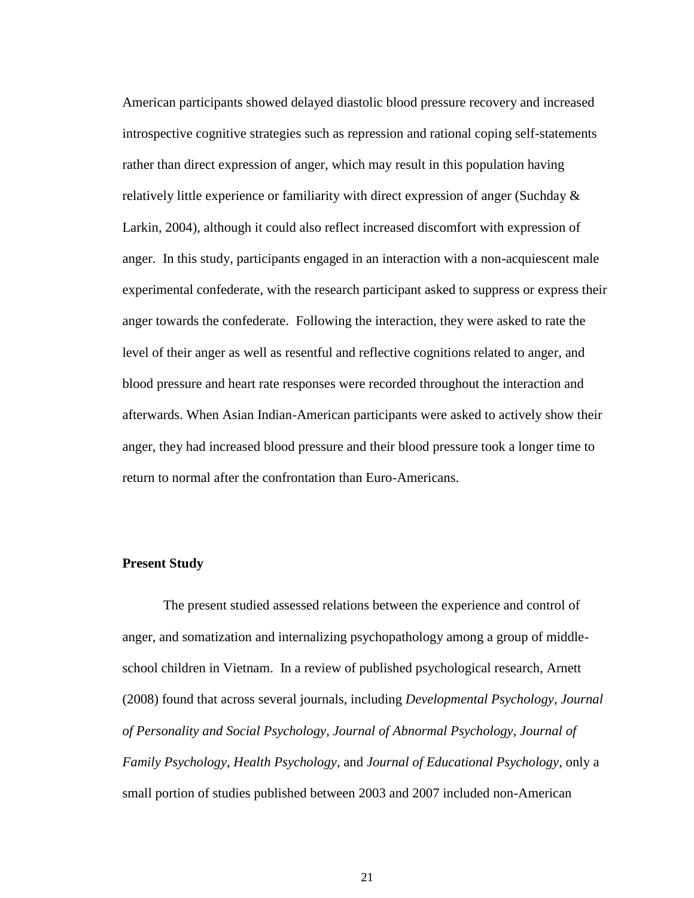American participants showed delayed diastolic blood pressure recovery and increased introspective cognitive strategies such as repression and rational coping self-statements rather than direct expression of anger, which may result in this population having relatively little experience or familiarity with direct expression of anger (Suchday & Larkin, 2004), although it could also reflect increased discomfort with expression of anger. In this study, participants engaged in an interaction with a non-acquiescent male experimental confederate, with the research participant asked to suppress or express their anger towards the confederate. Following the interaction, they were asked to rate the level of their anger as well as resentful and reflective cognitions related to anger, and blood pressure and heart rate responses were recorded throughout the interaction and afterwards. When Asian Indian-American participants were asked to actively show their anger, they had increased blood pressure and their blood pressure took a longer time to return to normal after the confrontation than Euro-Americans.

**Present Study**

The present studied assessed relations between the experience and control of anger, and somatization and internalizing psychopathology among a group of middle-school children in Vietnam. In a review of published psychological research, Arnett (2008) found that across several journals, including *Developmental Psychology*, *Journal of Personality and Social Psychology*, *Journal of Abnormal Psychology*, *Journal of Family Psychology*, *Health Psychology*, and *Journal of Educational Psychology*, only a small portion of studies published between 2003 and 2007 included non-American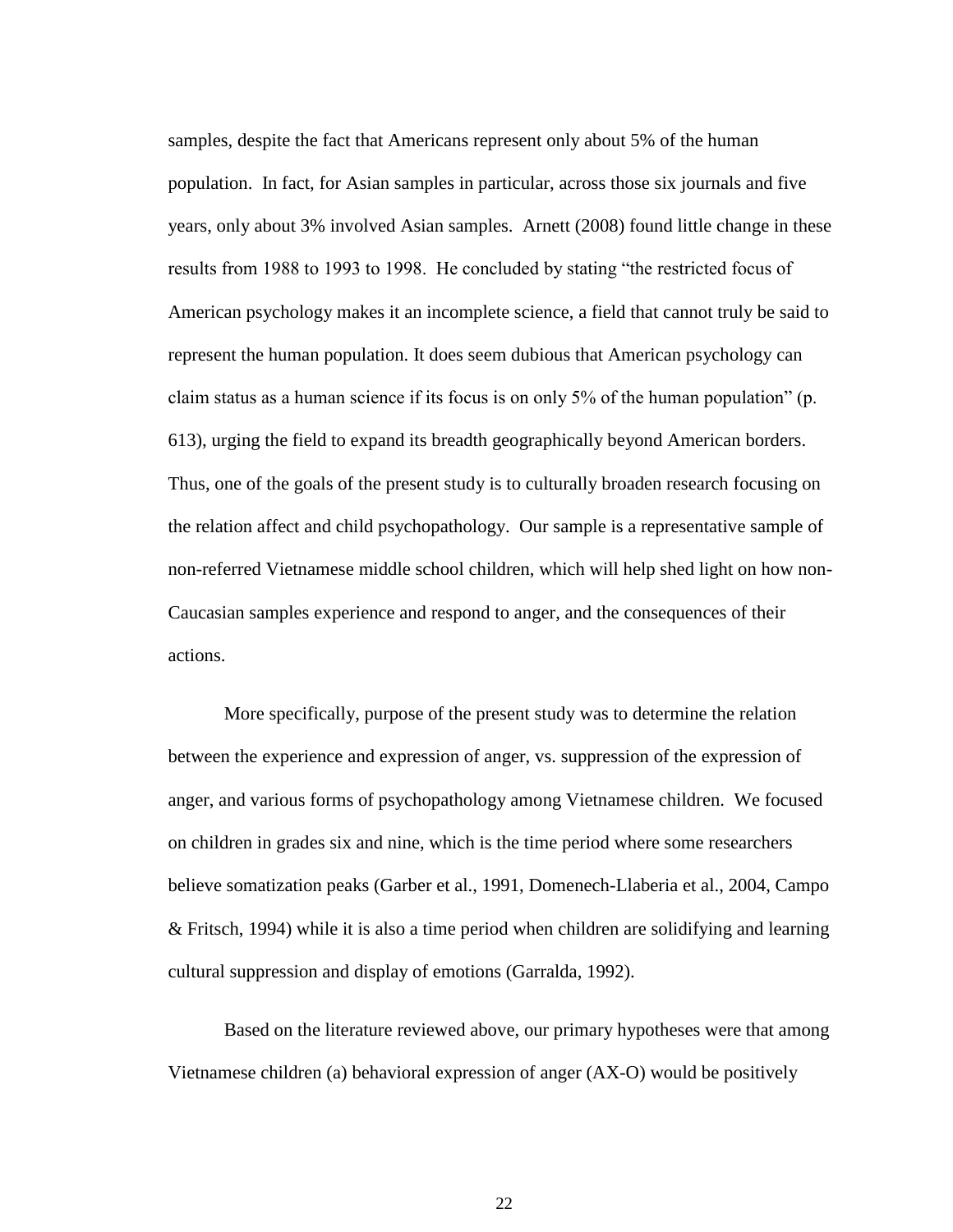samples, despite the fact that Americans represent only about 5% of the human population. In fact, for Asian samples in particular, across those six journals and five years, only about 3% involved Asian samples. Arnett (2008) found little change in these results from 1988 to 1993 to 1998. He concluded by stating "the restricted focus of American psychology makes it an incomplete science, a field that cannot truly be said to represent the human population. It does seem dubious that American psychology can claim status as a human science if its focus is on only 5% of the human population" (p. 613), urging the field to expand its breadth geographically beyond American borders. Thus, one of the goals of the present study is to culturally broaden research focusing on the relation affect and child psychopathology. Our sample is a representative sample of non-referred Vietnamese middle school children, which will help shed light on how non-Caucasian samples experience and respond to anger, and the consequences of their actions.

More specifically, purpose of the present study was to determine the relation between the experience and expression of anger, vs. suppression of the expression of anger, and various forms of psychopathology among Vietnamese children. We focused on children in grades six and nine, which is the time period where some researchers believe somatization peaks (Garber et al., 1991, Domenech-Llaberia et al., 2004, Campo & Fritsch, 1994) while it is also a time period when children are solidifying and learning cultural suppression and display of emotions (Garralda, 1992).

Based on the literature reviewed above, our primary hypotheses were that among Vietnamese children (a) behavioral expression of anger (AX-O) would be positively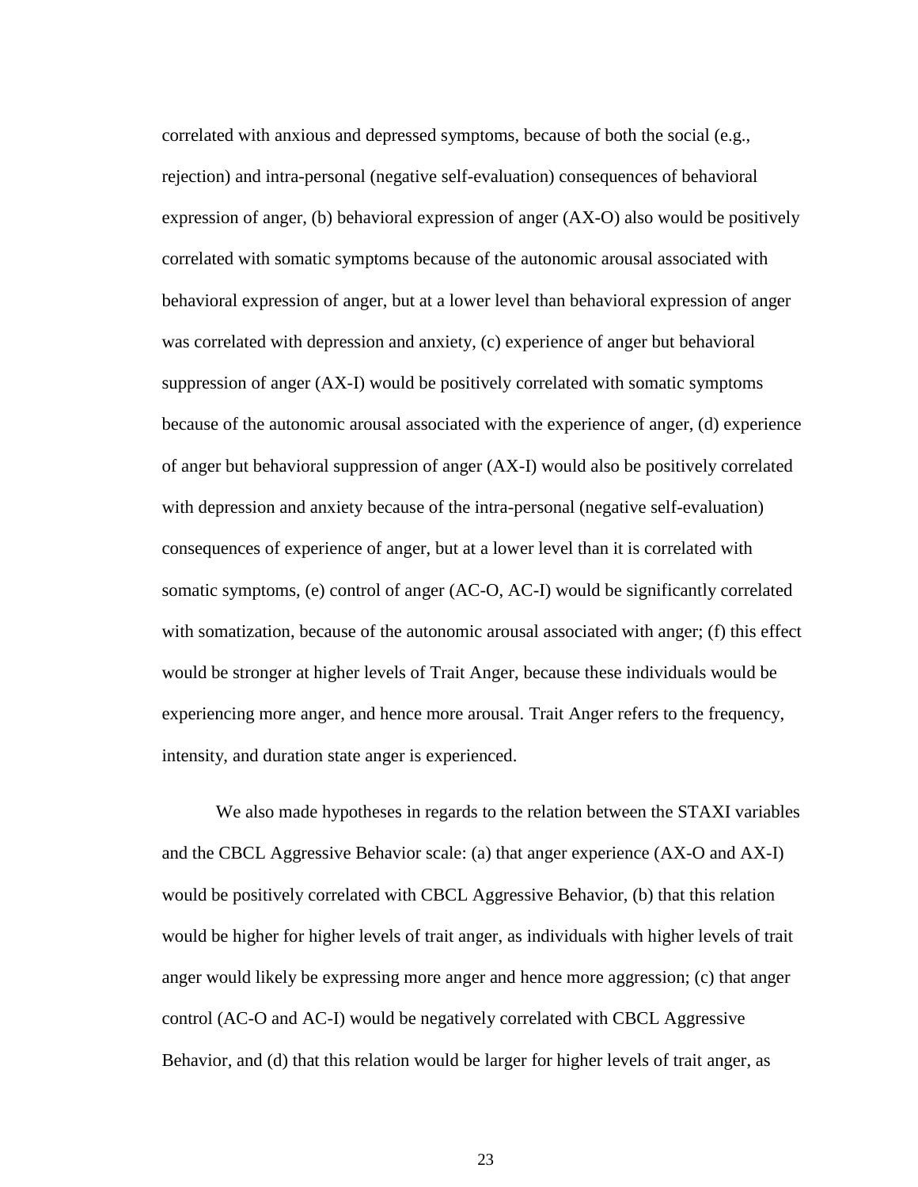correlated with anxious and depressed symptoms, because of both the social (e.g., rejection) and intra-personal (negative self-evaluation) consequences of behavioral expression of anger, (b) behavioral expression of anger (AX-O) also would be positively correlated with somatic symptoms because of the autonomic arousal associated with behavioral expression of anger, but at a lower level than behavioral expression of anger was correlated with depression and anxiety, (c) experience of anger but behavioral suppression of anger (AX-I) would be positively correlated with somatic symptoms because of the autonomic arousal associated with the experience of anger, (d) experience of anger but behavioral suppression of anger (AX-I) would also be positively correlated with depression and anxiety because of the intra-personal (negative self-evaluation) consequences of experience of anger, but at a lower level than it is correlated with somatic symptoms, (e) control of anger (AC-O, AC-I) would be significantly correlated with somatization, because of the autonomic arousal associated with anger; (f) this effect would be stronger at higher levels of Trait Anger, because these individuals would be experiencing more anger, and hence more arousal. Trait Anger refers to the frequency, intensity, and duration state anger is experienced.

We also made hypotheses in regards to the relation between the STAXI variables and the CBCL Aggressive Behavior scale: (a) that anger experience (AX-O and AX-I) would be positively correlated with CBCL Aggressive Behavior, (b) that this relation would be higher for higher levels of trait anger, as individuals with higher levels of trait anger would likely be expressing more anger and hence more aggression; (c) that anger control (AC-O and AC-I) would be negatively correlated with CBCL Aggressive Behavior, and (d) that this relation would be larger for higher levels of trait anger, as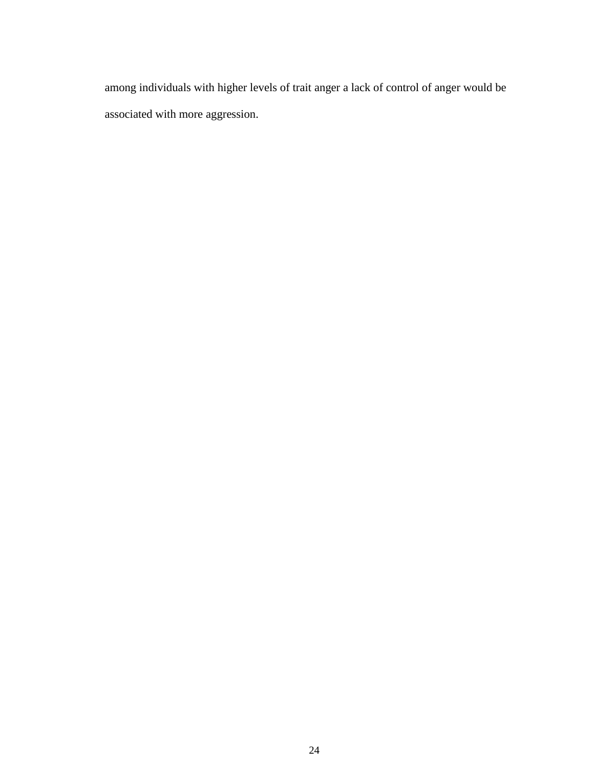among individuals with higher levels of trait anger a lack of control of anger would be associated with more aggression.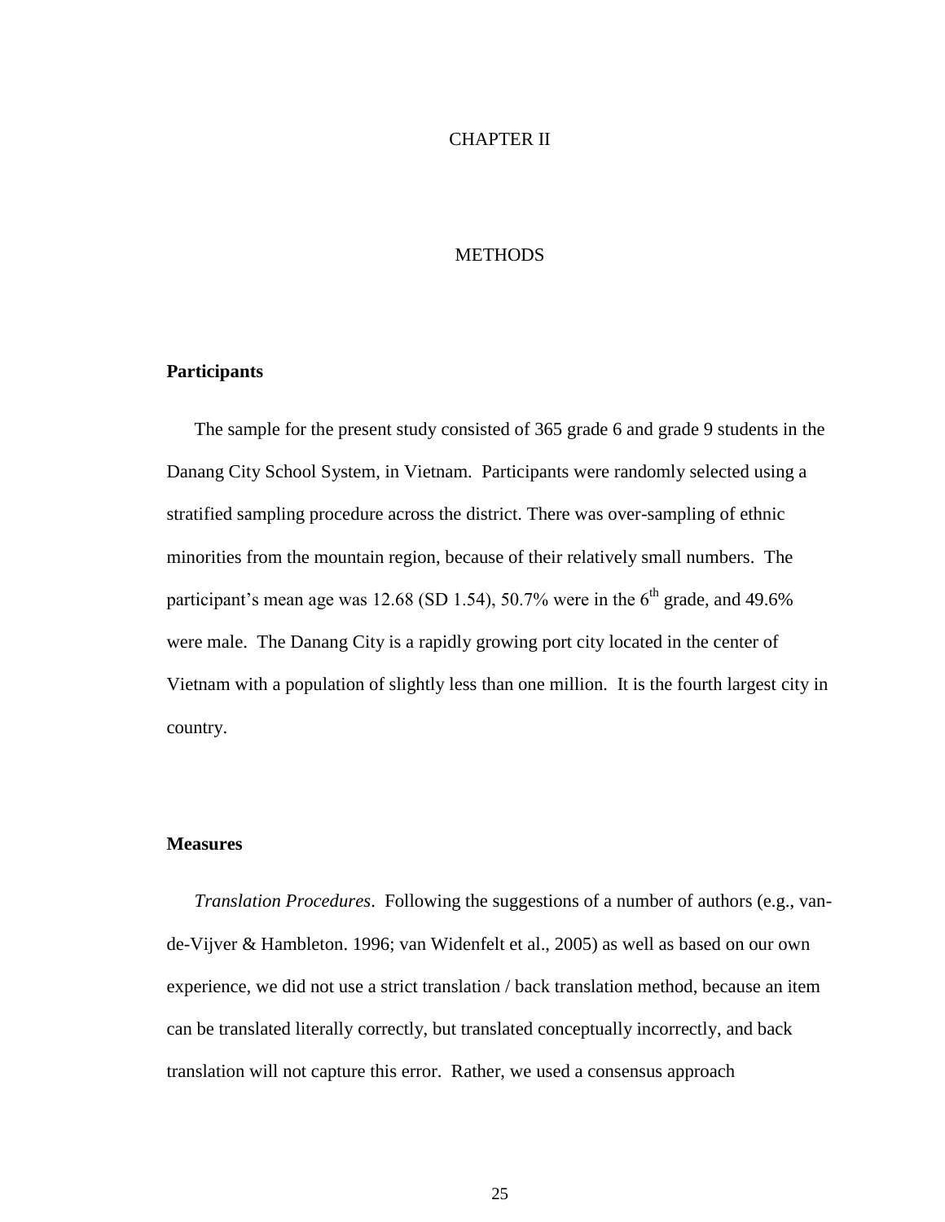# CHAPTER II

# METHODS

### Participants

The sample for the present study consisted of 365 grade 6 and grade 9 students in the Danang City School System, in Vietnam. Participants were randomly selected using a stratified sampling procedure across the district. There was over-sampling of ethnic minorities from the mountain region, because of their relatively small numbers. The participant's mean age was 12.68 (SD 1.54), 50.7% were in the 6th grade, and 49.6% were male. The Danang City is a rapidly growing port city located in the center of Vietnam with a population of slightly less than one million. It is the fourth largest city in country.

### Measures

*Translation Procedures*. Following the suggestions of a number of authors (e.g., van-de-Vijver & Hambleton. 1996; van Widenfelt et al., 2005) as well as based on our own experience, we did not use a strict translation / back translation method, because an item can be translated literally correctly, but translated conceptually incorrectly, and back translation will not capture this error. Rather, we used a consensus approach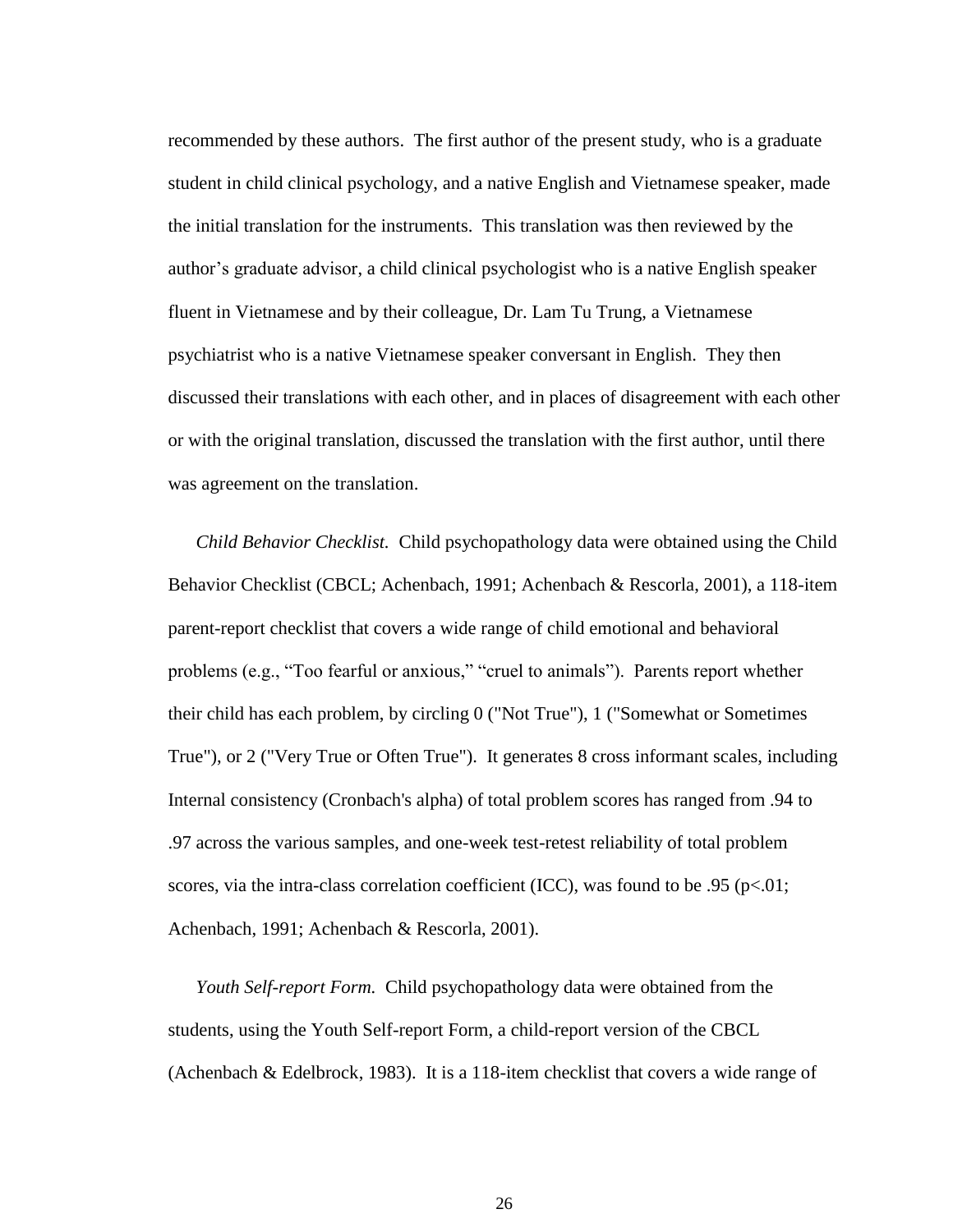recommended by these authors. The first author of the present study, who is a graduate student in child clinical psychology, and a native English and Vietnamese speaker, made the initial translation for the instruments. This translation was then reviewed by the author's graduate advisor, a child clinical psychologist who is a native English speaker fluent in Vietnamese and by their colleague, Dr. Lam Tu Trung, a Vietnamese psychiatrist who is a native Vietnamese speaker conversant in English. They then discussed their translations with each other, and in places of disagreement with each other or with the original translation, discussed the translation with the first author, until there was agreement on the translation.

*Child Behavior Checklist.* Child psychopathology data were obtained using the Child Behavior Checklist (CBCL; Achenbach, 1991; Achenbach & Rescorla, 2001), a 118-item parent-report checklist that covers a wide range of child emotional and behavioral problems (e.g., "Too fearful or anxious," "cruel to animals"). Parents report whether their child has each problem, by circling 0 ("Not True"), 1 ("Somewhat or Sometimes True"), or 2 ("Very True or Often True"). It generates 8 cross informant scales, including Internal consistency (Cronbach's alpha) of total problem scores has ranged from .94 to .97 across the various samples, and one-week test-retest reliability of total problem scores, via the intra-class correlation coefficient (ICC), was found to be .95 ($p<.01$; Achenbach, 1991; Achenbach & Rescorla, 2001).

*Youth Self-report Form.* Child psychopathology data were obtained from the students, using the Youth Self-report Form, a child-report version of the CBCL (Achenbach & Edelbrock, 1983). It is a 118-item checklist that covers a wide range of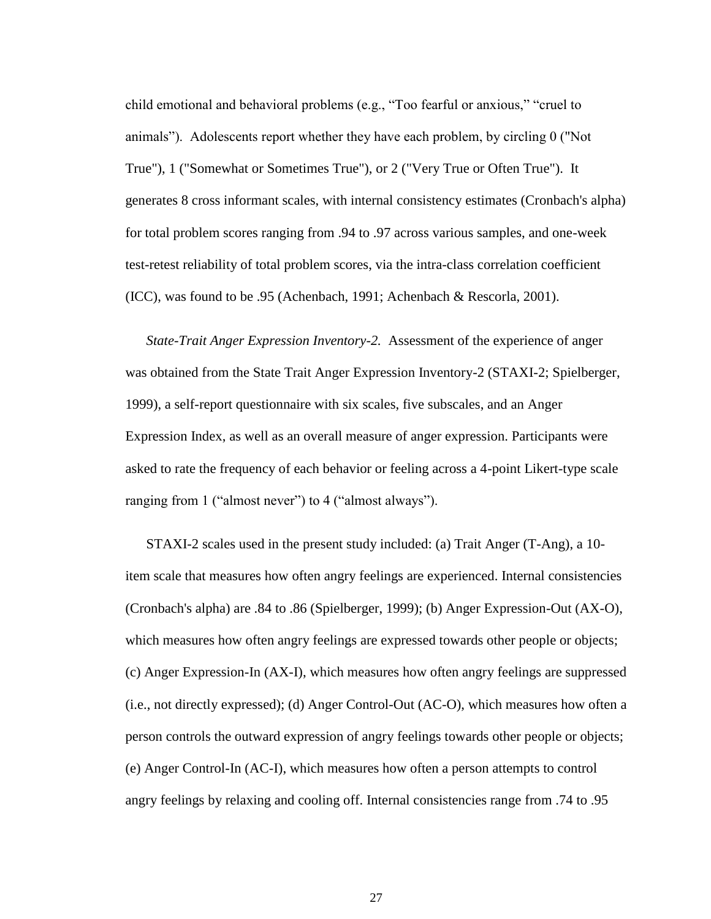child emotional and behavioral problems (e.g., “Too fearful or anxious,” “cruel to animals”). Adolescents report whether they have each problem, by circling 0 ("Not True"), 1 ("Somewhat or Sometimes True"), or 2 ("Very True or Often True"). It generates 8 cross informant scales, with internal consistency estimates (Cronbach's alpha) for total problem scores ranging from .94 to .97 across various samples, and one-week test-retest reliability of total problem scores, via the intra-class correlation coefficient (ICC), was found to be .95 (Achenbach, 1991; Achenbach & Rescorla, 2001).

*State-Trait Anger Expression Inventory-2.* Assessment of the experience of anger was obtained from the State Trait Anger Expression Inventory-2 (STAXI-2; Spielberger, 1999), a self-report questionnaire with six scales, five subscales, and an Anger Expression Index, as well as an overall measure of anger expression. Participants were asked to rate the frequency of each behavior or feeling across a 4-point Likert-type scale ranging from 1 (“almost never”) to 4 (“almost always”).

STAXI-2 scales used in the present study included: (a) Trait Anger (T-Ang), a 10-item scale that measures how often angry feelings are experienced. Internal consistencies (Cronbach's alpha) are .84 to .86 (Spielberger, 1999); (b) Anger Expression-Out (AX-O), which measures how often angry feelings are expressed towards other people or objects; (c) Anger Expression-In (AX-I), which measures how often angry feelings are suppressed (i.e., not directly expressed); (d) Anger Control-Out (AC-O), which measures how often a person controls the outward expression of angry feelings towards other people or objects; (e) Anger Control-In (AC-I), which measures how often a person attempts to control angry feelings by relaxing and cooling off. Internal consistencies range from .74 to .95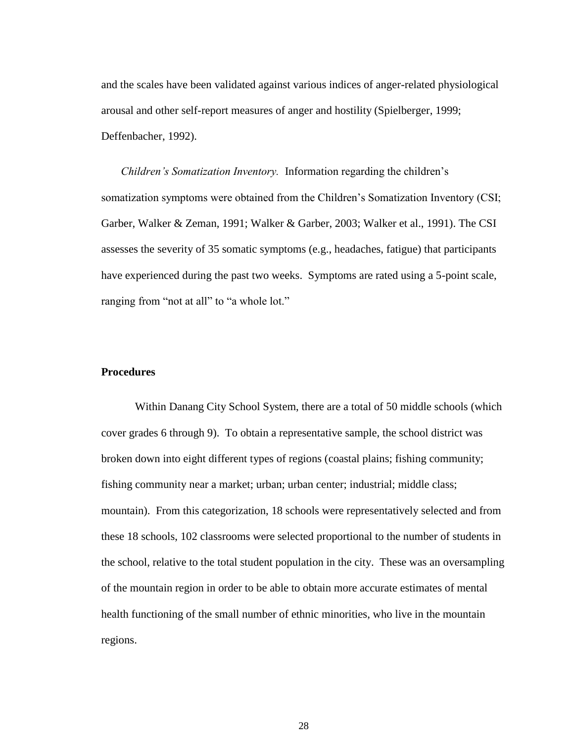and the scales have been validated against various indices of anger-related physiological arousal and other self-report measures of anger and hostility (Spielberger, 1999; Deffenbacher, 1992).

*Children's Somatization Inventory.* Information regarding the children's somatization symptoms were obtained from the Children's Somatization Inventory (CSI; Garber, Walker & Zeman, 1991; Walker & Garber, 2003; Walker et al., 1991). The CSI assesses the severity of 35 somatic symptoms (e.g., headaches, fatigue) that participants have experienced during the past two weeks. Symptoms are rated using a 5-point scale, ranging from "not at all" to "a whole lot."

**Procedures**

Within Danang City School System, there are a total of 50 middle schools (which cover grades 6 through 9). To obtain a representative sample, the school district was broken down into eight different types of regions (coastal plains; fishing community; fishing community near a market; urban; urban center; industrial; middle class; mountain). From this categorization, 18 schools were representatively selected and from these 18 schools, 102 classrooms were selected proportional to the number of students in the school, relative to the total student population in the city. These was an oversampling of the mountain region in order to be able to obtain more accurate estimates of mental health functioning of the small number of ethnic minorities, who live in the mountain regions.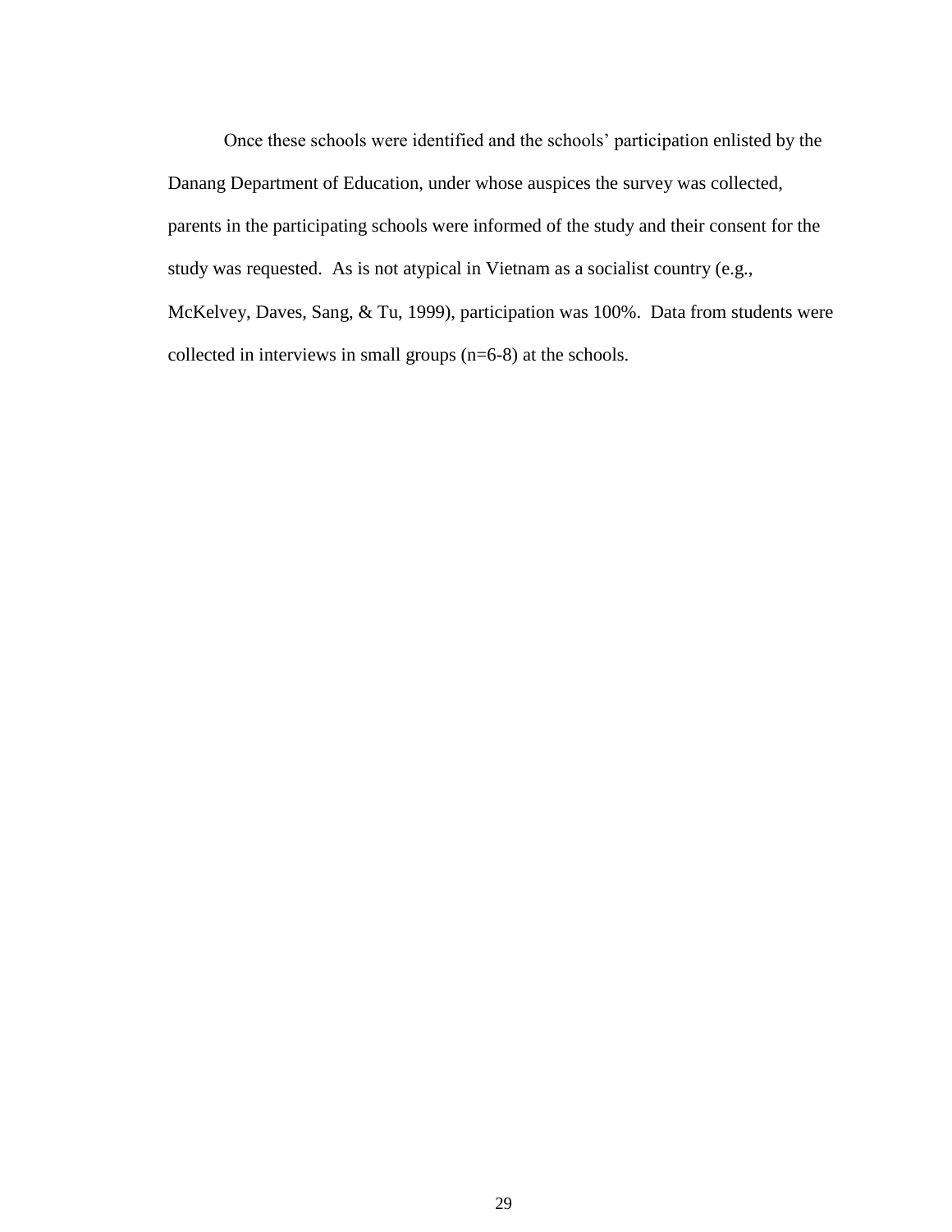Once these schools were identified and the schools' participation enlisted by the Danang Department of Education, under whose auspices the survey was collected, parents in the participating schools were informed of the study and their consent for the study was requested.  As is not atypical in Vietnam as a socialist country (e.g., McKelvey, Daves, Sang, & Tu, 1999), participation was 100%.  Data from students were collected in interviews in small groups (n=6-8) at the schools.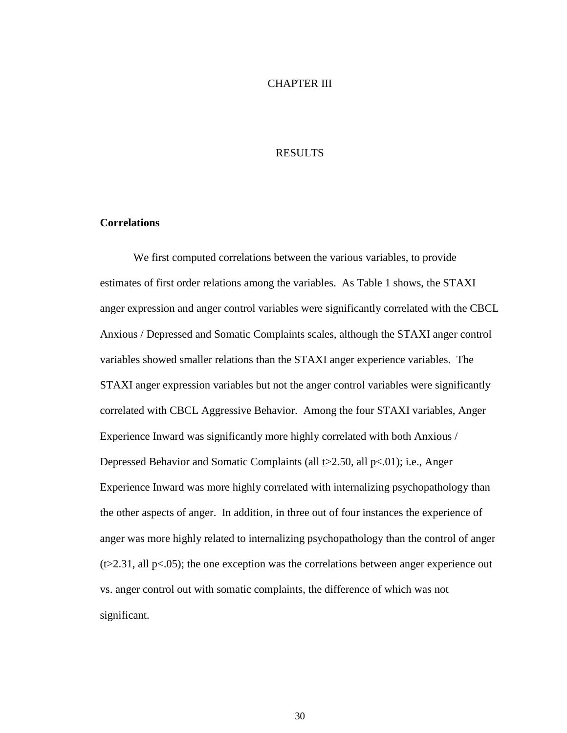# CHAPTER III

# RESULTS

## Correlations

We first computed correlations between the various variables, to provide estimates of first order relations among the variables. As Table 1 shows, the STAXI anger expression and anger control variables were significantly correlated with the CBCL Anxious / Depressed and Somatic Complaints scales, although the STAXI anger control variables showed smaller relations than the STAXI anger experience variables. The STAXI anger expression variables but not the anger control variables were significantly correlated with CBCL Aggressive Behavior. Among the four STAXI variables, Anger Experience Inward was significantly more highly correlated with both Anxious / Depressed Behavior and Somatic Complaints (all $t>2.50$, all $p<.01$); i.e., Anger Experience Inward was more highly correlated with internalizing psychopathology than the other aspects of anger. In addition, in three out of four instances the experience of anger was more highly related to internalizing psychopathology than the control of anger ($t>2.31$, all $p<.05$); the one exception was the correlations between anger experience out vs. anger control out with somatic complaints, the difference of which was not significant.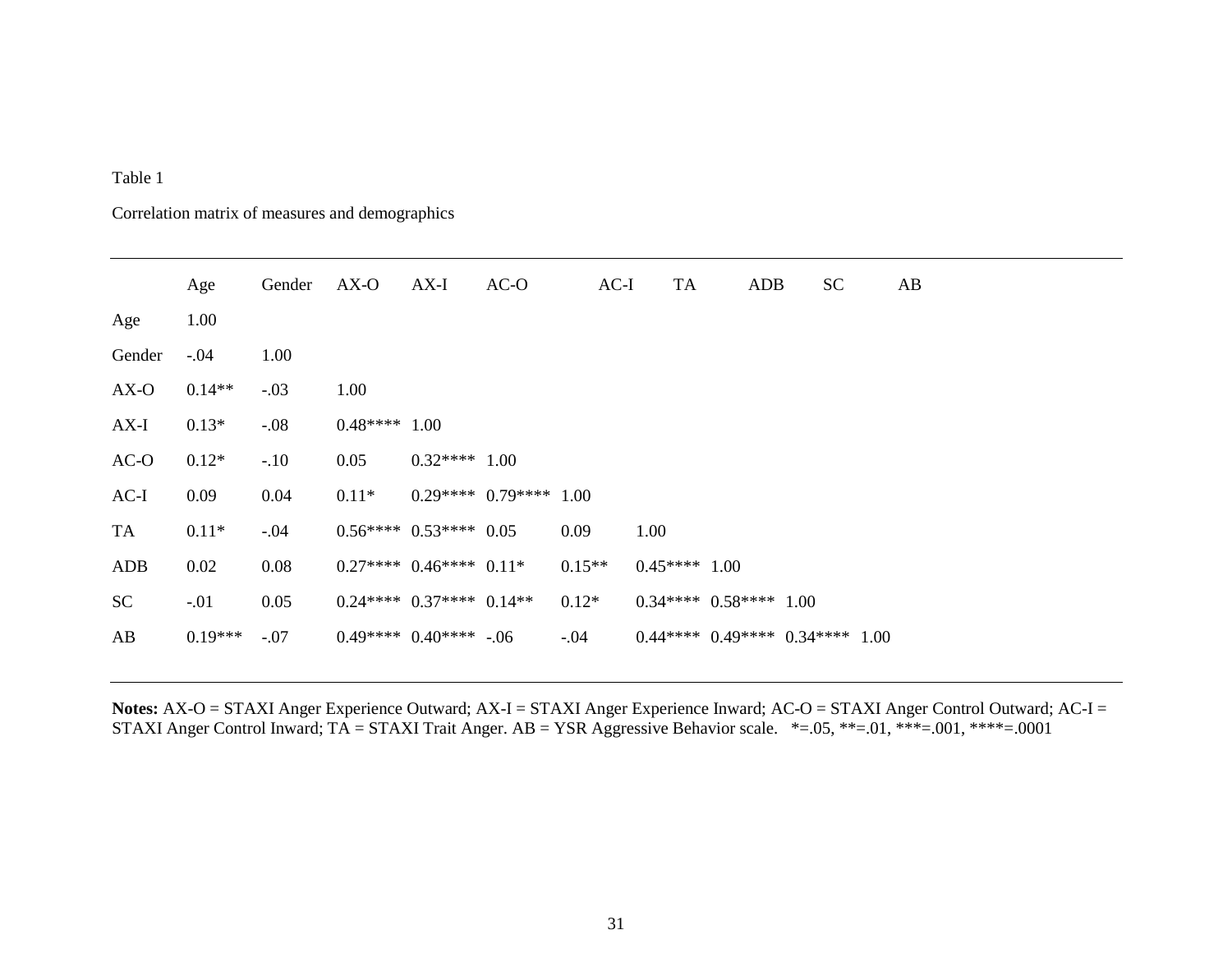Table 1

Correlation matrix of measures and demographics

| | Age | Gender | AX-O | AX-I | AC-O | AC-I | TA | ADB | SC | AB |
|---|---|---|---|---|---|---|---|---|---|---|
| Age | 1.00 | | | | | | | | | |
| Gender | -.04 | 1.00 | | | | | | | | |
| AX-O | 0.14** | -.03 | 1.00 | | | | | | | |
| AX-I | 0.13* | -.08 | 0.48**** | 1.00 | | | | | | |
| AC-O | 0.12* | -.10 | 0.05 | 0.32**** | 1.00 | | | | | |
| AC-I | 0.09 | 0.04 | 0.11* | 0.29**** | 0.79**** | 1.00 | | | | |
| TA | 0.11* | -.04 | 0.56**** | 0.53**** | 0.05 | 0.09 | 1.00 | | | |
| ADB | 0.02 | 0.08 | 0.27**** | 0.46**** | 0.11* | 0.15** | 0.45**** | 1.00 | | |
| SC | -.01 | 0.05 | 0.24**** | 0.37**** | 0.14** | 0.12* | 0.34**** | 0.58**** | 1.00 | |
| AB | 0.19*** | -.07 | 0.49**** | 0.40**** | -.06 | -.04 | 0.44**** | 0.49**** | 0.34**** | 1.00 |

**Notes:** AX-O = STAXI Anger Experience Outward; AX-I = STAXI Anger Experience Inward; AC-O = STAXI Anger Control Outward; AC-I = STAXI Anger Control Inward; TA = STAXI Trait Anger. AB = YSR Aggressive Behavior scale. *=.05, **=.01, ***=.001, ****=.0001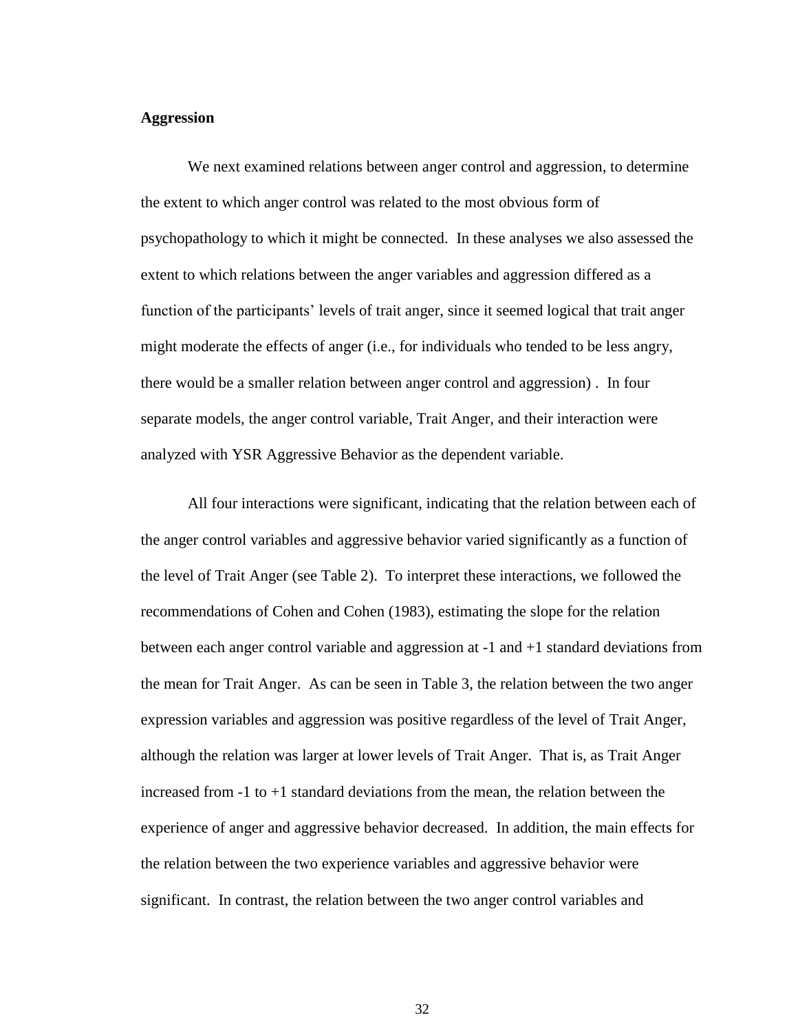**Aggression**

We next examined relations between anger control and aggression, to determine the extent to which anger control was related to the most obvious form of psychopathology to which it might be connected. In these analyses we also assessed the extent to which relations between the anger variables and aggression differed as a function of the participants' levels of trait anger, since it seemed logical that trait anger might moderate the effects of anger (i.e., for individuals who tended to be less angry, there would be a smaller relation between anger control and aggression) . In four separate models, the anger control variable, Trait Anger, and their interaction were analyzed with YSR Aggressive Behavior as the dependent variable.

All four interactions were significant, indicating that the relation between each of the anger control variables and aggressive behavior varied significantly as a function of the level of Trait Anger (see Table 2). To interpret these interactions, we followed the recommendations of Cohen and Cohen (1983), estimating the slope for the relation between each anger control variable and aggression at -1 and +1 standard deviations from the mean for Trait Anger. As can be seen in Table 3, the relation between the two anger expression variables and aggression was positive regardless of the level of Trait Anger, although the relation was larger at lower levels of Trait Anger. That is, as Trait Anger increased from -1 to +1 standard deviations from the mean, the relation between the experience of anger and aggressive behavior decreased. In addition, the main effects for the relation between the two experience variables and aggressive behavior were significant. In contrast, the relation between the two anger control variables and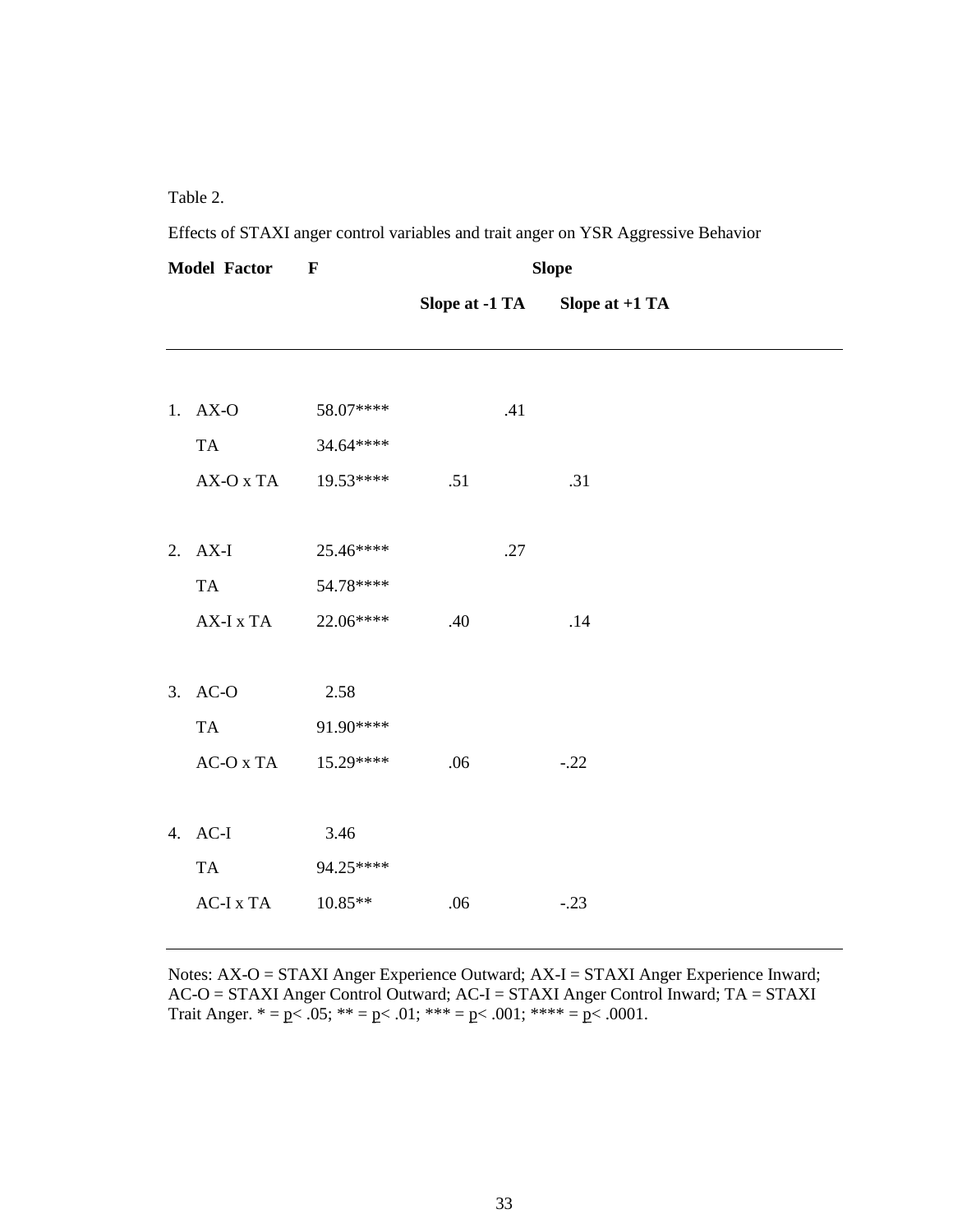Table 2.

Effects of STAXI anger control variables and trait anger on YSR Aggressive Behavior

| Model | Factor | F | Slope | |
|---|---|---|---|---|
| | | | Slope at -1 TA | Slope at +1 TA |
| 1. | AX-O | 58.07**** | .41 | |
| | TA | 34.64**** | | |
| | AX-O x TA | 19.53**** | .51 | .31 |
| 2. | AX-I | 25.46**** | .27 | |
| | TA | 54.78**** | | |
| | AX-I x TA | 22.06**** | .40 | .14 |
| 3. | AC-O | 2.58 | | |
| | TA | 91.90**** | | |
| | AC-O x TA | 15.29**** | .06 | -.22 |
| 4. | AC-I | 3.46 | | |
| | TA | 94.25**** | | |
| | AC-I x TA | 10.85** | .06 | -.23 |

Notes: AX-O = STAXI Anger Experience Outward; AX-I = STAXI Anger Experience Inward; AC-O = STAXI Anger Control Outward; AC-I = STAXI Anger Control Inward; TA = STAXI Trait Anger. * = $p < .05$; ** = $p < .01$; *** = $p < .001$; **** = $p < .0001$.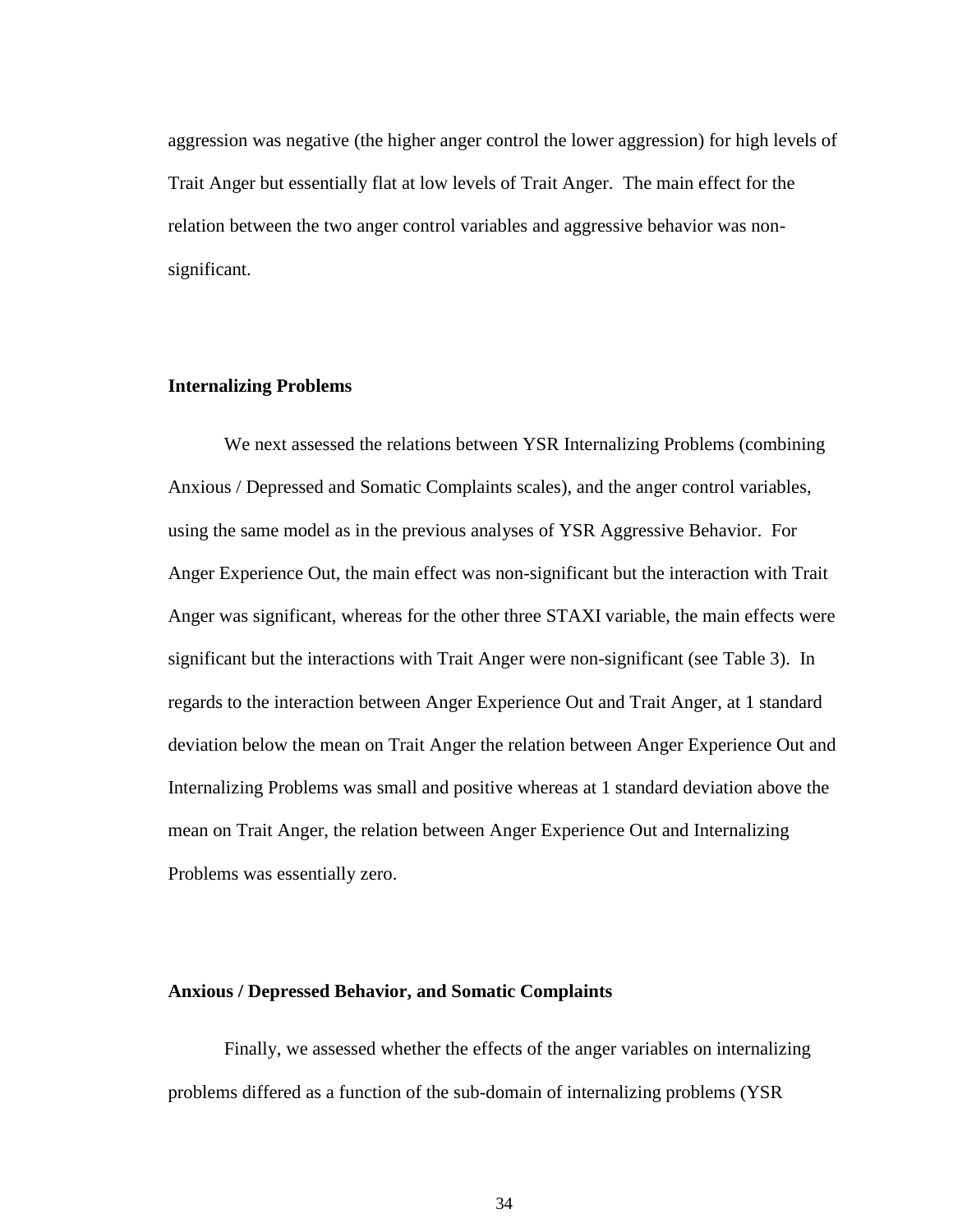aggression was negative (the higher anger control the lower aggression) for high levels of Trait Anger but essentially flat at low levels of Trait Anger. The main effect for the relation between the two anger control variables and aggressive behavior was non-significant.

### Internalizing Problems

We next assessed the relations between YSR Internalizing Problems (combining Anxious / Depressed and Somatic Complaints scales), and the anger control variables, using the same model as in the previous analyses of YSR Aggressive Behavior. For Anger Experience Out, the main effect was non-significant but the interaction with Trait Anger was significant, whereas for the other three STAXI variable, the main effects were significant but the interactions with Trait Anger were non-significant (see Table 3). In regards to the interaction between Anger Experience Out and Trait Anger, at 1 standard deviation below the mean on Trait Anger the relation between Anger Experience Out and Internalizing Problems was small and positive whereas at 1 standard deviation above the mean on Trait Anger, the relation between Anger Experience Out and Internalizing Problems was essentially zero.

### Anxious / Depressed Behavior, and Somatic Complaints

Finally, we assessed whether the effects of the anger variables on internalizing problems differed as a function of the sub-domain of internalizing problems (YSR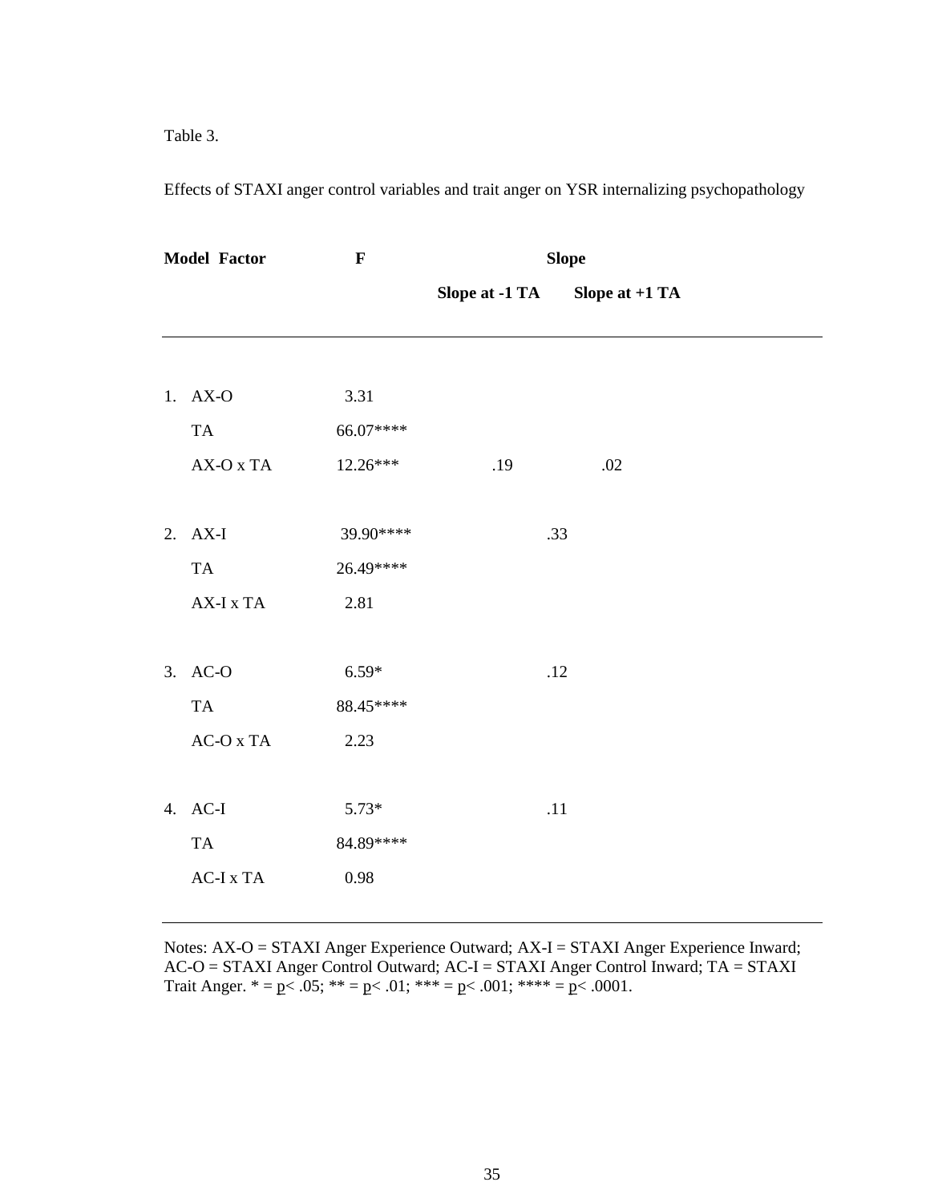Table 3.

Effects of STAXI anger control variables and trait anger on YSR internalizing psychopathology

| Model | Factor | F | Slope | Slope at -1 TA | Slope at +1 TA |
|---|---|---|---|---|---|
| 1. | AX-O | 3.31 | | | |
| | TA | 66.07**** | | | |
| | AX-O x TA | 12.26*** | | .19 | .02 |
| 2. | AX-I | 39.90**** | .33 | | |
| | TA | 26.49**** | | | |
| | AX-I x TA | 2.81 | | | |
| 3. | AC-O | 6.59* | .12 | | |
| | TA | 88.45**** | | | |
| | AC-O x TA | 2.23 | | | |
| 4. | AC-I | 5.73* | .11 | | |
| | TA | 84.89**** | | | |
| | AC-I x TA | 0.98 | | | |

Notes: AX-O = STAXI Anger Experience Outward; AX-I = STAXI Anger Experience Inward; AC-O = STAXI Anger Control Outward; AC-I = STAXI Anger Control Inward; TA = STAXI Trait Anger. * = $p < .05$; ** = $p < .01$; *** = $p < .001$; **** = $p < .0001$.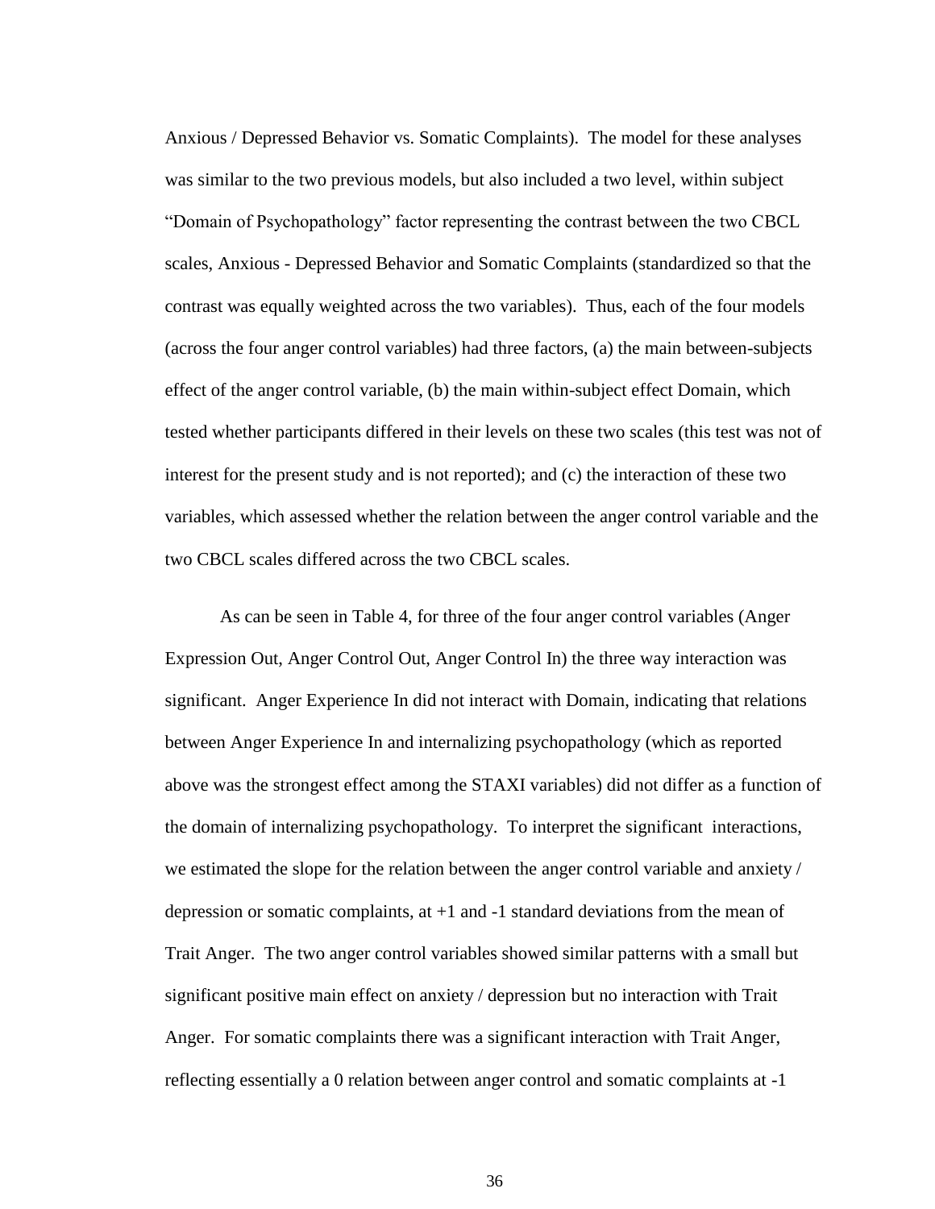Anxious / Depressed Behavior vs. Somatic Complaints). The model for these analyses was similar to the two previous models, but also included a two level, within subject "Domain of Psychopathology" factor representing the contrast between the two CBCL scales, Anxious - Depressed Behavior and Somatic Complaints (standardized so that the contrast was equally weighted across the two variables). Thus, each of the four models (across the four anger control variables) had three factors, (a) the main between-subjects effect of the anger control variable, (b) the main within-subject effect Domain, which tested whether participants differed in their levels on these two scales (this test was not of interest for the present study and is not reported); and (c) the interaction of these two variables, which assessed whether the relation between the anger control variable and the two CBCL scales differed across the two CBCL scales.

As can be seen in Table 4, for three of the four anger control variables (Anger Expression Out, Anger Control Out, Anger Control In) the three way interaction was significant. Anger Experience In did not interact with Domain, indicating that relations between Anger Experience In and internalizing psychopathology (which as reported above was the strongest effect among the STAXI variables) did not differ as a function of the domain of internalizing psychopathology. To interpret the significant interactions, we estimated the slope for the relation between the anger control variable and anxiety / depression or somatic complaints, at +1 and -1 standard deviations from the mean of Trait Anger. The two anger control variables showed similar patterns with a small but significant positive main effect on anxiety / depression but no interaction with Trait Anger. For somatic complaints there was a significant interaction with Trait Anger, reflecting essentially a 0 relation between anger control and somatic complaints at -1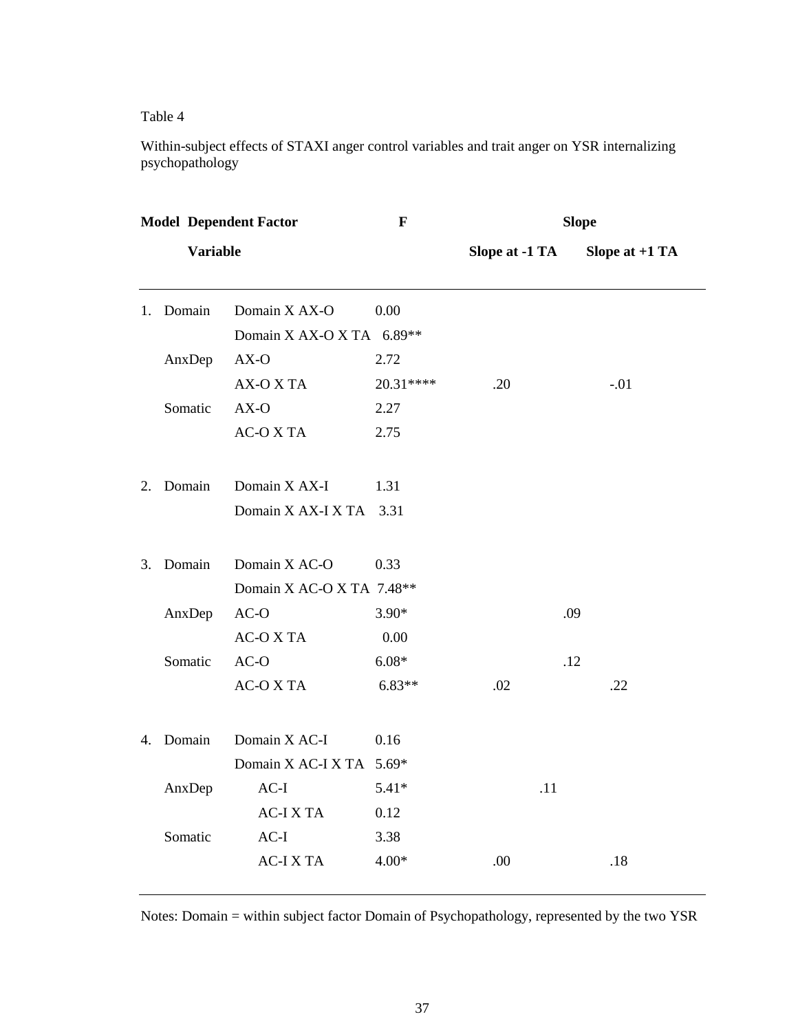Table 4

Within-subject effects of STAXI anger control variables and trait anger on YSR internalizing psychopathology

| Model | Dependent Variable | Factor | F | Slope | |
|---|---|---|---|---|---|
| | | | | Slope at -1 TA | Slope at +1 TA |
| 1. | Domain | Domain X AX-O | 0.00 | | |
| | | Domain X AX-O X TA | 6.89** | | |
| | AnxDep | AX-O | 2.72 | | |
| | | AX-O X TA | 20.31**** | .20 | -.01 |
| | Somatic | AX-O | 2.27 | | |
| | | AC-O X TA | 2.75 | | |
| 2. | Domain | Domain X AX-I | 1.31 | | |
| | | Domain X AX-I X TA | 3.31 | | |
| 3. | Domain | Domain X AC-O | 0.33 | | |
| | | Domain X AC-O X TA | 7.48** | | |
| | AnxDep | AC-O | 3.90* | .09 | |
| | | AC-O X TA | 0.00 | | |
| | Somatic | AC-O | 6.08* | .12 | |
| | | AC-O X TA | 6.83** | .02 | .22 |
| 4. | Domain | Domain X AC-I | 0.16 | | |
| | | Domain X AC-I X TA | 5.69* | | |
| | AnxDep | AC-I | 5.41* | .11 | |
| | | AC-I X TA | 0.12 | | |
| | Somatic | AC-I | 3.38 | | |
| | | AC-I X TA | 4.00* | .00 | .18 |

Notes: Domain = within subject factor Domain of Psychopathology, represented by the two YSR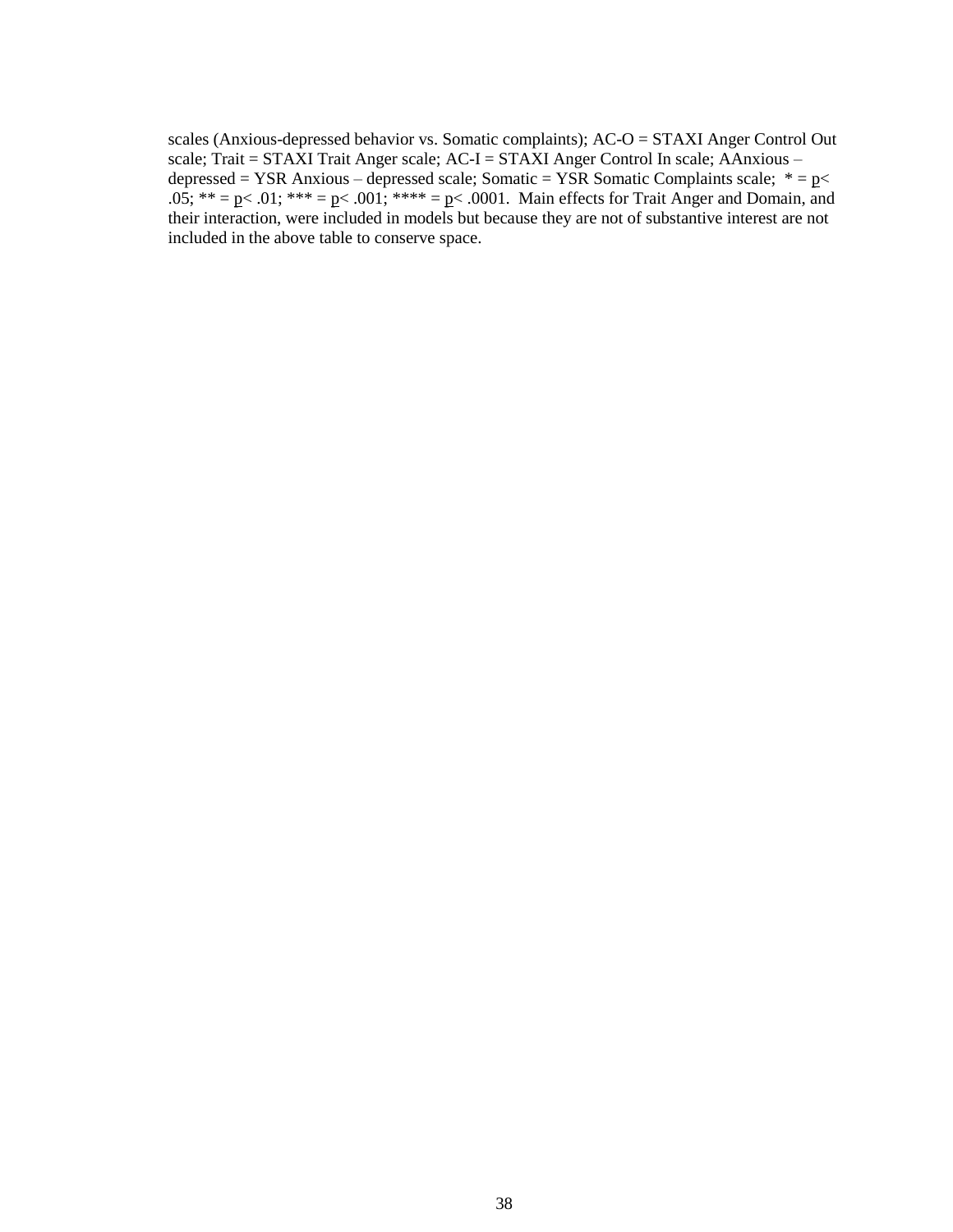scales (Anxious-depressed behavior vs. Somatic complaints); AC-O = STAXI Anger Control Out scale; Trait = STAXI Trait Anger scale; AC-I = STAXI Anger Control In scale; AAnxious – depressed = YSR Anxious – depressed scale; Somatic = YSR Somatic Complaints scale; * = $p < .05$; ** = $p < .01$; *** = $p < .001$; **** = $p < .0001$. Main effects for Trait Anger and Domain, and their interaction, were included in models but because they are not of substantive interest are not included in the above table to conserve space.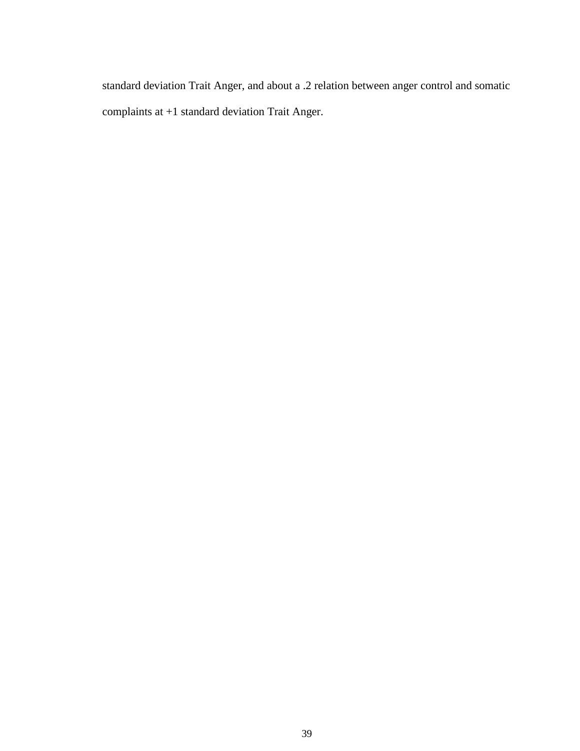standard deviation Trait Anger, and about a .2 relation between anger control and somatic complaints at +1 standard deviation Trait Anger.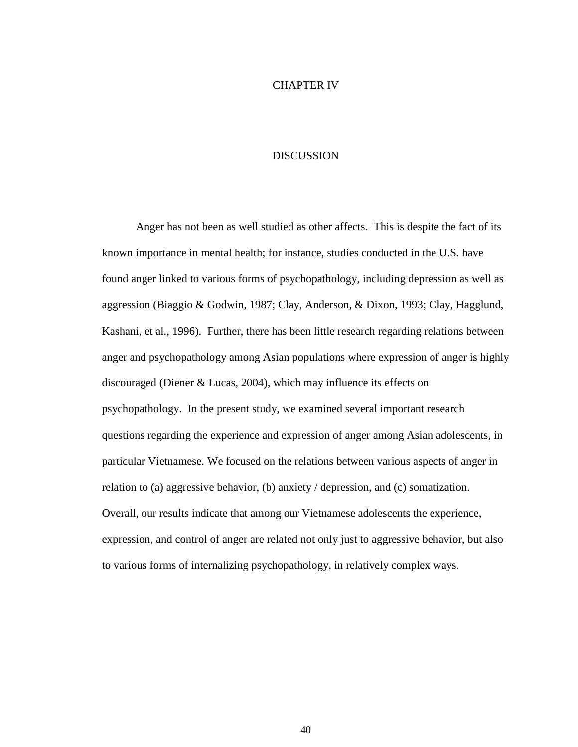# CHAPTER IV

## DISCUSSION

Anger has not been as well studied as other affects. This is despite the fact of its known importance in mental health; for instance, studies conducted in the U.S. have found anger linked to various forms of psychopathology, including depression as well as aggression (Biaggio & Godwin, 1987; Clay, Anderson, & Dixon, 1993; Clay, Hagglund, Kashani, et al., 1996). Further, there has been little research regarding relations between anger and psychopathology among Asian populations where expression of anger is highly discouraged (Diener & Lucas, 2004), which may influence its effects on psychopathology. In the present study, we examined several important research questions regarding the experience and expression of anger among Asian adolescents, in particular Vietnamese. We focused on the relations between various aspects of anger in relation to (a) aggressive behavior, (b) anxiety / depression, and (c) somatization. Overall, our results indicate that among our Vietnamese adolescents the experience, expression, and control of anger are related not only just to aggressive behavior, but also to various forms of internalizing psychopathology, in relatively complex ways.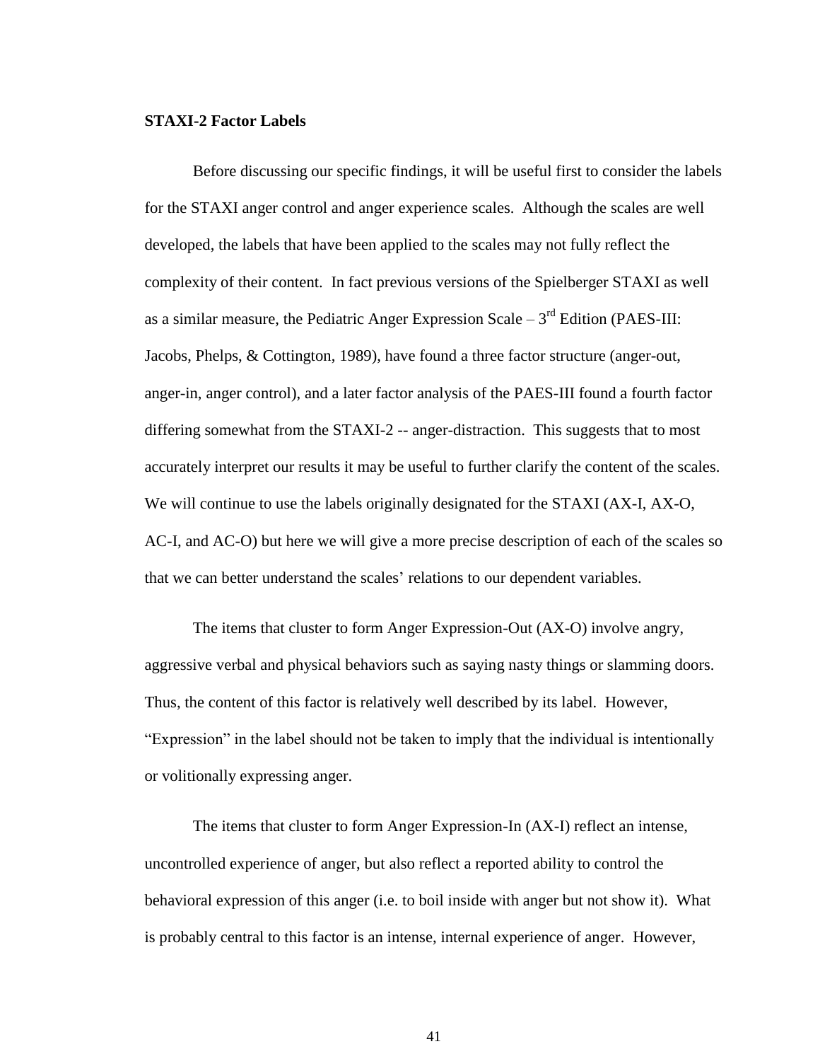**STAXI-2 Factor Labels**

Before discussing our specific findings, it will be useful first to consider the labels for the STAXI anger control and anger experience scales. Although the scales are well developed, the labels that have been applied to the scales may not fully reflect the complexity of their content. In fact previous versions of the Spielberger STAXI as well as a similar measure, the Pediatric Anger Expression Scale – 3rd Edition (PAES-III: Jacobs, Phelps, & Cottington, 1989), have found a three factor structure (anger-out, anger-in, anger control), and a later factor analysis of the PAES-III found a fourth factor differing somewhat from the STAXI-2 -- anger-distraction. This suggests that to most accurately interpret our results it may be useful to further clarify the content of the scales. We will continue to use the labels originally designated for the STAXI (AX-I, AX-O, AC-I, and AC-O) but here we will give a more precise description of each of the scales so that we can better understand the scales' relations to our dependent variables.

The items that cluster to form Anger Expression-Out (AX-O) involve angry, aggressive verbal and physical behaviors such as saying nasty things or slamming doors. Thus, the content of this factor is relatively well described by its label. However, "Expression" in the label should not be taken to imply that the individual is intentionally or volitionally expressing anger.

The items that cluster to form Anger Expression-In (AX-I) reflect an intense, uncontrolled experience of anger, but also reflect a reported ability to control the behavioral expression of this anger (i.e. to boil inside with anger but not show it). What is probably central to this factor is an intense, internal experience of anger. However,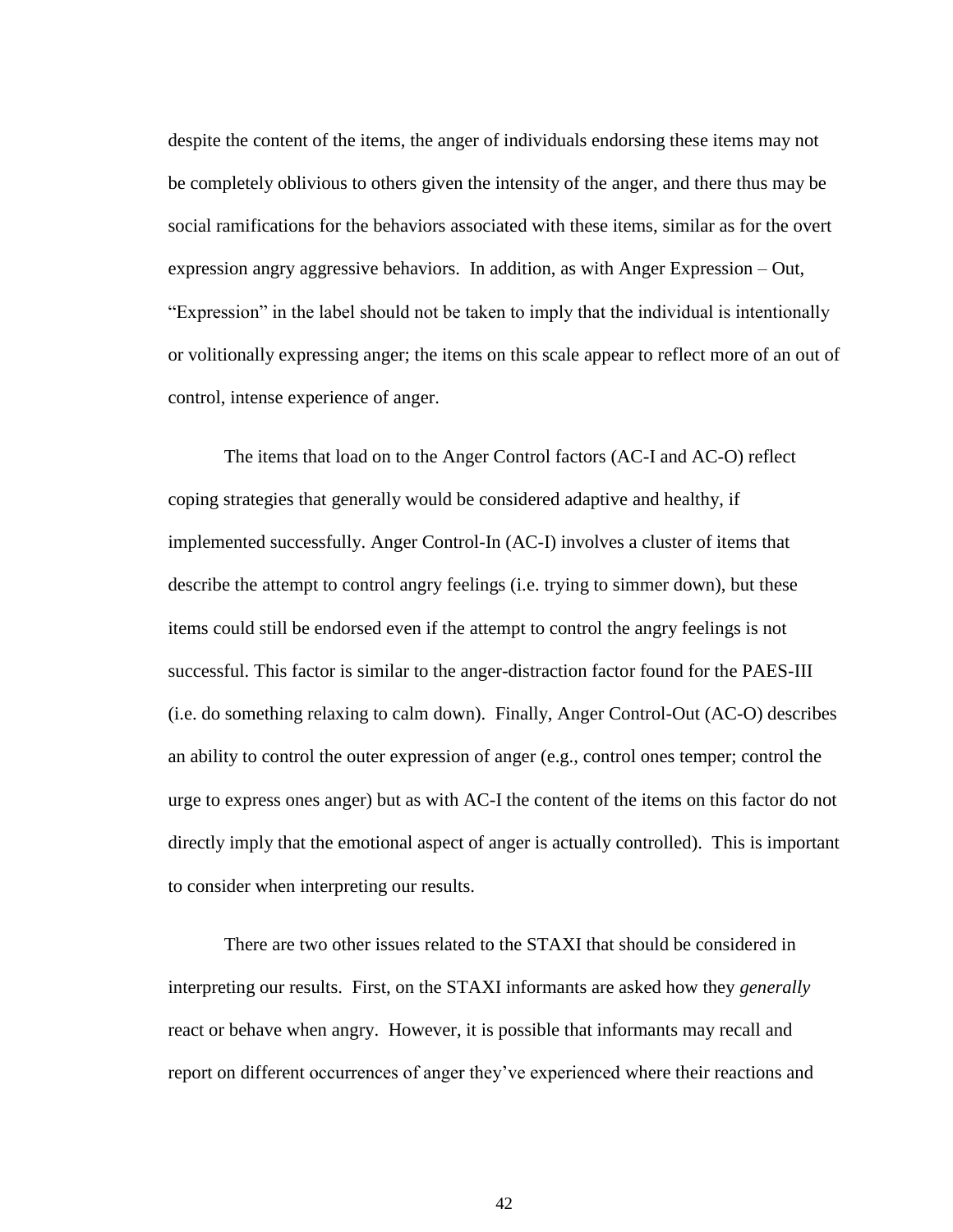despite the content of the items, the anger of individuals endorsing these items may not be completely oblivious to others given the intensity of the anger, and there thus may be social ramifications for the behaviors associated with these items, similar as for the overt expression angry aggressive behaviors. In addition, as with Anger Expression – Out, “Expression” in the label should not be taken to imply that the individual is intentionally or volitionally expressing anger; the items on this scale appear to reflect more of an out of control, intense experience of anger.

The items that load on to the Anger Control factors (AC-I and AC-O) reflect coping strategies that generally would be considered adaptive and healthy, if implemented successfully. Anger Control-In (AC-I) involves a cluster of items that describe the attempt to control angry feelings (i.e. trying to simmer down), but these items could still be endorsed even if the attempt to control the angry feelings is not successful. This factor is similar to the anger-distraction factor found for the PAES-III (i.e. do something relaxing to calm down). Finally, Anger Control-Out (AC-O) describes an ability to control the outer expression of anger (e.g., control ones temper; control the urge to express ones anger) but as with AC-I the content of the items on this factor do not directly imply that the emotional aspect of anger is actually controlled). This is important to consider when interpreting our results.

There are two other issues related to the STAXI that should be considered in interpreting our results. First, on the STAXI informants are asked how they *generally* react or behave when angry. However, it is possible that informants may recall and report on different occurrences of anger they’ve experienced where their reactions and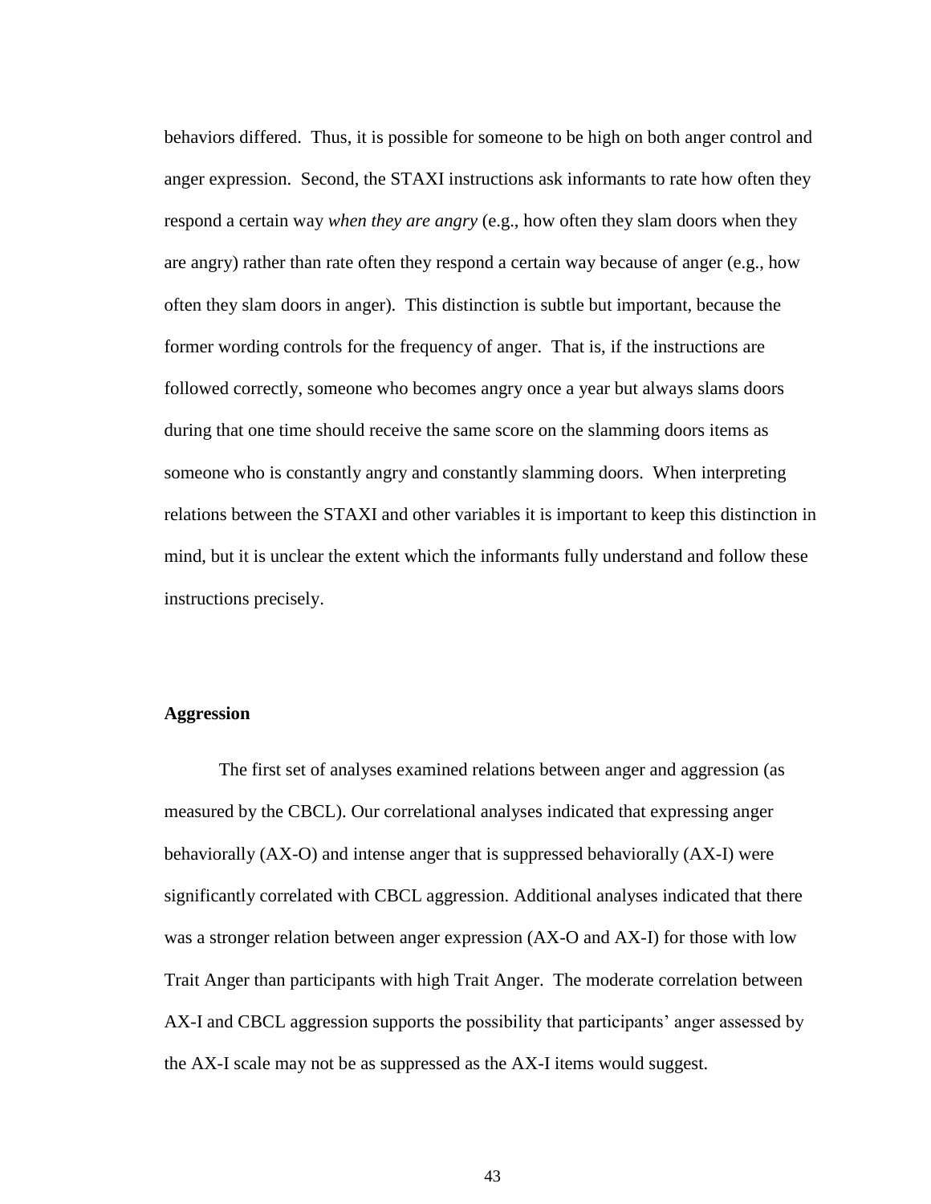behaviors differed. Thus, it is possible for someone to be high on both anger control and anger expression. Second, the STAXI instructions ask informants to rate how often they respond a certain way *when they are angry* (e.g., how often they slam doors when they are angry) rather than rate often they respond a certain way because of anger (e.g., how often they slam doors in anger). This distinction is subtle but important, because the former wording controls for the frequency of anger. That is, if the instructions are followed correctly, someone who becomes angry once a year but always slams doors during that one time should receive the same score on the slamming doors items as someone who is constantly angry and constantly slamming doors. When interpreting relations between the STAXI and other variables it is important to keep this distinction in mind, but it is unclear the extent which the informants fully understand and follow these instructions precisely.

### Aggression

The first set of analyses examined relations between anger and aggression (as measured by the CBCL). Our correlational analyses indicated that expressing anger behaviorally (AX-O) and intense anger that is suppressed behaviorally (AX-I) were significantly correlated with CBCL aggression. Additional analyses indicated that there was a stronger relation between anger expression (AX-O and AX-I) for those with low Trait Anger than participants with high Trait Anger. The moderate correlation between AX-I and CBCL aggression supports the possibility that participants' anger assessed by the AX-I scale may not be as suppressed as the AX-I items would suggest.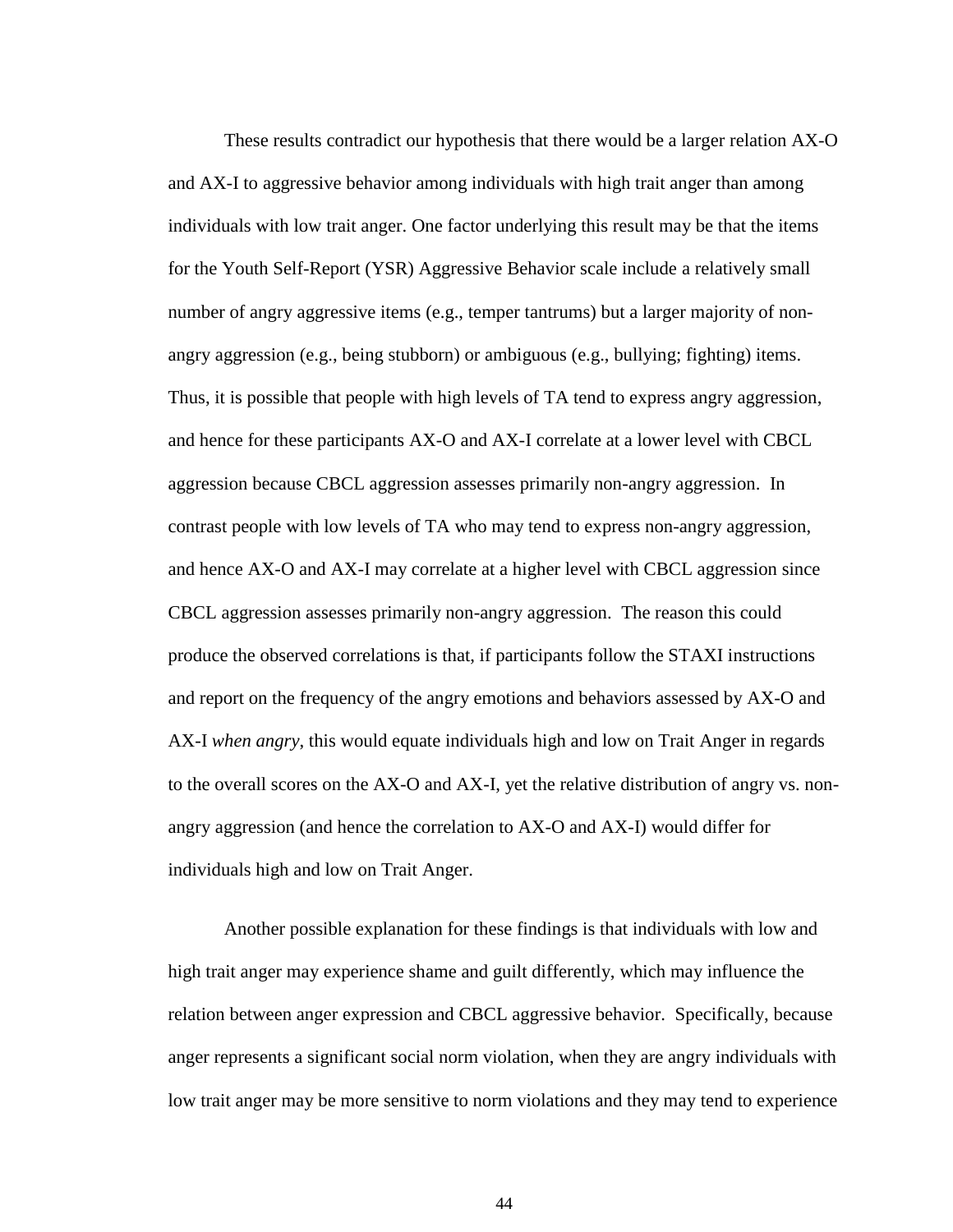These results contradict our hypothesis that there would be a larger relation AX-O and AX-I to aggressive behavior among individuals with high trait anger than among individuals with low trait anger. One factor underlying this result may be that the items for the Youth Self-Report (YSR) Aggressive Behavior scale include a relatively small number of angry aggressive items (e.g., temper tantrums) but a larger majority of non-angry aggression (e.g., being stubborn) or ambiguous (e.g., bullying; fighting) items. Thus, it is possible that people with high levels of TA tend to express angry aggression, and hence for these participants AX-O and AX-I correlate at a lower level with CBCL aggression because CBCL aggression assesses primarily non-angry aggression. In contrast people with low levels of TA who may tend to express non-angry aggression, and hence AX-O and AX-I may correlate at a higher level with CBCL aggression since CBCL aggression assesses primarily non-angry aggression. The reason this could produce the observed correlations is that, if participants follow the STAXI instructions and report on the frequency of the angry emotions and behaviors assessed by AX-O and AX-I *when angry*, this would equate individuals high and low on Trait Anger in regards to the overall scores on the AX-O and AX-I, yet the relative distribution of angry vs. non-angry aggression (and hence the correlation to AX-O and AX-I) would differ for individuals high and low on Trait Anger.

Another possible explanation for these findings is that individuals with low and high trait anger may experience shame and guilt differently, which may influence the relation between anger expression and CBCL aggressive behavior. Specifically, because anger represents a significant social norm violation, when they are angry individuals with low trait anger may be more sensitive to norm violations and they may tend to experience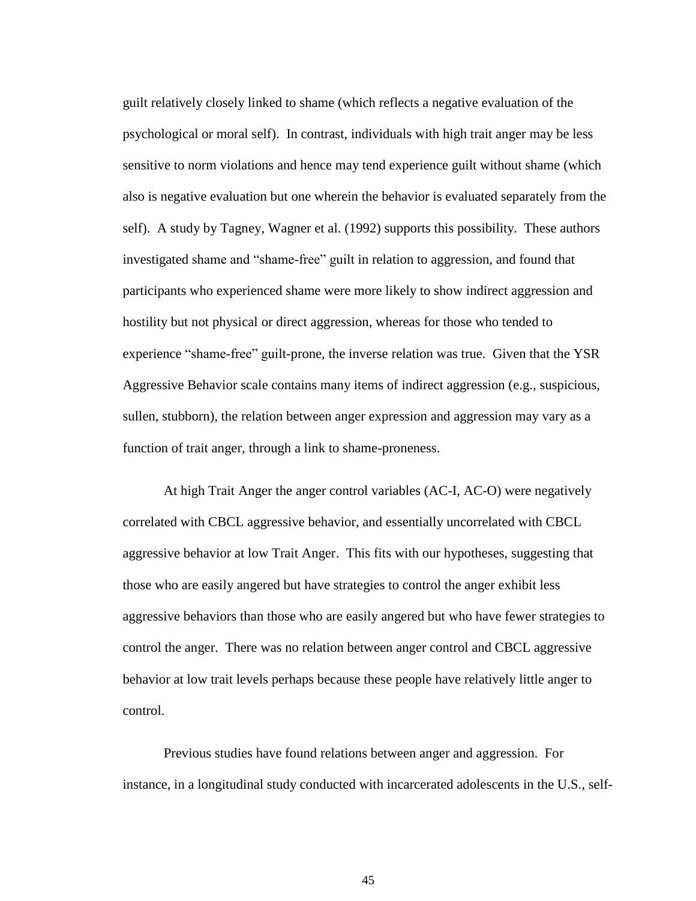guilt relatively closely linked to shame (which reflects a negative evaluation of the psychological or moral self). In contrast, individuals with high trait anger may be less sensitive to norm violations and hence may tend experience guilt without shame (which also is negative evaluation but one wherein the behavior is evaluated separately from the self). A study by Tagney, Wagner et al. (1992) supports this possibility. These authors investigated shame and "shame-free" guilt in relation to aggression, and found that participants who experienced shame were more likely to show indirect aggression and hostility but not physical or direct aggression, whereas for those who tended to experience "shame-free" guilt-prone, the inverse relation was true. Given that the YSR Aggressive Behavior scale contains many items of indirect aggression (e.g., suspicious, sullen, stubborn), the relation between anger expression and aggression may vary as a function of trait anger, through a link to shame-proneness.

At high Trait Anger the anger control variables (AC-I, AC-O) were negatively correlated with CBCL aggressive behavior, and essentially uncorrelated with CBCL aggressive behavior at low Trait Anger. This fits with our hypotheses, suggesting that those who are easily angered but have strategies to control the anger exhibit less aggressive behaviors than those who are easily angered but who have fewer strategies to control the anger. There was no relation between anger control and CBCL aggressive behavior at low trait levels perhaps because these people have relatively little anger to control.

Previous studies have found relations between anger and aggression. For instance, in a longitudinal study conducted with incarcerated adolescents in the U.S., self-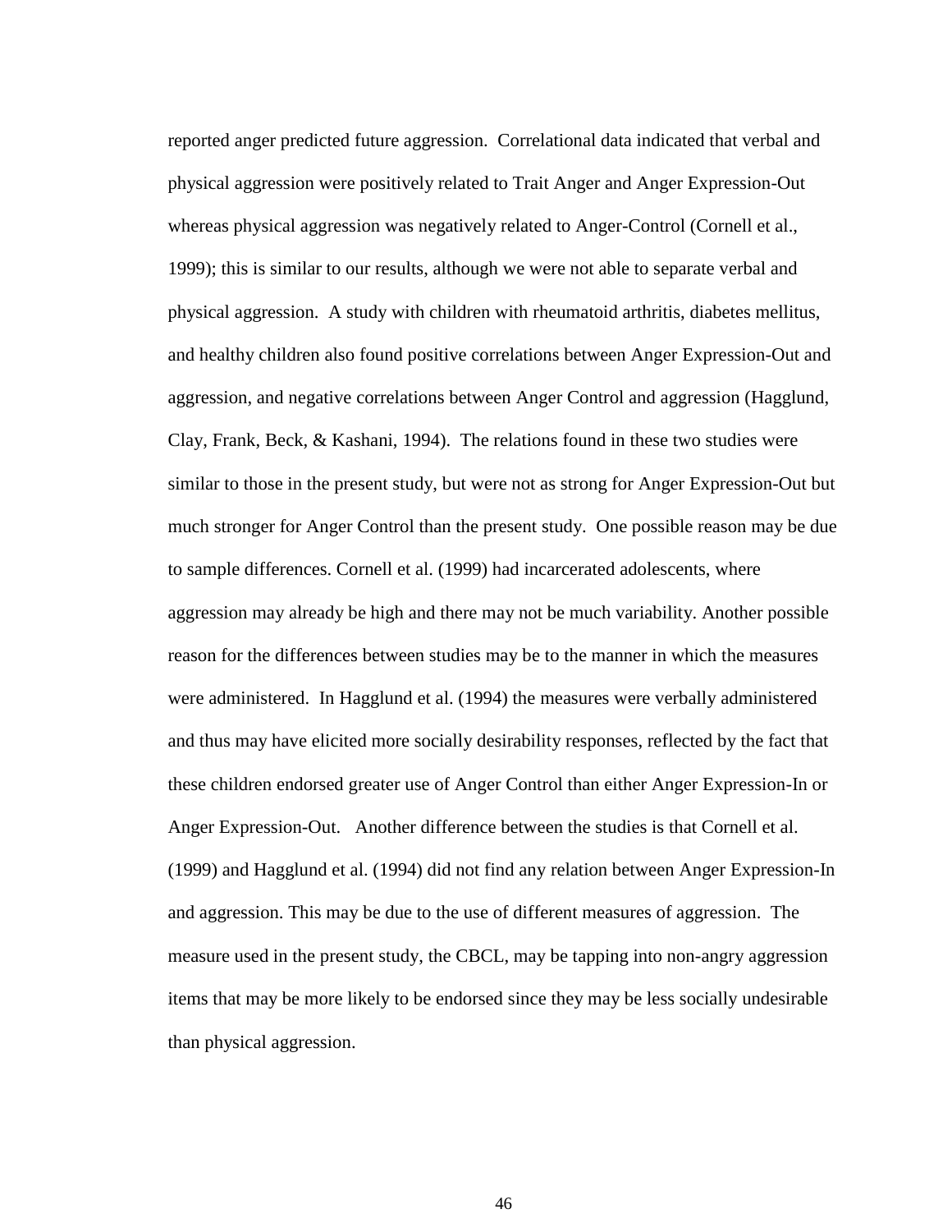reported anger predicted future aggression. Correlational data indicated that verbal and physical aggression were positively related to Trait Anger and Anger Expression-Out whereas physical aggression was negatively related to Anger-Control (Cornell et al., 1999); this is similar to our results, although we were not able to separate verbal and physical aggression. A study with children with rheumatoid arthritis, diabetes mellitus, and healthy children also found positive correlations between Anger Expression-Out and aggression, and negative correlations between Anger Control and aggression (Hagglund, Clay, Frank, Beck, & Kashani, 1994). The relations found in these two studies were similar to those in the present study, but were not as strong for Anger Expression-Out but much stronger for Anger Control than the present study. One possible reason may be due to sample differences. Cornell et al. (1999) had incarcerated adolescents, where aggression may already be high and there may not be much variability. Another possible reason for the differences between studies may be to the manner in which the measures were administered. In Hagglund et al. (1994) the measures were verbally administered and thus may have elicited more socially desirability responses, reflected by the fact that these children endorsed greater use of Anger Control than either Anger Expression-In or Anger Expression-Out. Another difference between the studies is that Cornell et al. (1999) and Hagglund et al. (1994) did not find any relation between Anger Expression-In and aggression. This may be due to the use of different measures of aggression. The measure used in the present study, the CBCL, may be tapping into non-angry aggression items that may be more likely to be endorsed since they may be less socially undesirable than physical aggression.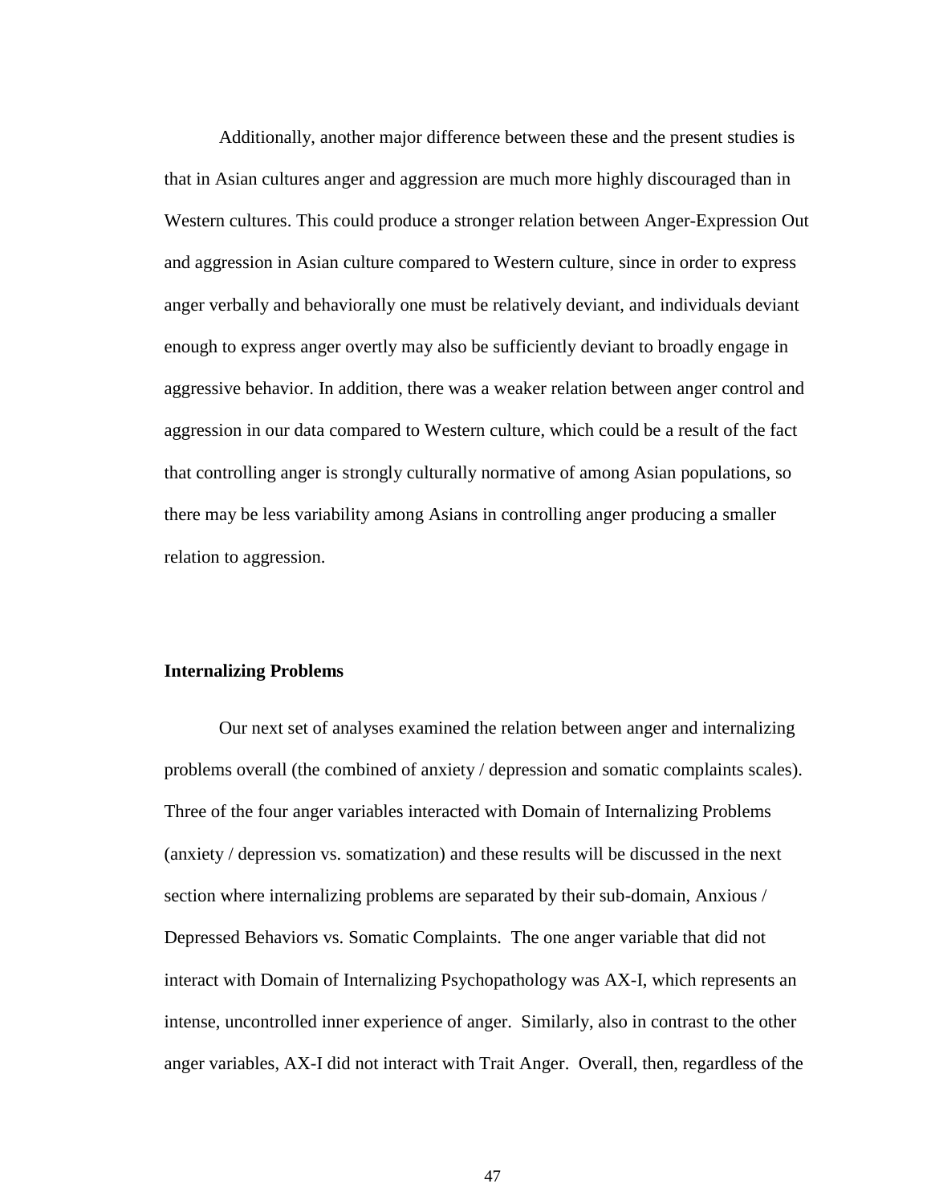Additionally, another major difference between these and the present studies is that in Asian cultures anger and aggression are much more highly discouraged than in Western cultures. This could produce a stronger relation between Anger-Expression Out and aggression in Asian culture compared to Western culture, since in order to express anger verbally and behaviorally one must be relatively deviant, and individuals deviant enough to express anger overtly may also be sufficiently deviant to broadly engage in aggressive behavior. In addition, there was a weaker relation between anger control and aggression in our data compared to Western culture, which could be a result of the fact that controlling anger is strongly culturally normative of among Asian populations, so there may be less variability among Asians in controlling anger producing a smaller relation to aggression.

**Internalizing Problems**

Our next set of analyses examined the relation between anger and internalizing problems overall (the combined of anxiety / depression and somatic complaints scales). Three of the four anger variables interacted with Domain of Internalizing Problems (anxiety / depression vs. somatization) and these results will be discussed in the next section where internalizing problems are separated by their sub-domain, Anxious / Depressed Behaviors vs. Somatic Complaints. The one anger variable that did not interact with Domain of Internalizing Psychopathology was AX-I, which represents an intense, uncontrolled inner experience of anger. Similarly, also in contrast to the other anger variables, AX-I did not interact with Trait Anger. Overall, then, regardless of the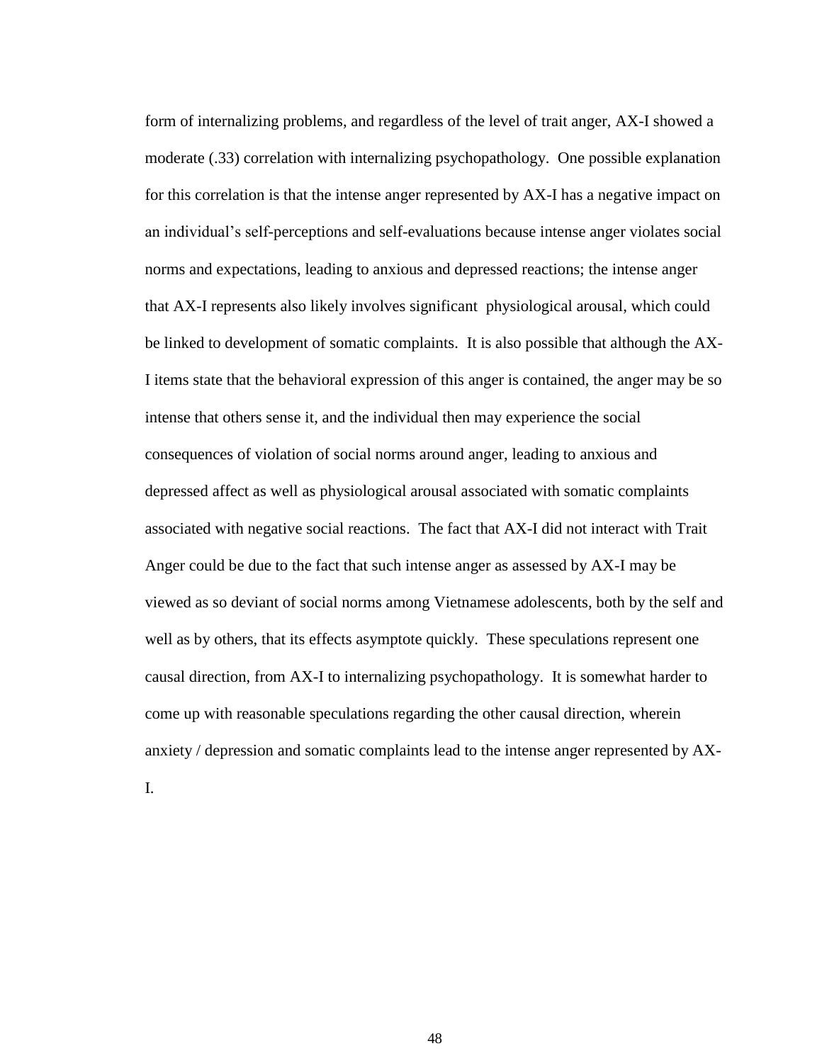form of internalizing problems, and regardless of the level of trait anger, AX-I showed a moderate (.33) correlation with internalizing psychopathology. One possible explanation for this correlation is that the intense anger represented by AX-I has a negative impact on an individual's self-perceptions and self-evaluations because intense anger violates social norms and expectations, leading to anxious and depressed reactions; the intense anger that AX-I represents also likely involves significant physiological arousal, which could be linked to development of somatic complaints. It is also possible that although the AX-I items state that the behavioral expression of this anger is contained, the anger may be so intense that others sense it, and the individual then may experience the social consequences of violation of social norms around anger, leading to anxious and depressed affect as well as physiological arousal associated with somatic complaints associated with negative social reactions. The fact that AX-I did not interact with Trait Anger could be due to the fact that such intense anger as assessed by AX-I may be viewed as so deviant of social norms among Vietnamese adolescents, both by the self and well as by others, that its effects asymptote quickly. These speculations represent one causal direction, from AX-I to internalizing psychopathology. It is somewhat harder to come up with reasonable speculations regarding the other causal direction, wherein anxiety / depression and somatic complaints lead to the intense anger represented by AX-I.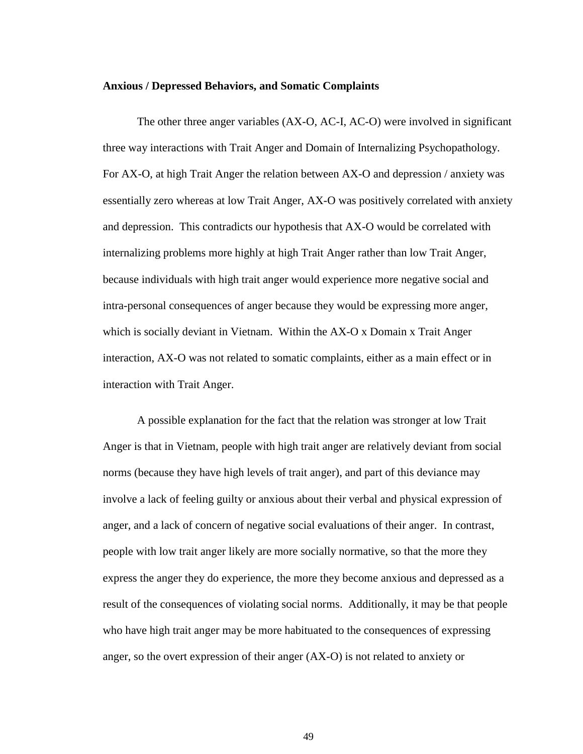**Anxious / Depressed Behaviors, and Somatic Complaints**

The other three anger variables (AX-O, AC-I, AC-O) were involved in significant three way interactions with Trait Anger and Domain of Internalizing Psychopathology. For AX-O, at high Trait Anger the relation between AX-O and depression / anxiety was essentially zero whereas at low Trait Anger, AX-O was positively correlated with anxiety and depression. This contradicts our hypothesis that AX-O would be correlated with internalizing problems more highly at high Trait Anger rather than low Trait Anger, because individuals with high trait anger would experience more negative social and intra-personal consequences of anger because they would be expressing more anger, which is socially deviant in Vietnam. Within the AX-O x Domain x Trait Anger interaction, AX-O was not related to somatic complaints, either as a main effect or in interaction with Trait Anger.

A possible explanation for the fact that the relation was stronger at low Trait Anger is that in Vietnam, people with high trait anger are relatively deviant from social norms (because they have high levels of trait anger), and part of this deviance may involve a lack of feeling guilty or anxious about their verbal and physical expression of anger, and a lack of concern of negative social evaluations of their anger. In contrast, people with low trait anger likely are more socially normative, so that the more they express the anger they do experience, the more they become anxious and depressed as a result of the consequences of violating social norms. Additionally, it may be that people who have high trait anger may be more habituated to the consequences of expressing anger, so the overt expression of their anger (AX-O) is not related to anxiety or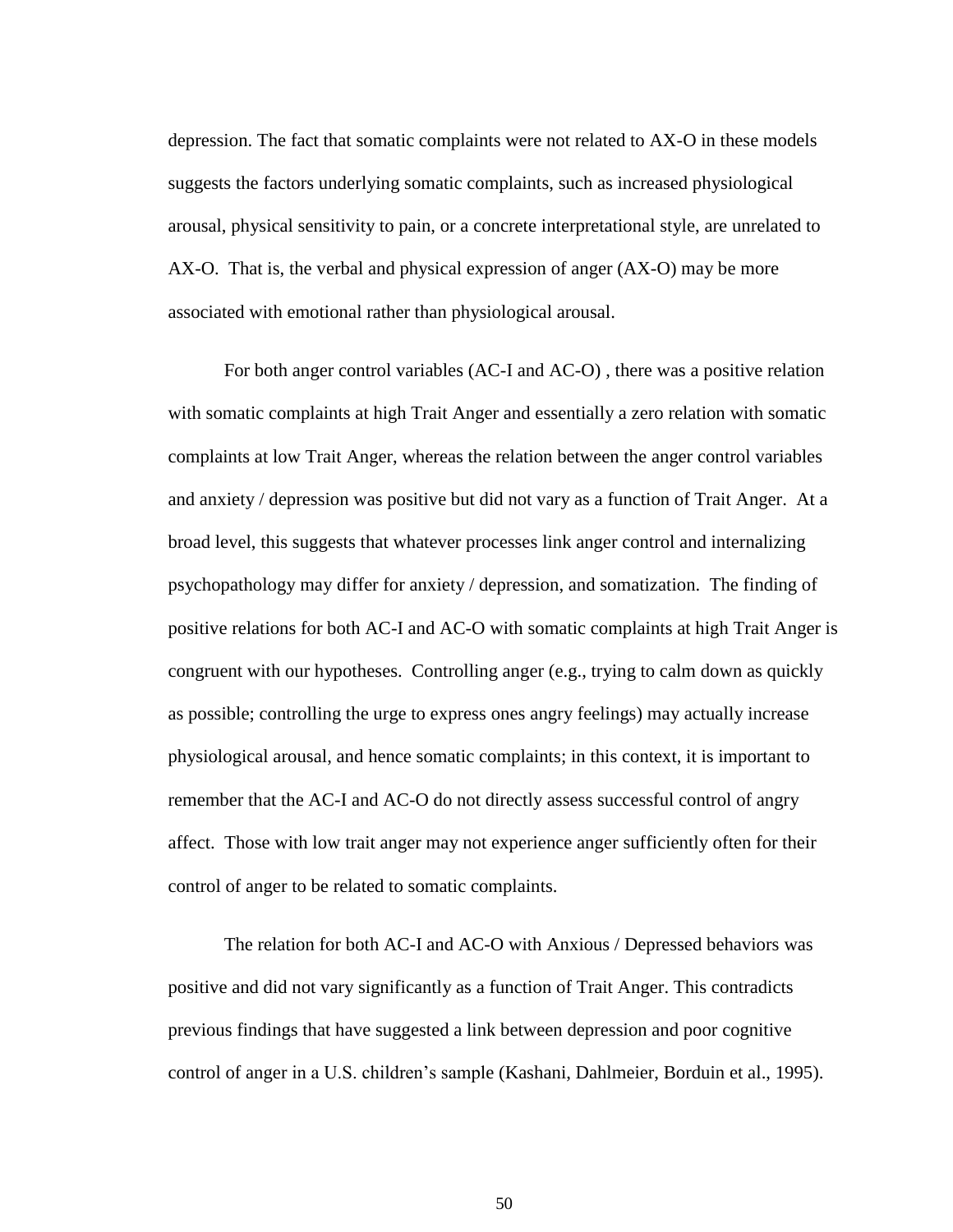depression. The fact that somatic complaints were not related to AX-O in these models suggests the factors underlying somatic complaints, such as increased physiological arousal, physical sensitivity to pain, or a concrete interpretational style, are unrelated to AX-O. That is, the verbal and physical expression of anger (AX-O) may be more associated with emotional rather than physiological arousal.

For both anger control variables (AC-I and AC-O) , there was a positive relation with somatic complaints at high Trait Anger and essentially a zero relation with somatic complaints at low Trait Anger, whereas the relation between the anger control variables and anxiety / depression was positive but did not vary as a function of Trait Anger. At a broad level, this suggests that whatever processes link anger control and internalizing psychopathology may differ for anxiety / depression, and somatization. The finding of positive relations for both AC-I and AC-O with somatic complaints at high Trait Anger is congruent with our hypotheses. Controlling anger (e.g., trying to calm down as quickly as possible; controlling the urge to express ones angry feelings) may actually increase physiological arousal, and hence somatic complaints; in this context, it is important to remember that the AC-I and AC-O do not directly assess successful control of angry affect. Those with low trait anger may not experience anger sufficiently often for their control of anger to be related to somatic complaints.

The relation for both AC-I and AC-O with Anxious / Depressed behaviors was positive and did not vary significantly as a function of Trait Anger. This contradicts previous findings that have suggested a link between depression and poor cognitive control of anger in a U.S. children's sample (Kashani, Dahlmeier, Borduin et al., 1995).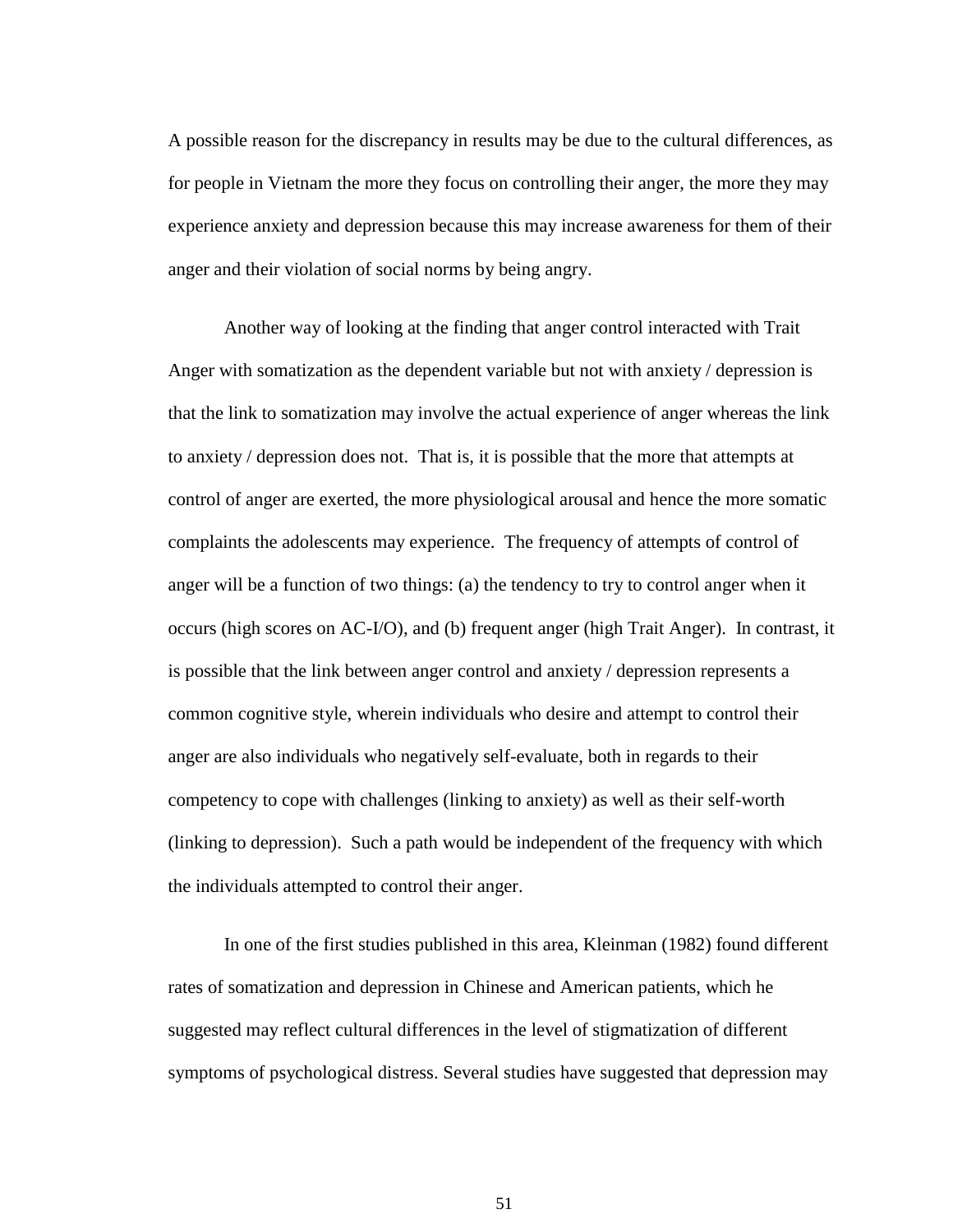A possible reason for the discrepancy in results may be due to the cultural differences, as for people in Vietnam the more they focus on controlling their anger, the more they may experience anxiety and depression because this may increase awareness for them of their anger and their violation of social norms by being angry.

Another way of looking at the finding that anger control interacted with Trait Anger with somatization as the dependent variable but not with anxiety / depression is that the link to somatization may involve the actual experience of anger whereas the link to anxiety / depression does not. That is, it is possible that the more that attempts at control of anger are exerted, the more physiological arousal and hence the more somatic complaints the adolescents may experience. The frequency of attempts of control of anger will be a function of two things: (a) the tendency to try to control anger when it occurs (high scores on AC-I/O), and (b) frequent anger (high Trait Anger). In contrast, it is possible that the link between anger control and anxiety / depression represents a common cognitive style, wherein individuals who desire and attempt to control their anger are also individuals who negatively self-evaluate, both in regards to their competency to cope with challenges (linking to anxiety) as well as their self-worth (linking to depression). Such a path would be independent of the frequency with which the individuals attempted to control their anger.

In one of the first studies published in this area, Kleinman (1982) found different rates of somatization and depression in Chinese and American patients, which he suggested may reflect cultural differences in the level of stigmatization of different symptoms of psychological distress. Several studies have suggested that depression may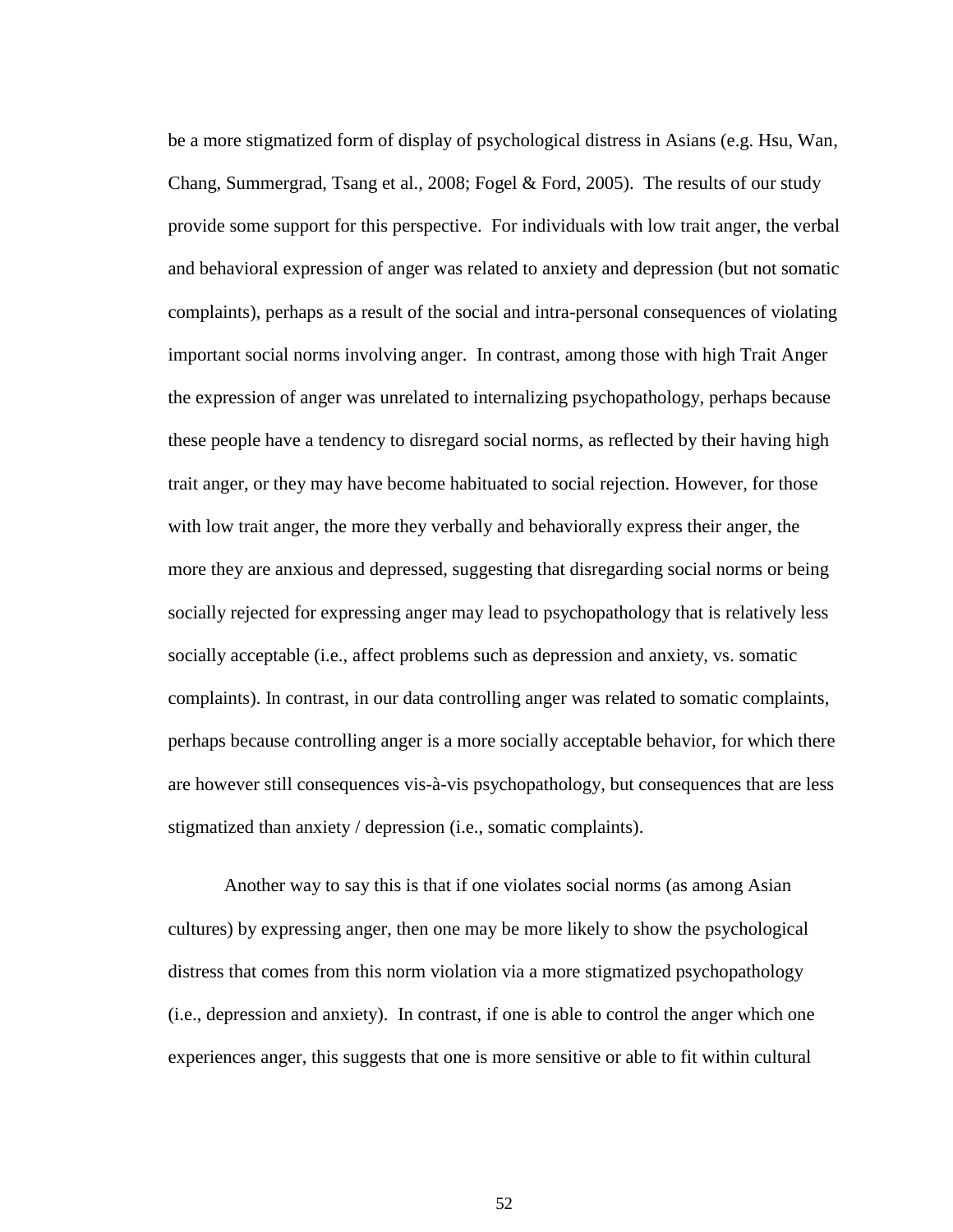be a more stigmatized form of display of psychological distress in Asians (e.g. Hsu, Wan, Chang, Summergrad, Tsang et al., 2008; Fogel & Ford, 2005). The results of our study provide some support for this perspective. For individuals with low trait anger, the verbal and behavioral expression of anger was related to anxiety and depression (but not somatic complaints), perhaps as a result of the social and intra-personal consequences of violating important social norms involving anger. In contrast, among those with high Trait Anger the expression of anger was unrelated to internalizing psychopathology, perhaps because these people have a tendency to disregard social norms, as reflected by their having high trait anger, or they may have become habituated to social rejection. However, for those with low trait anger, the more they verbally and behaviorally express their anger, the more they are anxious and depressed, suggesting that disregarding social norms or being socially rejected for expressing anger may lead to psychopathology that is relatively less socially acceptable (i.e., affect problems such as depression and anxiety, vs. somatic complaints). In contrast, in our data controlling anger was related to somatic complaints, perhaps because controlling anger is a more socially acceptable behavior, for which there are however still consequences vis-à-vis psychopathology, but consequences that are less stigmatized than anxiety / depression (i.e., somatic complaints).

Another way to say this is that if one violates social norms (as among Asian cultures) by expressing anger, then one may be more likely to show the psychological distress that comes from this norm violation via a more stigmatized psychopathology (i.e., depression and anxiety). In contrast, if one is able to control the anger which one experiences anger, this suggests that one is more sensitive or able to fit within cultural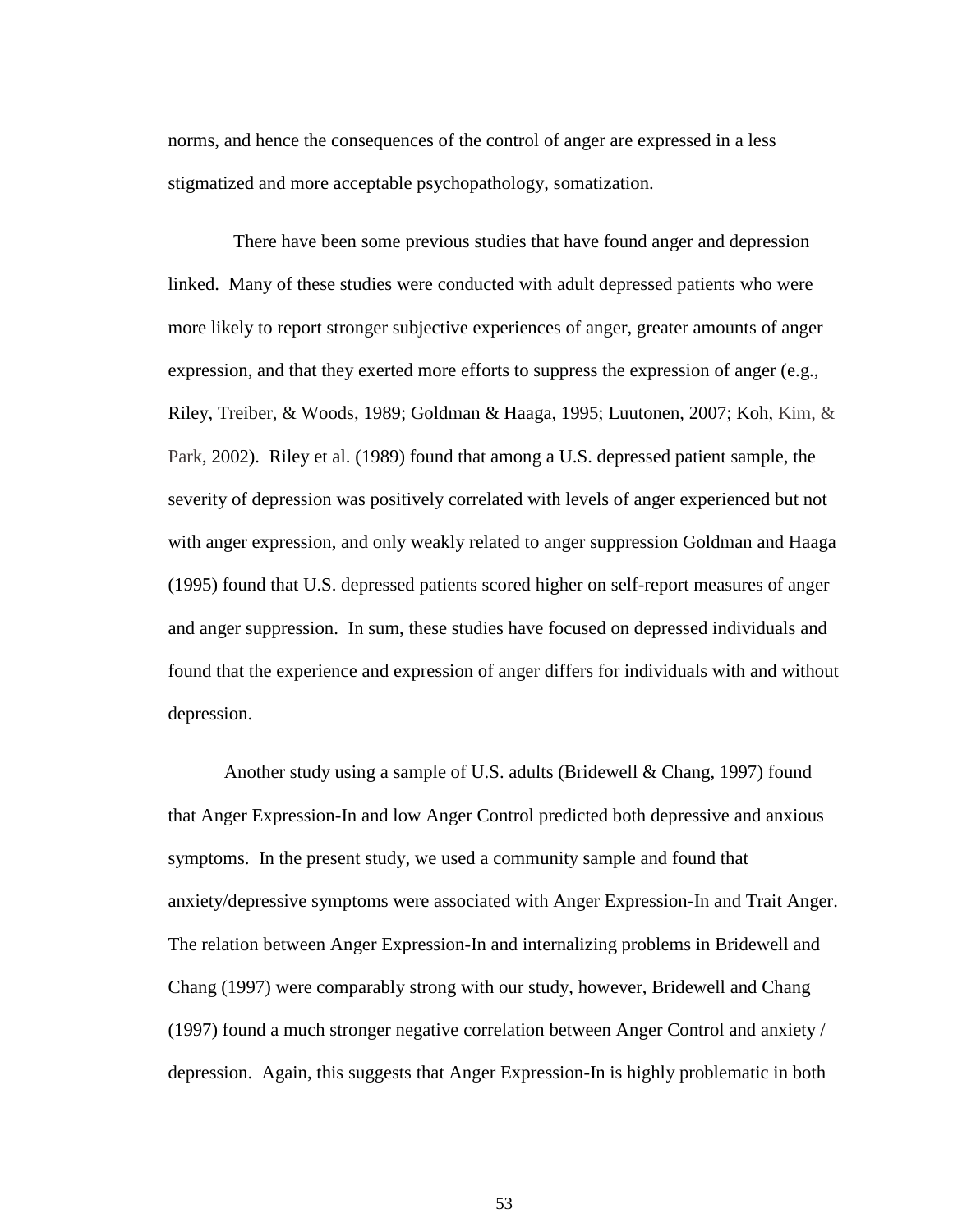norms, and hence the consequences of the control of anger are expressed in a less stigmatized and more acceptable psychopathology, somatization.

There have been some previous studies that have found anger and depression linked. Many of these studies were conducted with adult depressed patients who were more likely to report stronger subjective experiences of anger, greater amounts of anger expression, and that they exerted more efforts to suppress the expression of anger (e.g., Riley, Treiber, & Woods, 1989; Goldman & Haaga, 1995; Luutonen, 2007; Koh, Kim, & Park, 2002). Riley et al. (1989) found that among a U.S. depressed patient sample, the severity of depression was positively correlated with levels of anger experienced but not with anger expression, and only weakly related to anger suppression Goldman and Haaga (1995) found that U.S. depressed patients scored higher on self-report measures of anger and anger suppression. In sum, these studies have focused on depressed individuals and found that the experience and expression of anger differs for individuals with and without depression.

Another study using a sample of U.S. adults (Bridewell & Chang, 1997) found that Anger Expression-In and low Anger Control predicted both depressive and anxious symptoms. In the present study, we used a community sample and found that anxiety/depressive symptoms were associated with Anger Expression-In and Trait Anger. The relation between Anger Expression-In and internalizing problems in Bridewell and Chang (1997) were comparably strong with our study, however, Bridewell and Chang (1997) found a much stronger negative correlation between Anger Control and anxiety / depression. Again, this suggests that Anger Expression-In is highly problematic in both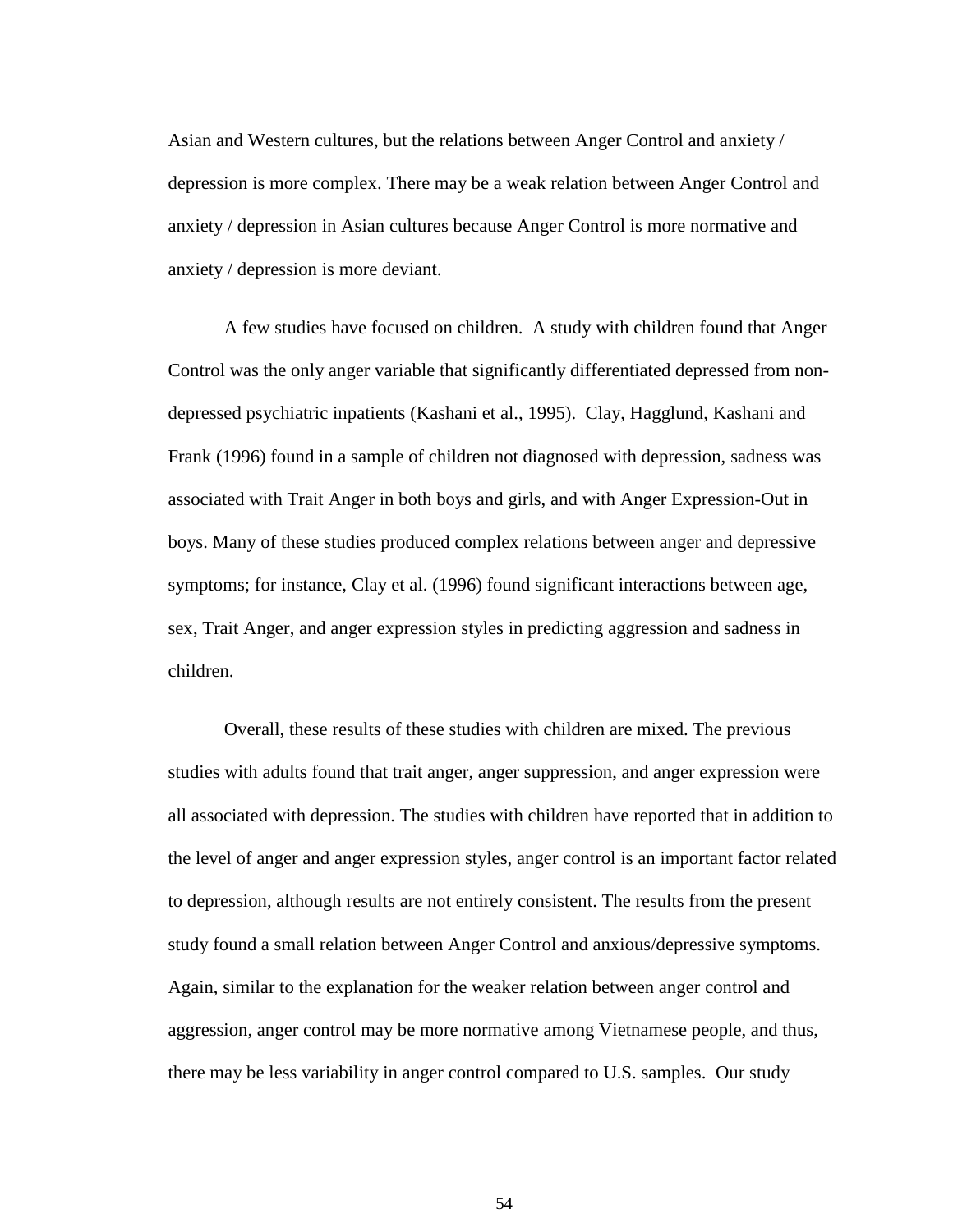Asian and Western cultures, but the relations between Anger Control and anxiety / depression is more complex. There may be a weak relation between Anger Control and anxiety / depression in Asian cultures because Anger Control is more normative and anxiety / depression is more deviant.

A few studies have focused on children. A study with children found that Anger Control was the only anger variable that significantly differentiated depressed from non-depressed psychiatric inpatients (Kashani et al., 1995). Clay, Hagglund, Kashani and Frank (1996) found in a sample of children not diagnosed with depression, sadness was associated with Trait Anger in both boys and girls, and with Anger Expression-Out in boys. Many of these studies produced complex relations between anger and depressive symptoms; for instance, Clay et al. (1996) found significant interactions between age, sex, Trait Anger, and anger expression styles in predicting aggression and sadness in children.

Overall, these results of these studies with children are mixed. The previous studies with adults found that trait anger, anger suppression, and anger expression were all associated with depression. The studies with children have reported that in addition to the level of anger and anger expression styles, anger control is an important factor related to depression, although results are not entirely consistent. The results from the present study found a small relation between Anger Control and anxious/depressive symptoms. Again, similar to the explanation for the weaker relation between anger control and aggression, anger control may be more normative among Vietnamese people, and thus, there may be less variability in anger control compared to U.S. samples. Our study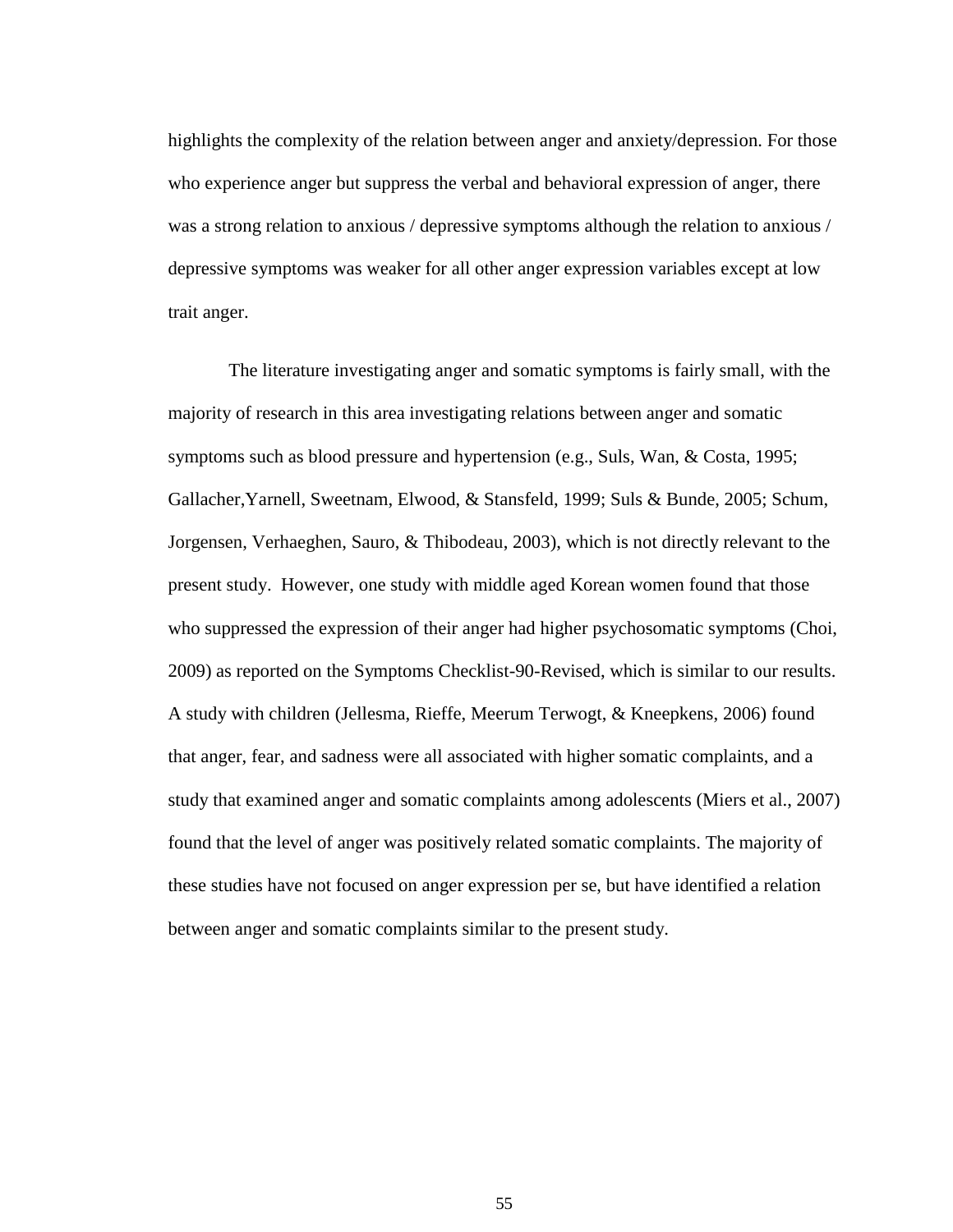highlights the complexity of the relation between anger and anxiety/depression. For those who experience anger but suppress the verbal and behavioral expression of anger, there was a strong relation to anxious / depressive symptoms although the relation to anxious / depressive symptoms was weaker for all other anger expression variables except at low trait anger.

The literature investigating anger and somatic symptoms is fairly small, with the majority of research in this area investigating relations between anger and somatic symptoms such as blood pressure and hypertension (e.g., Suls, Wan, & Costa, 1995; Gallacher,Yarnell, Sweetnam, Elwood, & Stansfeld, 1999; Suls & Bunde, 2005; Schum, Jorgensen, Verhaeghen, Sauro, & Thibodeau, 2003), which is not directly relevant to the present study. However, one study with middle aged Korean women found that those who suppressed the expression of their anger had higher psychosomatic symptoms (Choi, 2009) as reported on the Symptoms Checklist-90-Revised, which is similar to our results. A study with children (Jellesma, Rieffe, Meerum Terwogt, & Kneepkens, 2006) found that anger, fear, and sadness were all associated with higher somatic complaints, and a study that examined anger and somatic complaints among adolescents (Miers et al., 2007) found that the level of anger was positively related somatic complaints. The majority of these studies have not focused on anger expression per se, but have identified a relation between anger and somatic complaints similar to the present study.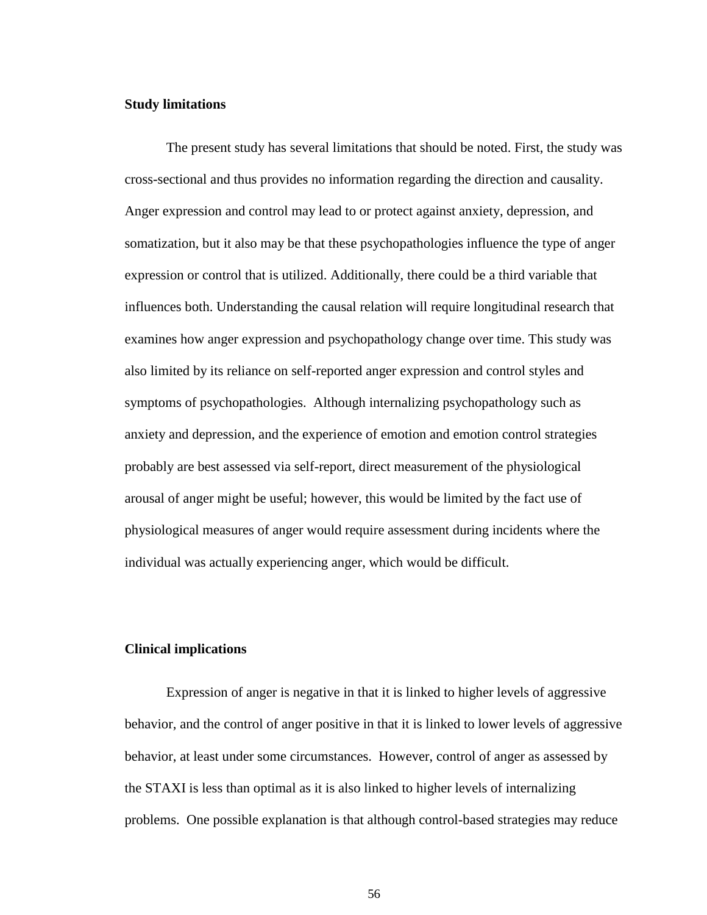**Study limitations**

The present study has several limitations that should be noted. First, the study was cross-sectional and thus provides no information regarding the direction and causality. Anger expression and control may lead to or protect against anxiety, depression, and somatization, but it also may be that these psychopathologies influence the type of anger expression or control that is utilized. Additionally, there could be a third variable that influences both. Understanding the causal relation will require longitudinal research that examines how anger expression and psychopathology change over time. This study was also limited by its reliance on self-reported anger expression and control styles and symptoms of psychopathologies. Although internalizing psychopathology such as anxiety and depression, and the experience of emotion and emotion control strategies probably are best assessed via self-report, direct measurement of the physiological arousal of anger might be useful; however, this would be limited by the fact use of physiological measures of anger would require assessment during incidents where the individual was actually experiencing anger, which would be difficult.

**Clinical implications**

Expression of anger is negative in that it is linked to higher levels of aggressive behavior, and the control of anger positive in that it is linked to lower levels of aggressive behavior, at least under some circumstances. However, control of anger as assessed by the STAXI is less than optimal as it is also linked to higher levels of internalizing problems. One possible explanation is that although control-based strategies may reduce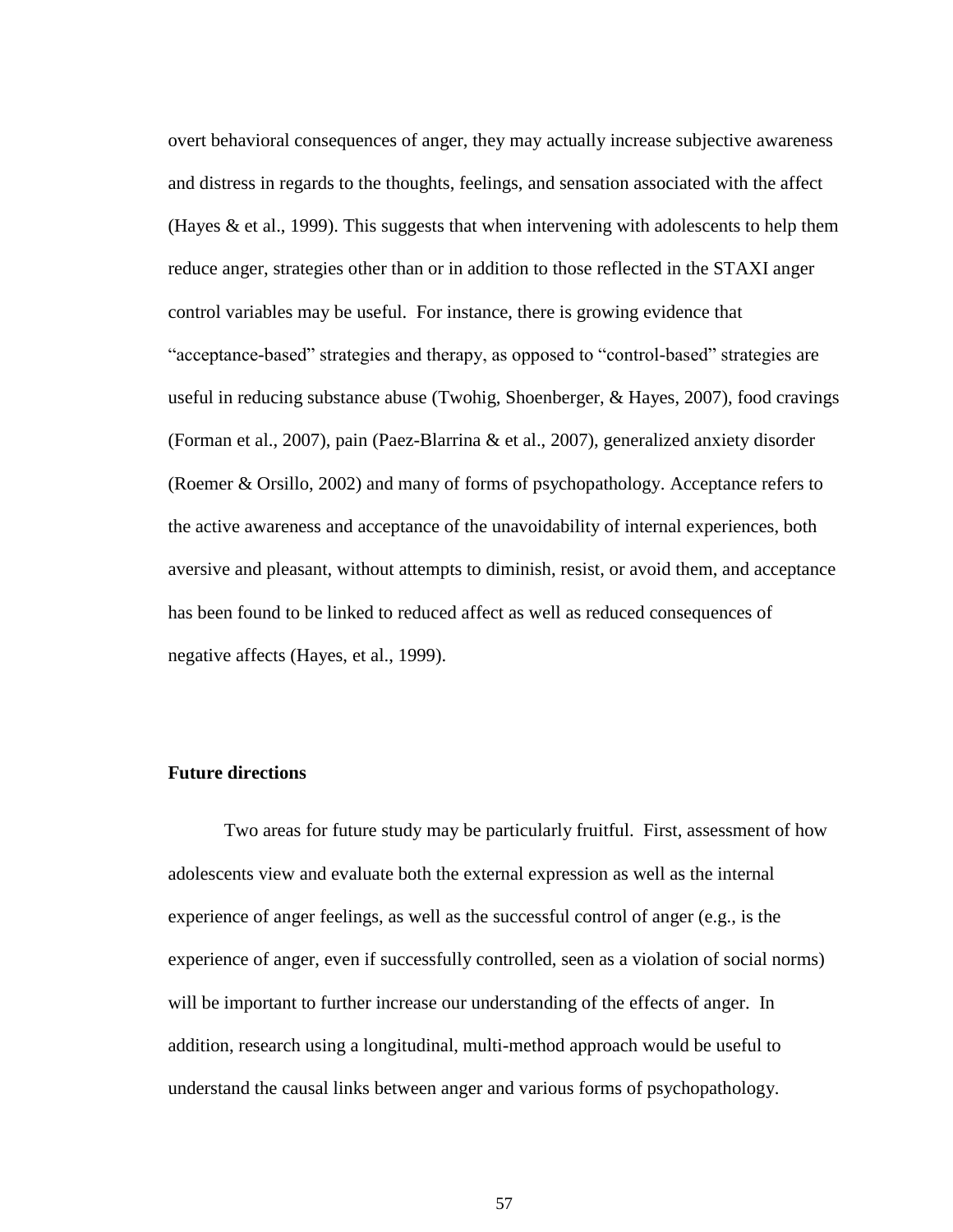overt behavioral consequences of anger, they may actually increase subjective awareness and distress in regards to the thoughts, feelings, and sensation associated with the affect (Hayes & et al., 1999). This suggests that when intervening with adolescents to help them reduce anger, strategies other than or in addition to those reflected in the STAXI anger control variables may be useful. For instance, there is growing evidence that "acceptance-based" strategies and therapy, as opposed to "control-based" strategies are useful in reducing substance abuse (Twohig, Shoenberger, & Hayes, 2007), food cravings (Forman et al., 2007), pain (Paez-Blarrina & et al., 2007), generalized anxiety disorder (Roemer & Orsillo, 2002) and many of forms of psychopathology. Acceptance refers to the active awareness and acceptance of the unavoidability of internal experiences, both aversive and pleasant, without attempts to diminish, resist, or avoid them, and acceptance has been found to be linked to reduced affect as well as reduced consequences of negative affects (Hayes, et al., 1999).

**Future directions**

Two areas for future study may be particularly fruitful. First, assessment of how adolescents view and evaluate both the external expression as well as the internal experience of anger feelings, as well as the successful control of anger (e.g., is the experience of anger, even if successfully controlled, seen as a violation of social norms) will be important to further increase our understanding of the effects of anger. In addition, research using a longitudinal, multi-method approach would be useful to understand the causal links between anger and various forms of psychopathology.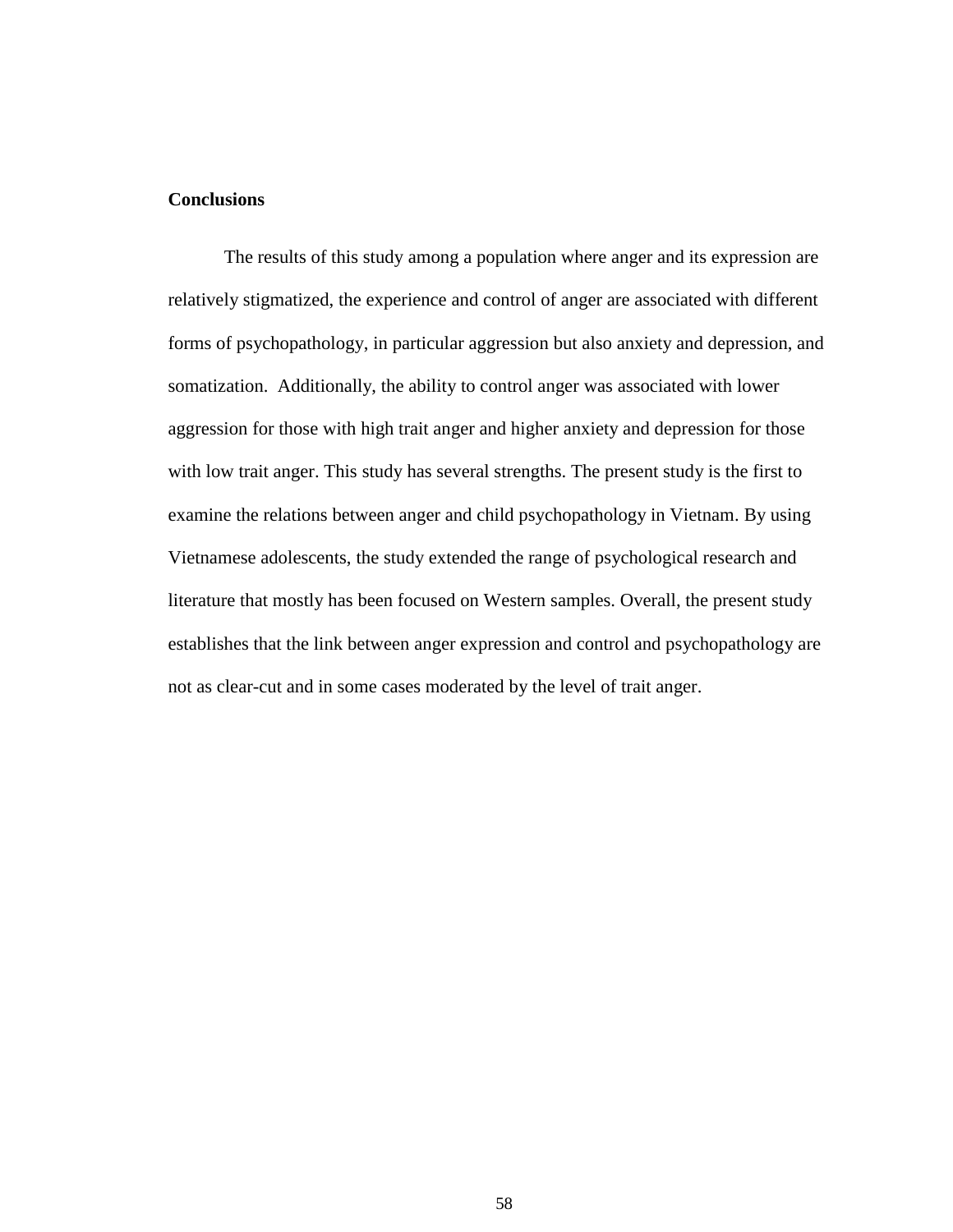**Conclusions**

The results of this study among a population where anger and its expression are relatively stigmatized, the experience and control of anger are associated with different forms of psychopathology, in particular aggression but also anxiety and depression, and somatization. Additionally, the ability to control anger was associated with lower aggression for those with high trait anger and higher anxiety and depression for those with low trait anger. This study has several strengths. The present study is the first to examine the relations between anger and child psychopathology in Vietnam. By using Vietnamese adolescents, the study extended the range of psychological research and literature that mostly has been focused on Western samples. Overall, the present study establishes that the link between anger expression and control and psychopathology are not as clear-cut and in some cases moderated by the level of trait anger.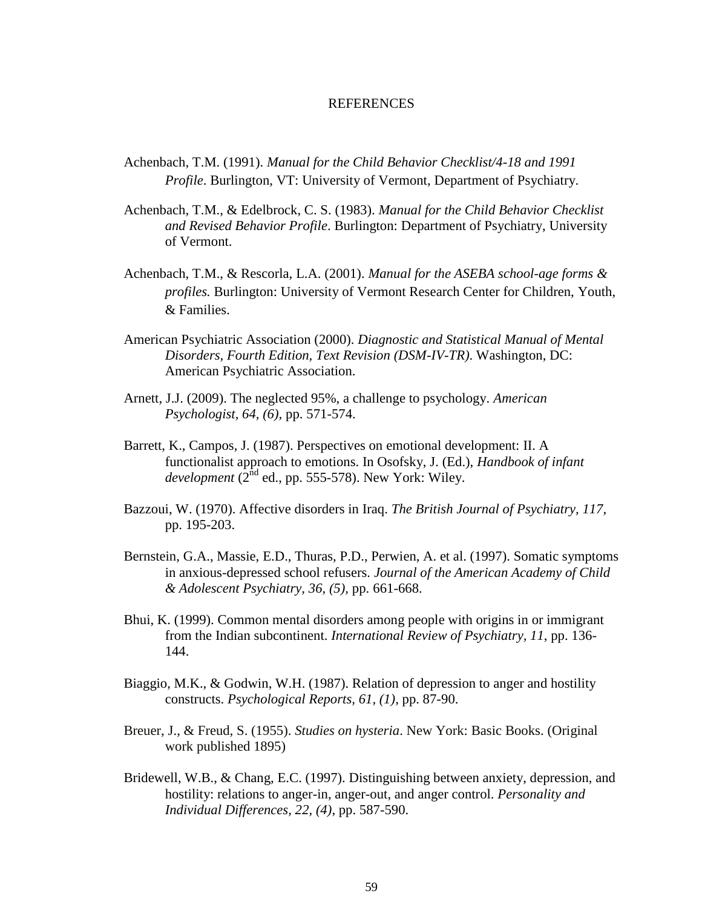# REFERENCES

Achenbach, T.M. (1991). *Manual for the Child Behavior Checklist/4-18 and 1991 Profile*. Burlington, VT: University of Vermont, Department of Psychiatry.

Achenbach, T.M., & Edelbrock, C. S. (1983). *Manual for the Child Behavior Checklist and Revised Behavior Profile*. Burlington: Department of Psychiatry, University of Vermont.

Achenbach, T.M., & Rescorla, L.A. (2001). *Manual for the ASEBA school-age forms & profiles.* Burlington: University of Vermont Research Center for Children, Youth, & Families.

American Psychiatric Association (2000). *Diagnostic and Statistical Manual of Mental Disorders, Fourth Edition, Text Revision (DSM-IV-TR)*. Washington, DC: American Psychiatric Association.

Arnett, J.J. (2009). The neglected 95%, a challenge to psychology. *American Psychologist, 64, (6)*, pp. 571-574.

Barrett, K., Campos, J. (1987). Perspectives on emotional development: II. A functionalist approach to emotions. In Osofsky, J. (Ed.), *Handbook of infant development* (2nd ed., pp. 555-578). New York: Wiley.

Bazzoui, W. (1970). Affective disorders in Iraq. *The British Journal of Psychiatry, 117*, pp. 195-203.

Bernstein, G.A., Massie, E.D., Thuras, P.D., Perwien, A. et al. (1997). Somatic symptoms in anxious-depressed school refusers. *Journal of the American Academy of Child & Adolescent Psychiatry, 36, (5)*, pp. 661-668.

Bhui, K. (1999). Common mental disorders among people with origins in or immigrant from the Indian subcontinent. *International Review of Psychiatry, 11*, pp. 136-144.

Biaggio, M.K., & Godwin, W.H. (1987). Relation of depression to anger and hostility constructs. *Psychological Reports, 61, (1)*, pp. 87-90.

Breuer, J., & Freud, S. (1955). *Studies on hysteria*. New York: Basic Books. (Original work published 1895)

Bridewell, W.B., & Chang, E.C. (1997). Distinguishing between anxiety, depression, and hostility: relations to anger-in, anger-out, and anger control. *Personality and Individual Differences, 22, (4)*, pp. 587-590.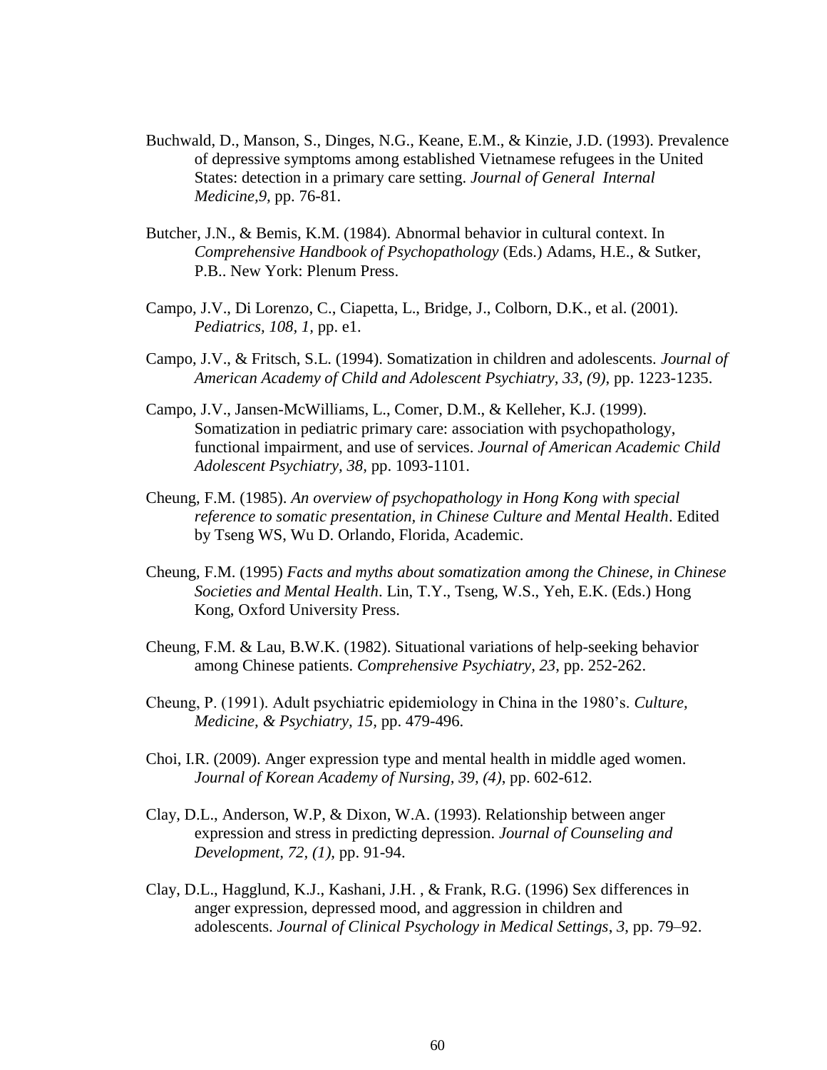Buchwald, D., Manson, S., Dinges, N.G., Keane, E.M., & Kinzie, J.D. (1993). Prevalence of depressive symptoms among established Vietnamese refugees in the United States: detection in a primary care setting. *Journal of General Internal Medicine,9*, pp. 76-81.

Butcher, J.N., & Bemis, K.M. (1984). Abnormal behavior in cultural context. In *Comprehensive Handbook of Psychopathology* (Eds.) Adams, H.E., & Sutker, P.B.. New York: Plenum Press.

Campo, J.V., Di Lorenzo, C., Ciapetta, L., Bridge, J., Colborn, D.K., et al. (2001). *Pediatrics, 108, 1,* pp. e1.

Campo, J.V., & Fritsch, S.L. (1994). Somatization in children and adolescents. *Journal of American Academy of Child and Adolescent Psychiatry, 33, (9),* pp. 1223-1235.

Campo, J.V., Jansen-McWilliams, L., Comer, D.M., & Kelleher, K.J. (1999). Somatization in pediatric primary care: association with psychopathology, functional impairment, and use of services. *Journal of American Academic Child Adolescent Psychiatry, 38,* pp. 1093-1101.

Cheung, F.M. (1985). *An overview of psychopathology in Hong Kong with special reference to somatic presentation, in Chinese Culture and Mental Health*. Edited by Tseng WS, Wu D. Orlando, Florida, Academic.

Cheung, F.M. (1995) *Facts and myths about somatization among the Chinese, in Chinese Societies and Mental Health*. Lin, T.Y., Tseng, W.S., Yeh, E.K. (Eds.) Hong Kong, Oxford University Press.

Cheung, F.M. & Lau, B.W.K. (1982). Situational variations of help-seeking behavior among Chinese patients. *Comprehensive Psychiatry, 23*, pp. 252-262.

Cheung, P. (1991). Adult psychiatric epidemiology in China in the 1980's. *Culture, Medicine, & Psychiatry, 15,* pp. 479-496.

Choi, I.R. (2009). Anger expression type and mental health in middle aged women. *Journal of Korean Academy of Nursing, 39, (4)*, pp. 602-612.

Clay, D.L., Anderson, W.P, & Dixon, W.A. (1993). Relationship between anger expression and stress in predicting depression. *Journal of Counseling and Development, 72, (1),* pp. 91-94.

Clay, D.L., Hagglund, K.J., Kashani, J.H. , & Frank, R.G. (1996) Sex differences in anger expression, depressed mood, and aggression in children and adolescents. *Journal of Clinical Psychology in Medical Settings, 3*, pp. 79–92.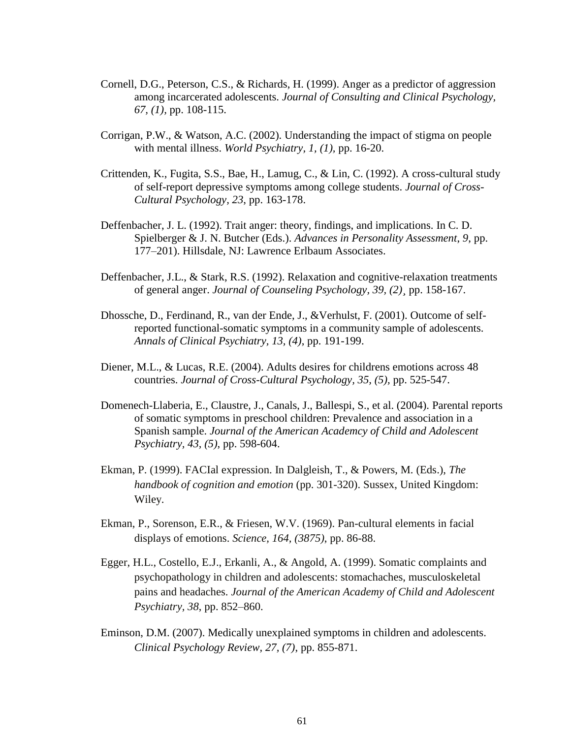Cornell, D.G., Peterson, C.S., & Richards, H. (1999). Anger as a predictor of aggression among incarcerated adolescents. *Journal of Consulting and Clinical Psychology, 67, (1),* pp. 108-115.

Corrigan, P.W., & Watson, A.C. (2002). Understanding the impact of stigma on people with mental illness. *World Psychiatry, 1, (1),* pp. 16-20.

Crittenden, K., Fugita, S.S., Bae, H., Lamug, C., & Lin, C. (1992). A cross-cultural study of self-report depressive symptoms among college students. *Journal of Cross-Cultural Psychology, 23*, pp. 163-178.

Deffenbacher, J. L. (1992). Trait anger: theory, findings, and implications. In C. D. Spielberger & J. N. Butcher (Eds.). *Advances in Personality Assessment*, *9*, pp. 177–201). Hillsdale, NJ: Lawrence Erlbaum Associates.

Deffenbacher, J.L., & Stark, R.S. (1992). Relaxation and cognitive-relaxation treatments of general anger. *Journal of Counseling Psychology, 39, (2),* pp. 158-167.

Dhossche, D., Ferdinand, R., van der Ende, J., &Verhulst, F. (2001). Outcome of self-reported functional-somatic symptoms in a community sample of adolescents. *Annals of Clinical Psychiatry, 13, (4),* pp. 191-199.

Diener, M.L., & Lucas, R.E. (2004). Adults desires for childrens emotions across 48 countries. *Journal of Cross-Cultural Psychology, 35, (5),* pp. 525-547.

Domenech-Llaberia, E., Claustre, J., Canals, J., Ballespi, S., et al. (2004). Parental reports of somatic symptoms in preschool children: Prevalence and association in a Spanish sample. *Journal of the American Academcy of Child and Adolescent Psychiatry, 43, (5),* pp. 598-604.

Ekman, P. (1999). FACIal expression. In Dalgleish, T., & Powers, M. (Eds.), *The handbook of cognition and emotion* (pp. 301-320). Sussex, United Kingdom: Wiley.

Ekman, P., Sorenson, E.R., & Friesen, W.V. (1969). Pan-cultural elements in facial displays of emotions. *Science, 164, (3875)*, pp. 86-88.

Egger, H.L., Costello, E.J., Erkanli, A., & Angold, A. (1999). Somatic complaints and psychopathology in children and adolescents: stomachaches, musculoskeletal pains and headaches. *Journal of the American Academy of Child and Adolescent Psychiatry*, *38*, pp. 852–860.

Eminson, D.M. (2007). Medically unexplained symptoms in children and adolescents. *Clinical Psychology Review, 27, (7),* pp. 855-871.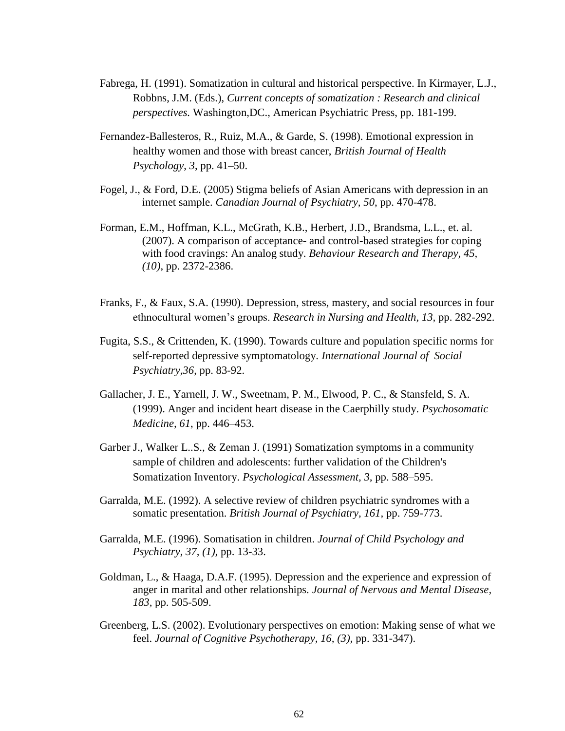Fabrega, H. (1991). Somatization in cultural and historical perspective. In Kirmayer, L.J., Robbns, J.M. (Eds.), *Current concepts of somatization : Research and clinical perspectives.* Washington,DC., American Psychiatric Press, pp. 181-199.

Fernandez-Ballesteros, R., Ruiz, M.A., & Garde, S. (1998). Emotional expression in healthy women and those with breast cancer, *British Journal of Health Psychology*, *3*, pp. 41–50.

Fogel, J., & Ford, D.E. (2005) Stigma beliefs of Asian Americans with depression in an internet sample. *Canadian Journal of Psychiatry, 50*, pp. 470-478.

Forman, E.M., Hoffman, K.L., McGrath, K.B., Herbert, J.D., Brandsma, L.L., et. al. (2007). A comparison of acceptance- and control-based strategies for coping with food cravings: An analog study. *Behaviour Research and Therapy, 45, (10)*, pp. 2372-2386.

Franks, F., & Faux, S.A. (1990). Depression, stress, mastery, and social resources in four ethnocultural women's groups. *Research in Nursing and Health, 13,* pp. 282-292.

Fugita, S.S., & Crittenden, K. (1990). Towards culture and population specific norms for self-reported depressive symptomatology. *International Journal of Social Psychiatry,36,* pp. 83-92.

Gallacher, J. E., Yarnell, J. W., Sweetnam, P. M., Elwood, P. C., & Stansfeld, S. A. (1999). Anger and incident heart disease in the Caerphilly study. *Psychosomatic Medicine, 61*, pp. 446–453.

Garber J., Walker L..S., & Zeman J. (1991) Somatization symptoms in a community sample of children and adolescents: further validation of the Children's Somatization Inventory. *Psychological Assessment, 3,* pp. 588–595.

Garralda, M.E. (1992). A selective review of children psychiatric syndromes with a somatic presentation. *British Journal of Psychiatry, 161,* pp. 759-773.

Garralda, M.E. (1996). Somatisation in children. *Journal of Child Psychology and Psychiatry, 37, (1),* pp. 13-33.

Goldman, L., & Haaga, D.A.F. (1995). Depression and the experience and expression of anger in marital and other relationships. *Journal of Nervous and Mental Disease, 183,* pp. 505-509.

Greenberg, L.S. (2002). Evolutionary perspectives on emotion: Making sense of what we feel. *Journal of Cognitive Psychotherapy, 16, (3),* pp. 331-347).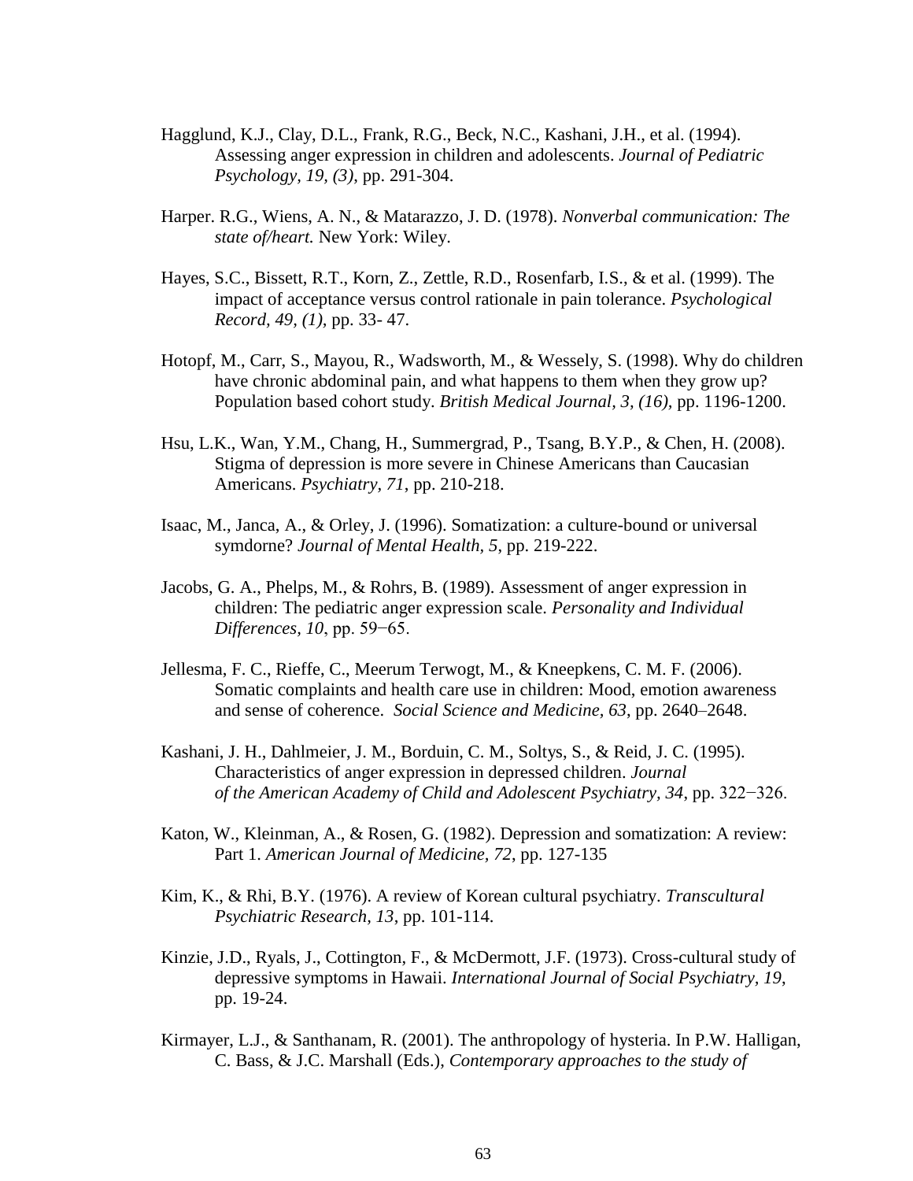Hagglund, K.J., Clay, D.L., Frank, R.G., Beck, N.C., Kashani, J.H., et al. (1994). Assessing anger expression in children and adolescents. *Journal of Pediatric Psychology, 19, (3)*, pp. 291-304.

Harper. R.G., Wiens, A. N., & Matarazzo, J. D. (1978). *Nonverbal communication: The state of/heart.* New York: Wiley.

Hayes, S.C., Bissett, R.T., Korn, Z., Zettle, R.D., Rosenfarb, I.S., & et al. (1999). The impact of acceptance versus control rationale in pain tolerance. *Psychological Record, 49, (1),* pp. 33- 47.

Hotopf, M., Carr, S., Mayou, R., Wadsworth, M., & Wessely, S. (1998). Why do children have chronic abdominal pain, and what happens to them when they grow up? Population based cohort study. *British Medical Journal, 3, (16),* pp. 1196-1200.

Hsu, L.K., Wan, Y.M., Chang, H., Summergrad, P., Tsang, B.Y.P., & Chen, H. (2008). Stigma of depression is more severe in Chinese Americans than Caucasian Americans. *Psychiatry, 71*, pp. 210-218.

Isaac, M., Janca, A., & Orley, J. (1996). Somatization: a culture-bound or universal symdorne? *Journal of Mental Health, 5*, pp. 219-222.

Jacobs, G. A., Phelps, M., & Rohrs, B. (1989). Assessment of anger expression in children: The pediatric anger expression scale. *Personality and Individual Differences, 10*, pp. 59−65.

Jellesma, F. C., Rieffe, C., Meerum Terwogt, M., & Kneepkens, C. M. F. (2006). Somatic complaints and health care use in children: Mood, emotion awareness and sense of coherence. *Social Science and Medicine, 63*, pp. 2640–2648.

Kashani, J. H., Dahlmeier, J. M., Borduin, C. M., Soltys, S., & Reid, J. C. (1995). Characteristics of anger expression in depressed children. *Journal of the American Academy of Child and Adolescent Psychiatry, 34*, pp. 322−326.

Katon, W., Kleinman, A., & Rosen, G. (1982). Depression and somatization: A review: Part 1. *American Journal of Medicine, 72*, pp. 127-135

Kim, K., & Rhi, B.Y. (1976). A review of Korean cultural psychiatry. *Transcultural Psychiatric Research, 13*, pp. 101-114.

Kinzie, J.D., Ryals, J., Cottington, F., & McDermott, J.F. (1973). Cross-cultural study of depressive symptoms in Hawaii. *International Journal of Social Psychiatry, 19*, pp. 19-24.

Kirmayer, L.J., & Santhanam, R. (2001). The anthropology of hysteria. In P.W. Halligan, C. Bass, & J.C. Marshall (Eds.), *Contemporary approaches to the study of*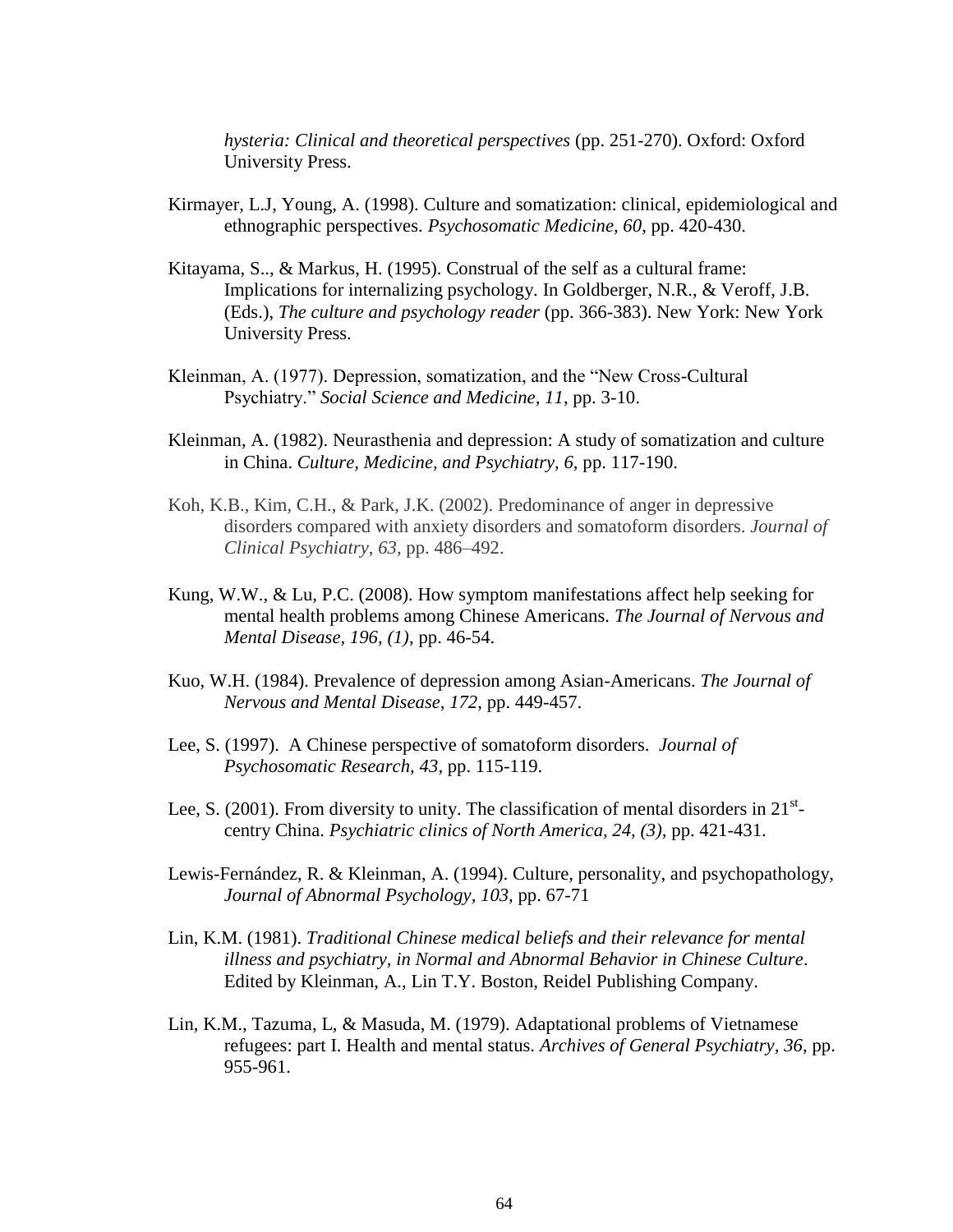*hysteria: Clinical and theoretical perspectives* (pp. 251-270). Oxford: Oxford University Press.

Kirmayer, L.J, Young, A. (1998). Culture and somatization: clinical, epidemiological and ethnographic perspectives. *Psychosomatic Medicine, 60*, pp. 420-430.

Kitayama, S.., & Markus, H. (1995). Construal of the self as a cultural frame: Implications for internalizing psychology. In Goldberger, N.R., & Veroff, J.B. (Eds.), *The culture and psychology reader* (pp. 366-383). New York: New York University Press.

Kleinman, A. (1977). Depression, somatization, and the "New Cross-Cultural Psychiatry." *Social Science and Medicine, 11*, pp. 3-10.

Kleinman, A. (1982). Neurasthenia and depression: A study of somatization and culture in China. *Culture, Medicine, and Psychiatry, 6*, pp. 117-190.

Koh, K.B., Kim, C.H., & Park, J.K. (2002). Predominance of anger in depressive disorders compared with anxiety disorders and somatoform disorders. *Journal of Clinical Psychiatry, 63*, pp. 486–492.

Kung, W.W., & Lu, P.C. (2008). How symptom manifestations affect help seeking for mental health problems among Chinese Americans. *The Journal of Nervous and Mental Disease, 196, (1)*, pp. 46-54.

Kuo, W.H. (1984). Prevalence of depression among Asian-Americans. *The Journal of Nervous and Mental Disease, 172*, pp. 449-457.

Lee, S. (1997). A Chinese perspective of somatoform disorders. *Journal of Psychosomatic Research, 43*, pp. 115-119.

Lee, S. (2001). From diversity to unity. The classification of mental disorders in 21st-centry China. *Psychiatric clinics of North America, 24, (3)*, pp. 421-431.

Lewis-Fernández, R. & Kleinman, A. (1994). Culture, personality, and psychopathology, *Journal of Abnormal Psychology, 103*, pp. 67-71

Lin, K.M. (1981). *Traditional Chinese medical beliefs and their relevance for mental illness and psychiatry, in Normal and Abnormal Behavior in Chinese Culture*. Edited by Kleinman, A., Lin T.Y. Boston, Reidel Publishing Company.

Lin, K.M., Tazuma, L, & Masuda, M. (1979). Adaptational problems of Vietnamese refugees: part I. Health and mental status. *Archives of General Psychiatry, 36*, pp. 955-961.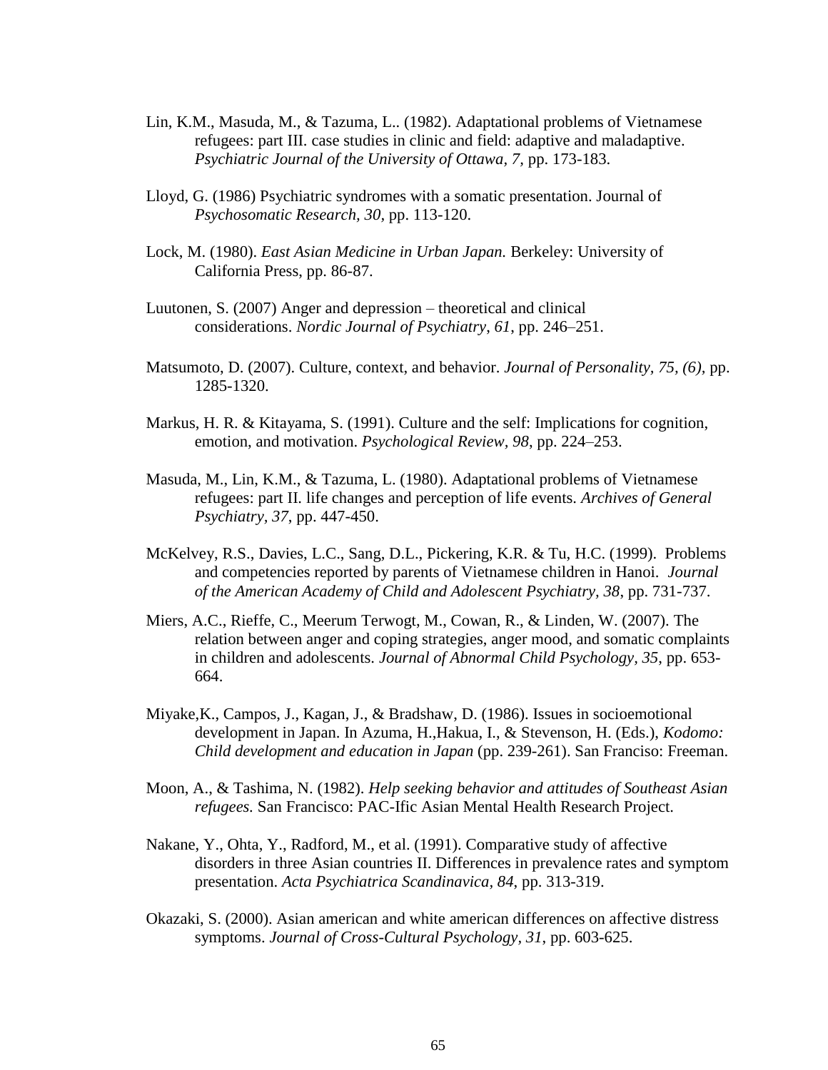Lin, K.M., Masuda, M., & Tazuma, L.. (1982). Adaptational problems of Vietnamese refugees: part III. case studies in clinic and field: adaptive and maladaptive. *Psychiatric Journal of the University of Ottawa, 7*, pp. 173-183.

Lloyd, G. (1986) Psychiatric syndromes with a somatic presentation. Journal of *Psychosomatic Research, 30*, pp. 113-120.

Lock, M. (1980). *East Asian Medicine in Urban Japan.* Berkeley: University of California Press, pp. 86-87.

Luutonen, S. (2007) Anger and depression – theoretical and clinical considerations. *Nordic Journal of Psychiatry, 61*, pp. 246–251.

Matsumoto, D. (2007). Culture, context, and behavior. *Journal of Personality, 75, (6),* pp. 1285-1320.

Markus, H. R. & Kitayama, S. (1991). Culture and the self: Implications for cognition, emotion, and motivation. *Psychological Review, 98*, pp. 224–253.

Masuda, M., Lin, K.M., & Tazuma, L. (1980). Adaptational problems of Vietnamese refugees: part II. life changes and perception of life events. *Archives of General Psychiatry, 37*, pp. 447-450.

McKelvey, R.S., Davies, L.C., Sang, D.L., Pickering, K.R. & Tu, H.C. (1999). Problems and competencies reported by parents of Vietnamese children in Hanoi. *Journal of the American Academy of Child and Adolescent Psychiatry, 38*, pp. 731-737.

Miers, A.C., Rieffe, C., Meerum Terwogt, M., Cowan, R., & Linden, W. (2007). The relation between anger and coping strategies, anger mood, and somatic complaints in children and adolescents. *Journal of Abnormal Child Psychology, 35*, pp. 653-664.

Miyake,K., Campos, J., Kagan, J., & Bradshaw, D. (1986). Issues in socioemotional development in Japan. In Azuma, H.,Hakua, I., & Stevenson, H. (Eds.), *Kodomo: Child development and education in Japan* (pp. 239-261). San Franciso: Freeman.

Moon, A., & Tashima, N. (1982). *Help seeking behavior and attitudes of Southeast Asian refugees.* San Francisco: PAC-Ific Asian Mental Health Research Project.

Nakane, Y., Ohta, Y., Radford, M., et al. (1991). Comparative study of affective disorders in three Asian countries II. Differences in prevalence rates and symptom presentation. *Acta Psychiatrica Scandinavica, 84*, pp. 313-319.

Okazaki, S. (2000). Asian american and white american differences on affective distress symptoms. *Journal of Cross-Cultural Psychology, 31*, pp. 603-625.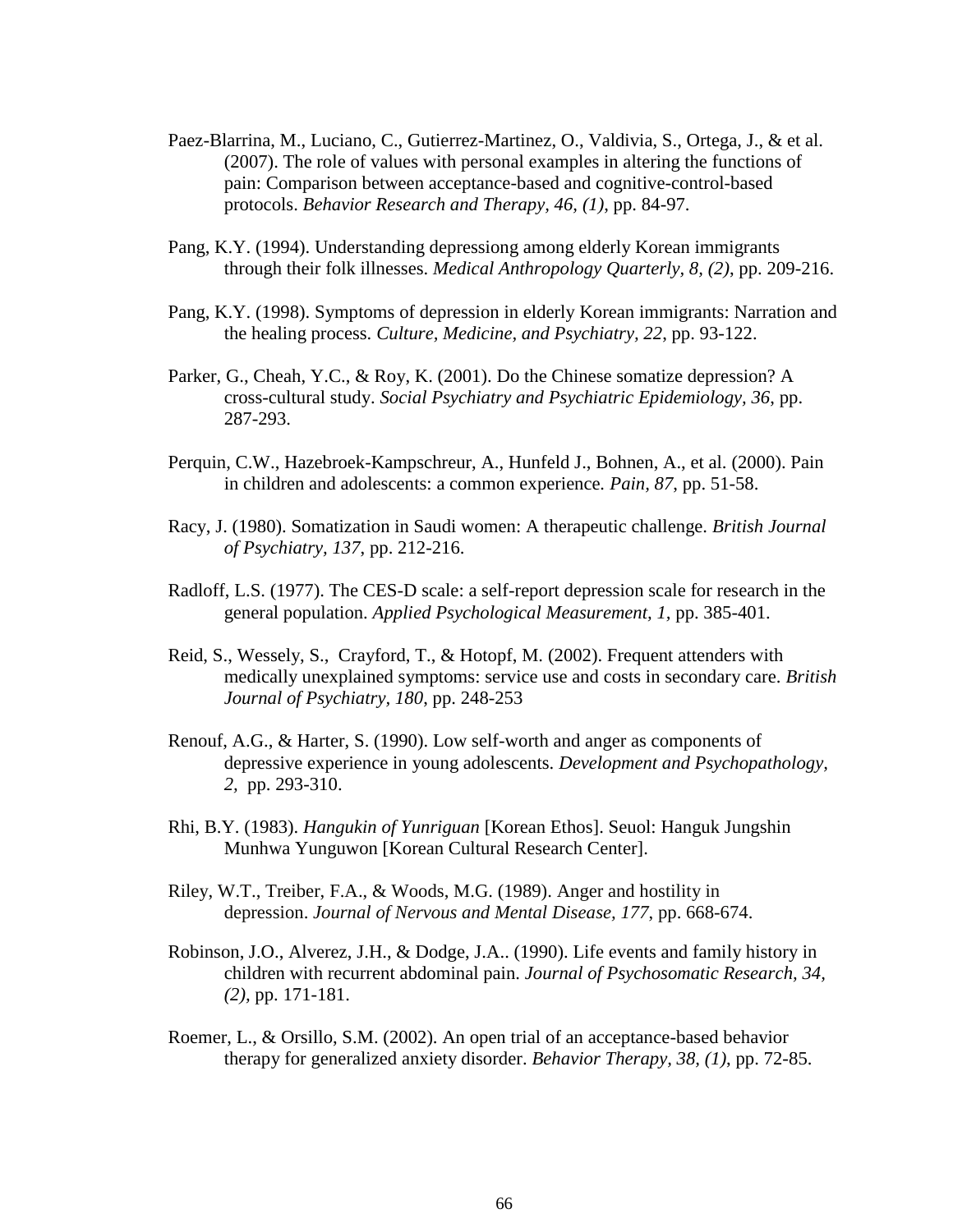Paez-Blarrina, M., Luciano, C., Gutierrez-Martinez, O., Valdivia, S., Ortega, J., & et al. (2007). The role of values with personal examples in altering the functions of pain: Comparison between acceptance-based and cognitive-control-based protocols. *Behavior Research and Therapy, 46, (1)*, pp. 84-97.

Pang, K.Y. (1994). Understanding depressiong among elderly Korean immigrants through their folk illnesses. *Medical Anthropology Quarterly, 8, (2)*, pp. 209-216.

Pang, K.Y. (1998). Symptoms of depression in elderly Korean immigrants: Narration and the healing process. *Culture, Medicine, and Psychiatry, 22*, pp. 93-122.

Parker, G., Cheah, Y.C., & Roy, K. (2001). Do the Chinese somatize depression? A cross-cultural study. *Social Psychiatry and Psychiatric Epidemiology, 36*, pp. 287-293.

Perquin, C.W., Hazebroek-Kampschreur, A., Hunfeld J., Bohnen, A., et al. (2000). Pain in children and adolescents: a common experience. *Pain, 87*, pp. 51-58.

Racy, J. (1980). Somatization in Saudi women: A therapeutic challenge. *British Journal of Psychiatry, 137*, pp. 212-216.

Radloff, L.S. (1977). The CES-D scale: a self-report depression scale for research in the general population. *Applied Psychological Measurement, 1*, pp. 385-401.

Reid, S., Wessely, S., Crayford, T., & Hotopf, M. (2002). Frequent attenders with medically unexplained symptoms: service use and costs in secondary care. *British Journal of Psychiatry, 180*, pp. 248-253

Renouf, A.G., & Harter, S. (1990). Low self-worth and anger as components of depressive experience in young adolescents. *Development and Psychopathology, 2*, pp. 293-310.

Rhi, B.Y. (1983). *Hangukin of Yunriguan* [Korean Ethos]. Seuol: Hanguk Jungshin Munhwa Yunguwon [Korean Cultural Research Center].

Riley, W.T., Treiber, F.A., & Woods, M.G. (1989). Anger and hostility in depression. *Journal of Nervous and Mental Disease, 177*, pp. 668-674.

Robinson, J.O., Alverez, J.H., & Dodge, J.A.. (1990). Life events and family history in children with recurrent abdominal pain. *Journal of Psychosomatic Research, 34, (2)*, pp. 171-181.

Roemer, L., & Orsillo, S.M. (2002). An open trial of an acceptance-based behavior therapy for generalized anxiety disorder. *Behavior Therapy, 38, (1)*, pp. 72-85.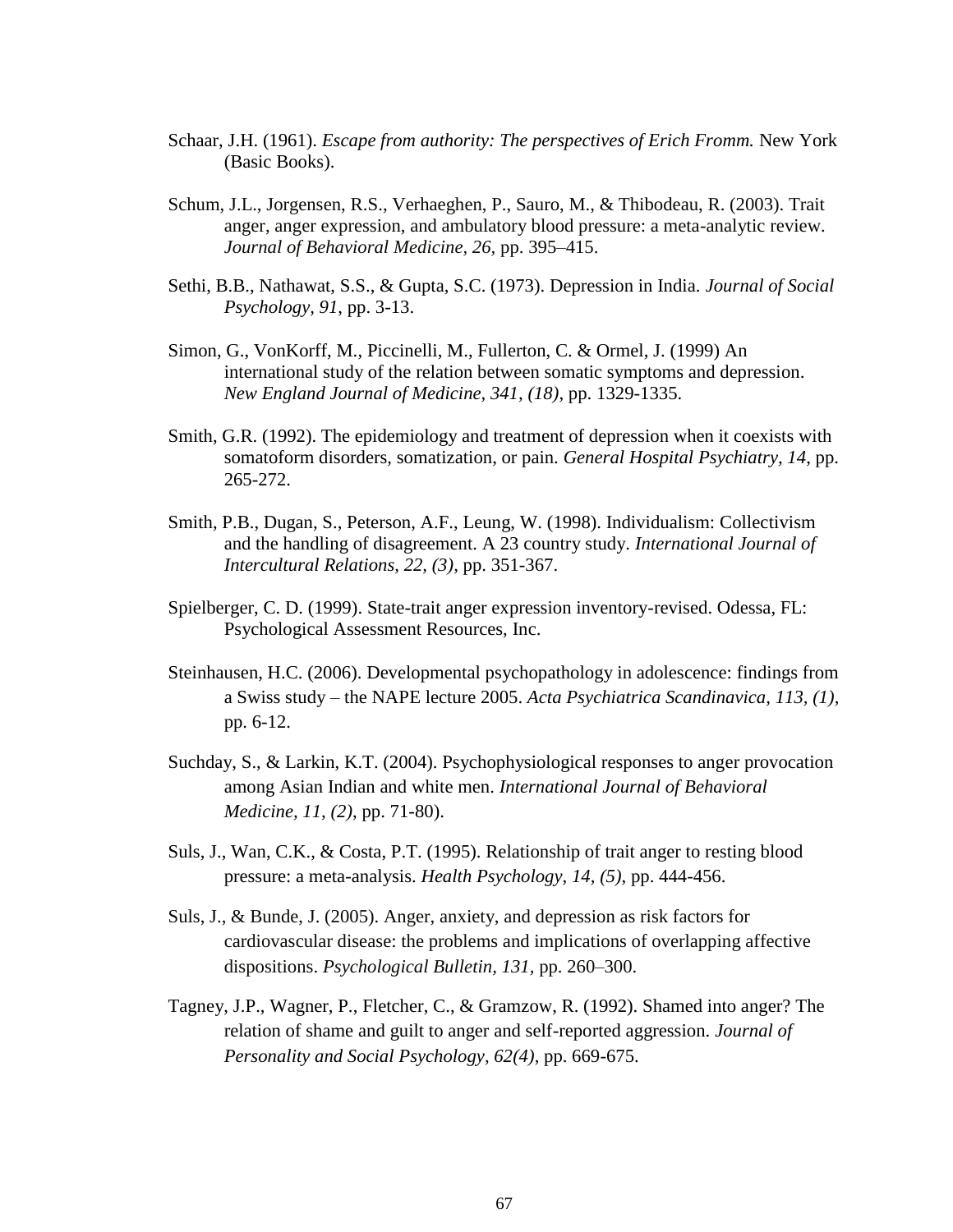Schaar, J.H. (1961). *Escape from authority: The perspectives of Erich Fromm.* New York (Basic Books).

Schum, J.L., Jorgensen, R.S., Verhaeghen, P., Sauro, M., & Thibodeau, R. (2003). Trait anger, anger expression, and ambulatory blood pressure: a meta-analytic review. *Journal of Behavioral Medicine, 26*, pp. 395–415.

Sethi, B.B., Nathawat, S.S., & Gupta, S.C. (1973). Depression in India. *Journal of Social Psychology, 91*, pp. 3-13.

Simon, G., VonKorff, M., Piccinelli, M., Fullerton, C. & Ormel, J. (1999) An international study of the relation between somatic symptoms and depression. *New England Journal of Medicine, 341, (18)*, pp. 1329-1335.

Smith, G.R. (1992). The epidemiology and treatment of depression when it coexists with somatoform disorders, somatization, or pain. *General Hospital Psychiatry, 14*, pp. 265-272.

Smith, P.B., Dugan, S., Peterson, A.F., Leung, W. (1998). Individualism: Collectivism and the handling of disagreement. A 23 country study. *International Journal of Intercultural Relations, 22, (3)*, pp. 351-367.

Spielberger, C. D. (1999). State-trait anger expression inventory-revised. Odessa, FL: Psychological Assessment Resources, Inc.

Steinhausen, H.C. (2006). Developmental psychopathology in adolescence: findings from a Swiss study – the NAPE lecture 2005. *Acta Psychiatrica Scandinavica, 113, (1)*, pp. 6-12.

Suchday, S., & Larkin, K.T. (2004). Psychophysiological responses to anger provocation among Asian Indian and white men. *International Journal of Behavioral Medicine, 11, (2)*, pp. 71-80).

Suls, J., Wan, C.K., & Costa, P.T. (1995). Relationship of trait anger to resting blood pressure: a meta-analysis. *Health Psychology, 14, (5)*, pp. 444-456.

Suls, J., & Bunde, J. (2005). Anger, anxiety, and depression as risk factors for cardiovascular disease: the problems and implications of overlapping affective dispositions. *Psychological Bulletin, 131*, pp. 260–300.

Tagney, J.P., Wagner, P., Fletcher, C., & Gramzow, R. (1992). Shamed into anger? The relation of shame and guilt to anger and self-reported aggression. *Journal of Personality and Social Psychology, 62(4)*, pp. 669-675.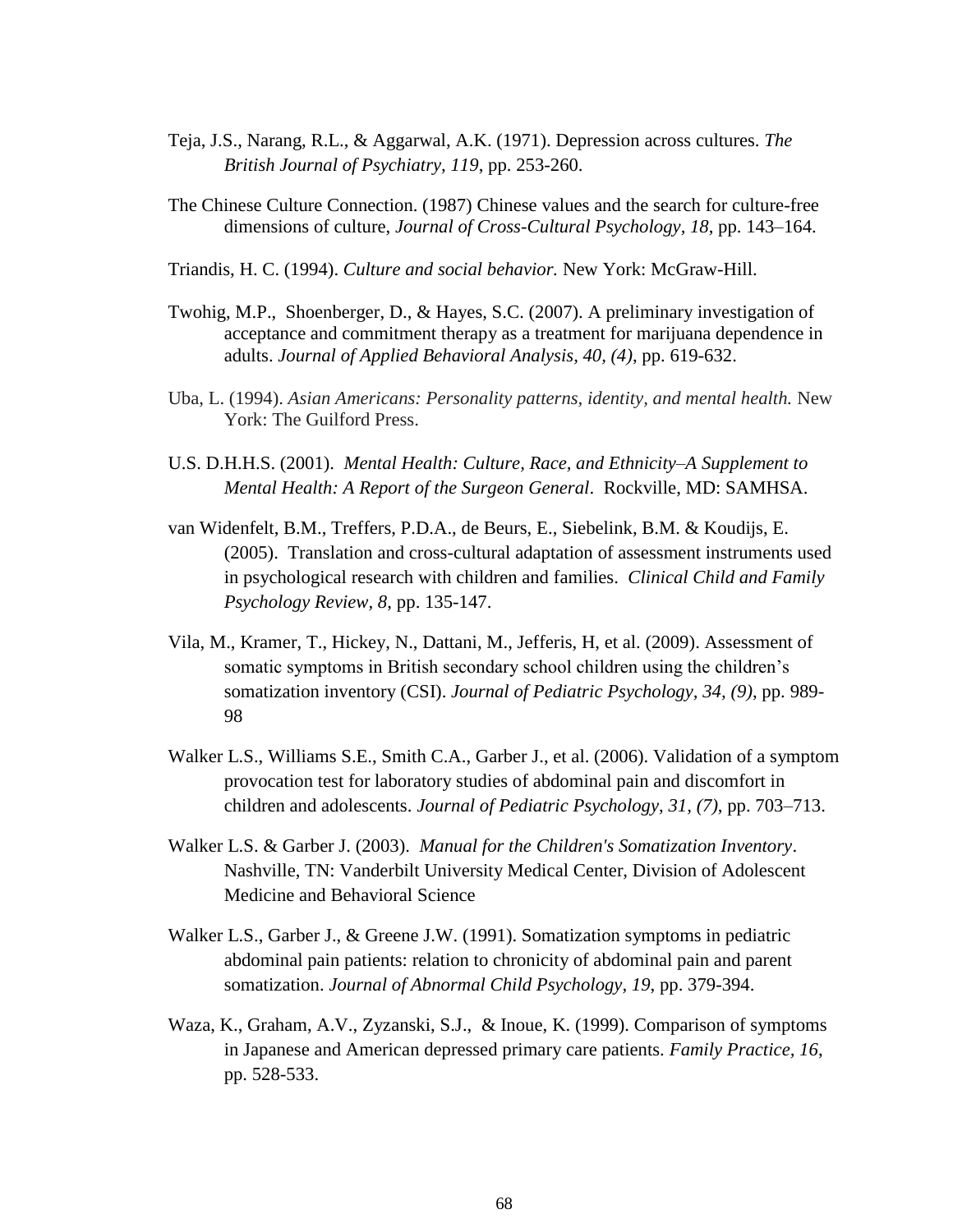Teja, J.S., Narang, R.L., & Aggarwal, A.K. (1971). Depression across cultures. *The British Journal of Psychiatry, 119*, pp. 253-260.

The Chinese Culture Connection. (1987) Chinese values and the search for culture-free dimensions of culture, *Journal of Cross-Cultural Psychology, 18*, pp. 143–164.

Triandis, H. C. (1994). *Culture and social behavior.* New York: McGraw-Hill.

Twohig, M.P., Shoenberger, D., & Hayes, S.C. (2007). A preliminary investigation of acceptance and commitment therapy as a treatment for marijuana dependence in adults. *Journal of Applied Behavioral Analysis, 40, (4)*, pp. 619-632.

Uba, L. (1994). *Asian Americans: Personality patterns, identity, and mental health.* New York: The Guilford Press.

U.S. D.H.H.S. (2001). *Mental Health: Culture, Race, and Ethnicity–A Supplement to Mental Health: A Report of the Surgeon General*. Rockville, MD: SAMHSA.

van Widenfelt, B.M., Treffers, P.D.A., de Beurs, E., Siebelink, B.M. & Koudijs, E. (2005). Translation and cross-cultural adaptation of assessment instruments used in psychological research with children and families. *Clinical Child and Family Psychology Review, 8*, pp. 135-147.

Vila, M., Kramer, T., Hickey, N., Dattani, M., Jefferis, H, et al. (2009). Assessment of somatic symptoms in British secondary school children using the children's somatization inventory (CSI). *Journal of Pediatric Psychology, 34, (9)*, pp. 989-98

Walker L.S., Williams S.E., Smith C.A., Garber J., et al. (2006). Validation of a symptom provocation test for laboratory studies of abdominal pain and discomfort in children and adolescents. *Journal of Pediatric Psychology, 31, (7)*, pp. 703–713.

Walker L.S. & Garber J. (2003). *Manual for the Children's Somatization Inventory*. Nashville, TN: Vanderbilt University Medical Center, Division of Adolescent Medicine and Behavioral Science

Walker L.S., Garber J., & Greene J.W. (1991). Somatization symptoms in pediatric abdominal pain patients: relation to chronicity of abdominal pain and parent somatization. *Journal of Abnormal Child Psychology, 19*, pp. 379-394.

Waza, K., Graham, A.V., Zyzanski, S.J., & Inoue, K. (1999). Comparison of symptoms in Japanese and American depressed primary care patients. *Family Practice, 16*, pp. 528-533.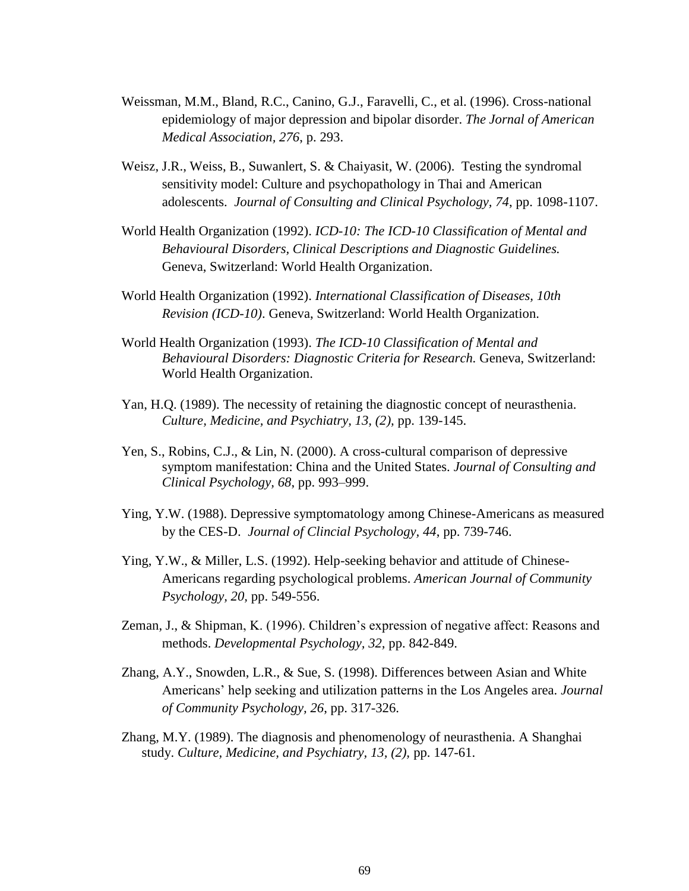Weissman, M.M., Bland, R.C., Canino, G.J., Faravelli, C., et al. (1996). Cross-national epidemiology of major depression and bipolar disorder. *The Jornal of American Medical Association, 276*, p. 293.

Weisz, J.R., Weiss, B., Suwanlert, S. & Chaiyasit, W. (2006). Testing the syndromal sensitivity model: Culture and psychopathology in Thai and American adolescents. *Journal of Consulting and Clinical Psychology, 74*, pp. 1098-1107.

World Health Organization (1992). *ICD-10: The ICD-10 Classification of Mental and Behavioural Disorders, Clinical Descriptions and Diagnostic Guidelines.* Geneva, Switzerland: World Health Organization.

World Health Organization (1992). *International Classification of Diseases, 10th Revision (ICD-10)*. Geneva, Switzerland: World Health Organization.

World Health Organization (1993). *The ICD-10 Classification of Mental and Behavioural Disorders: Diagnostic Criteria for Research.* Geneva, Switzerland: World Health Organization.

Yan, H.Q. (1989). The necessity of retaining the diagnostic concept of neurasthenia. *Culture, Medicine, and Psychiatry, 13, (2),* pp. 139-145.

Yen, S., Robins, C.J., & Lin, N. (2000). A cross-cultural comparison of depressive symptom manifestation: China and the United States. *Journal of Consulting and Clinical Psychology, 68*, pp. 993–999.

Ying, Y.W. (1988). Depressive symptomatology among Chinese-Americans as measured by the CES-D. *Journal of Clincial Psychology, 44*, pp. 739-746.

Ying, Y.W., & Miller, L.S. (1992). Help-seeking behavior and attitude of Chinese-Americans regarding psychological problems. *American Journal of Community Psychology, 20,* pp. 549-556.

Zeman, J., & Shipman, K. (1996). Children's expression of negative affect: Reasons and methods. *Developmental Psychology, 32,* pp. 842-849.

Zhang, A.Y., Snowden, L.R., & Sue, S. (1998). Differences between Asian and White Americans' help seeking and utilization patterns in the Los Angeles area. *Journal of Community Psychology, 26*, pp. 317-326.

Zhang, M.Y. (1989). The diagnosis and phenomenology of neurasthenia. A Shanghai study. *Culture, Medicine, and Psychiatry, 13, (2),* pp. 147-61.